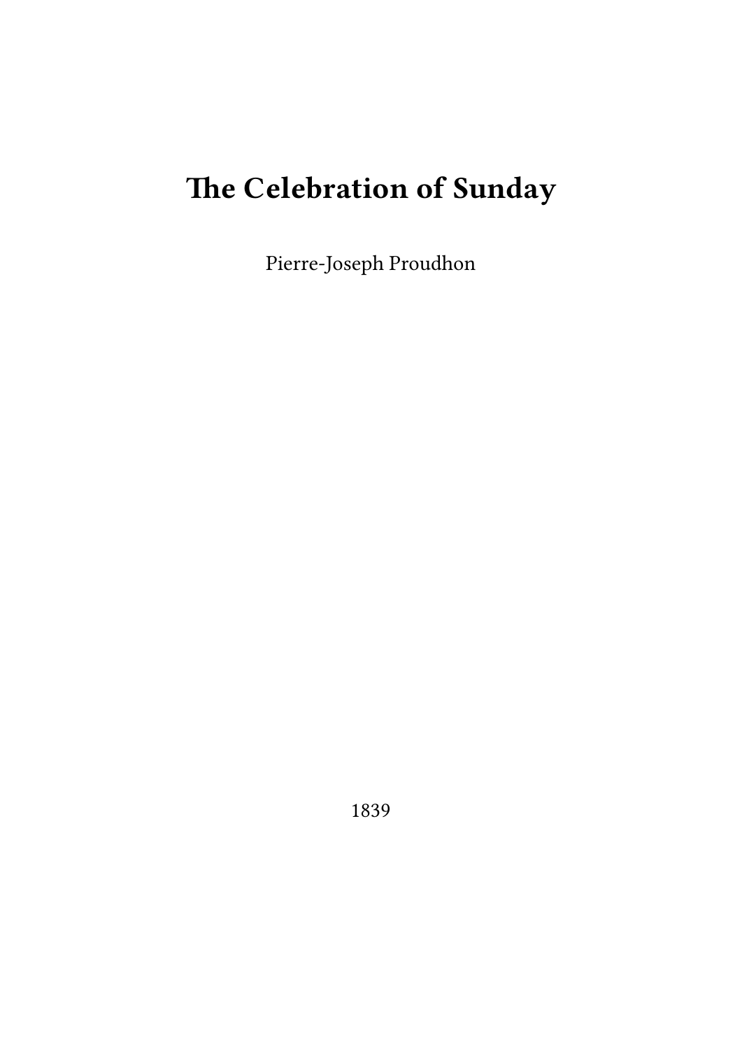# The Celebration of Sunday

Pierre-Joseph Proudhon

1839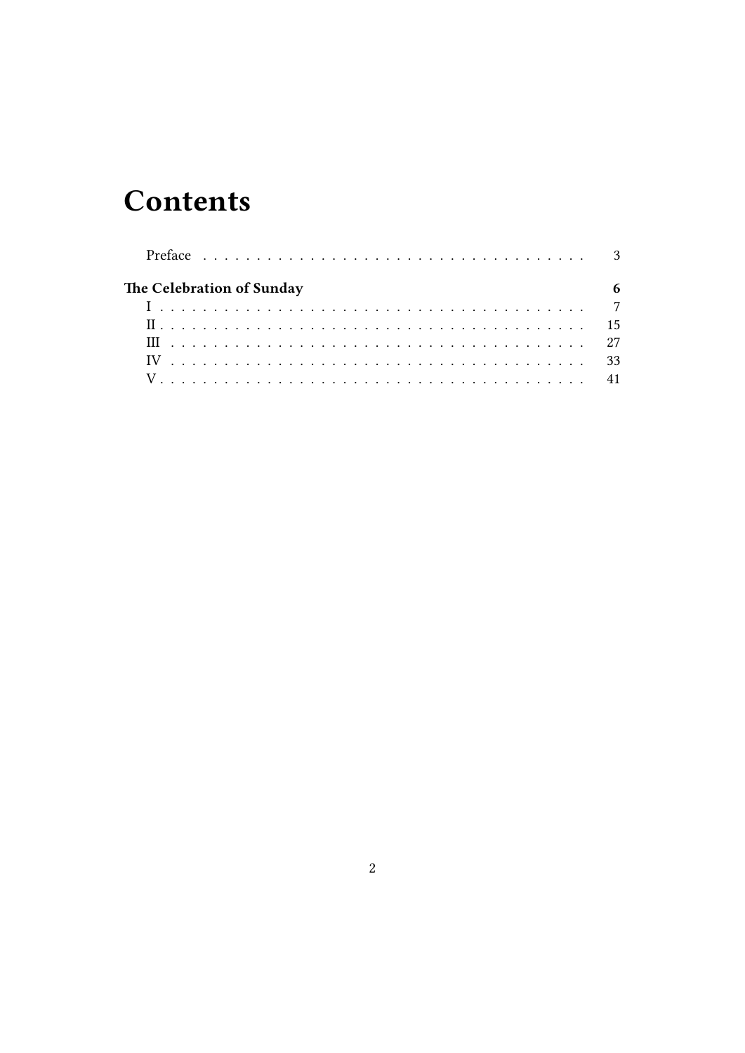# Contents

Preface . . . . . . . . . . . . . . . . . . . . . . . . . . . . . . . . . . . . . 3

**The Celebration of Sunday** **6**

I . . . . . . . . . . . . . . . . . . . . . . . . . . . . . . . . . . . . . . . . 7

II . . . . . . . . . . . . . . . . . . . . . . . . . . . . . . . . . . . . . . . 15

III . . . . . . . . . . . . . . . . . . . . . . . . . . . . . . . . . . . . . . 27

IV . . . . . . . . . . . . . . . . . . . . . . . . . . . . . . . . . . . . . . 33

V . . . . . . . . . . . . . . . . . . . . . . . . . . . . . . . . . . . . . . . 41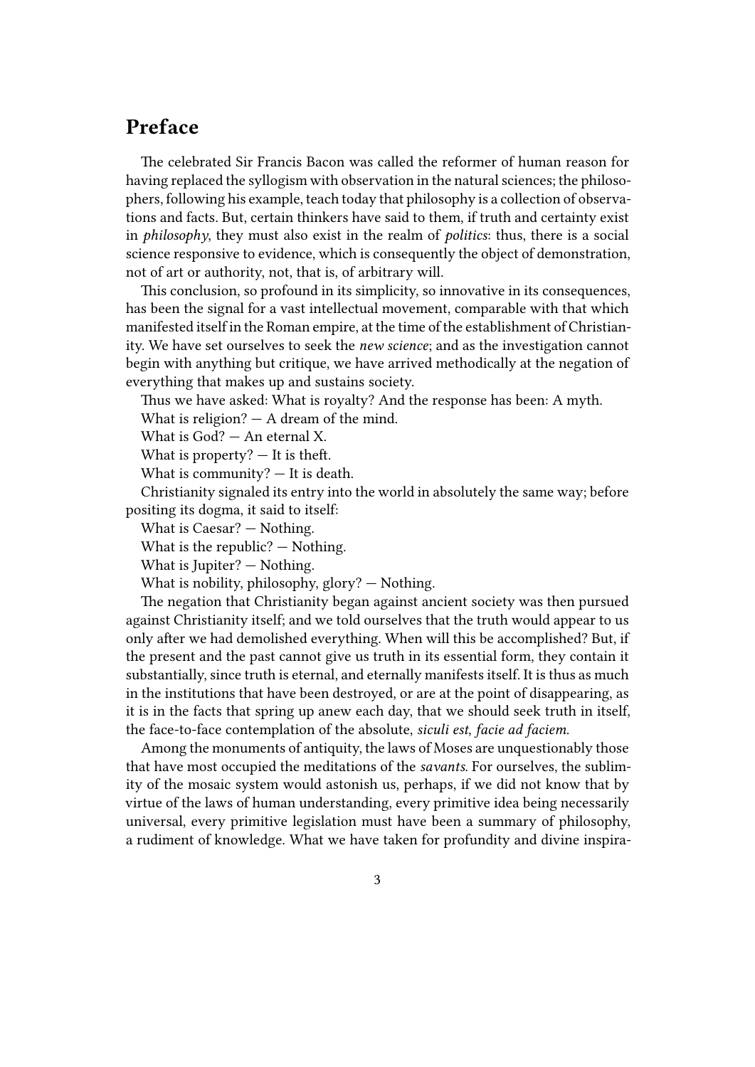## Preface

The celebrated Sir Francis Bacon was called the reformer of human reason for having replaced the syllogism with observation in the natural sciences; the philosophers, following his example, teach today that philosophy is a collection of observations and facts. But, certain thinkers have said to them, if truth and certainty exist in *philosophy*, they must also exist in the realm of *politics*: thus, there is a social science responsive to evidence, which is consequently the object of demonstration, not of art or authority, not, that is, of arbitrary will.

This conclusion, so profound in its simplicity, so innovative in its consequences, has been the signal for a vast intellectual movement, comparable with that which manifested itself in the Roman empire, at the time of the establishment of Christianity. We have set ourselves to seek the *new science*; and as the investigation cannot begin with anything but critique, we have arrived methodically at the negation of everything that makes up and sustains society.

Thus we have asked: What is royalty? And the response has been: A myth.

What is religion? — A dream of the mind.

What is God? — An eternal X.

What is property? — It is theft.

What is community? — It is death.

Christianity signaled its entry into the world in absolutely the same way; before positing its dogma, it said to itself:

What is Caesar? — Nothing.

What is the republic? — Nothing.

What is Jupiter? — Nothing.

What is nobility, philosophy, glory? — Nothing.

The negation that Christianity began against ancient society was then pursued against Christianity itself; and we told ourselves that the truth would appear to us only after we had demolished everything. When will this be accomplished? But, if the present and the past cannot give us truth in its essential form, they contain it substantially, since truth is eternal, and eternally manifests itself. It is thus as much in the institutions that have been destroyed, or are at the point of disappearing, as it is in the facts that spring up anew each day, that we should seek truth in itself, the face-to-face contemplation of the absolute, *siculi est, facie ad faciem*.

Among the monuments of antiquity, the laws of Moses are unquestionably those that have most occupied the meditations of the *savants*. For ourselves, the sublimity of the mosaic system would astonish us, perhaps, if we did not know that by virtue of the laws of human understanding, every primitive idea being necessarily universal, every primitive legislation must have been a summary of philosophy, a rudiment of knowledge. What we have taken for profundity and divine inspira-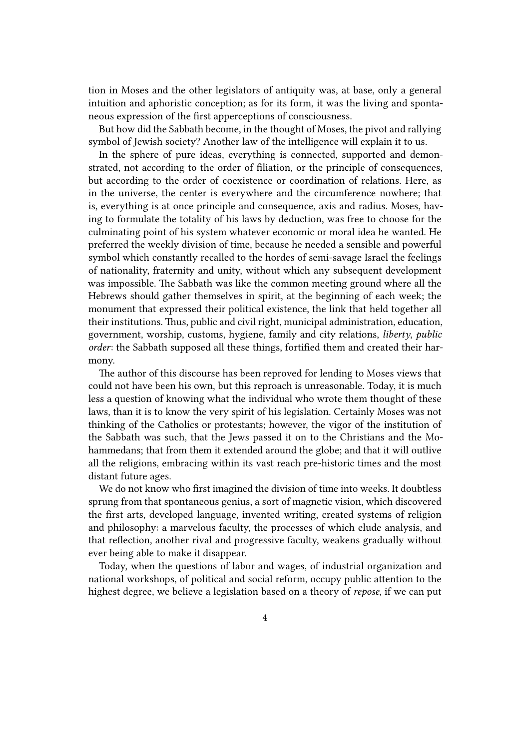tion in Moses and the other legislators of antiquity was, at base, only a general intuition and aphoristic conception; as for its form, it was the living and spontaneous expression of the first apperceptions of consciousness.

But how did the Sabbath become, in the thought of Moses, the pivot and rallying symbol of Jewish society? Another law of the intelligence will explain it to us.

In the sphere of pure ideas, everything is connected, supported and demonstrated, not according to the order of filiation, or the principle of consequences, but according to the order of coexistence or coordination of relations. Here, as in the universe, the center is everywhere and the circumference nowhere; that is, everything is at once principle and consequence, axis and radius. Moses, having to formulate the totality of his laws by deduction, was free to choose for the culminating point of his system whatever economic or moral idea he wanted. He preferred the weekly division of time, because he needed a sensible and powerful symbol which constantly recalled to the hordes of semi-savage Israel the feelings of nationality, fraternity and unity, without which any subsequent development was impossible. The Sabbath was like the common meeting ground where all the Hebrews should gather themselves in spirit, at the beginning of each week; the monument that expressed their political existence, the link that held together all their institutions. Thus, public and civil right, municipal administration, education, government, worship, customs, hygiene, family and city relations, *liberty*, *public order*: the Sabbath supposed all these things, fortified them and created their harmony.

The author of this discourse has been reproved for lending to Moses views that could not have been his own, but this reproach is unreasonable. Today, it is much less a question of knowing what the individual who wrote them thought of these laws, than it is to know the very spirit of his legislation. Certainly Moses was not thinking of the Catholics or protestants; however, the vigor of the institution of the Sabbath was such, that the Jews passed it on to the Christians and the Mohammedans; that from them it extended around the globe; and that it will outlive all the religions, embracing within its vast reach pre-historic times and the most distant future ages.

We do not know who first imagined the division of time into weeks. It doubtless sprung from that spontaneous genius, a sort of magnetic vision, which discovered the first arts, developed language, invented writing, created systems of religion and philosophy: a marvelous faculty, the processes of which elude analysis, and that reflection, another rival and progressive faculty, weakens gradually without ever being able to make it disappear.

Today, when the questions of labor and wages, of industrial organization and national workshops, of political and social reform, occupy public attention to the highest degree, we believe a legislation based on a theory of *repose*, if we can put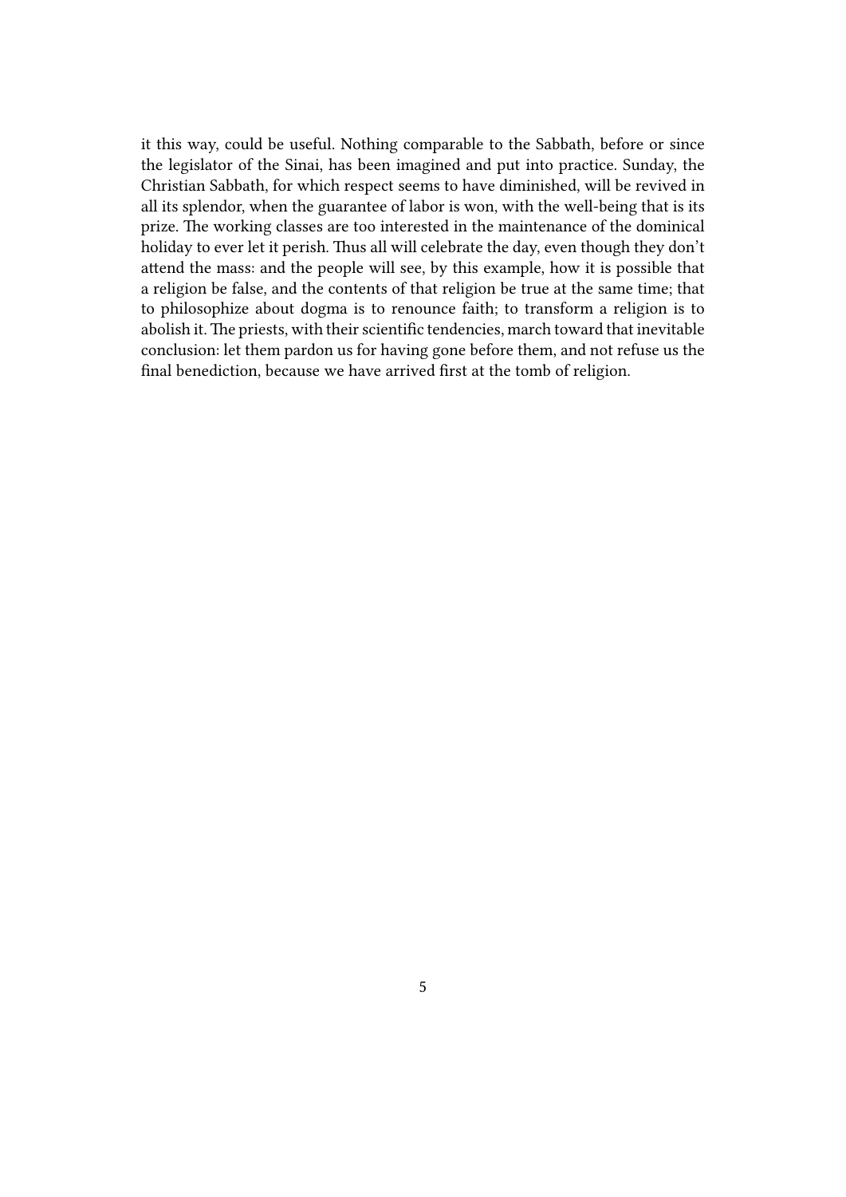it this way, could be useful. Nothing comparable to the Sabbath, before or since the legislator of the Sinai, has been imagined and put into practice. Sunday, the Christian Sabbath, for which respect seems to have diminished, will be revived in all its splendor, when the guarantee of labor is won, with the well-being that is its prize. The working classes are too interested in the maintenance of the dominical holiday to ever let it perish. Thus all will celebrate the day, even though they don't attend the mass: and the people will see, by this example, how it is possible that a religion be false, and the contents of that religion be true at the same time; that to philosophize about dogma is to renounce faith; to transform a religion is to abolish it. The priests, with their scientific tendencies, march toward that inevitable conclusion: let them pardon us for having gone before them, and not refuse us the final benediction, because we have arrived first at the tomb of religion.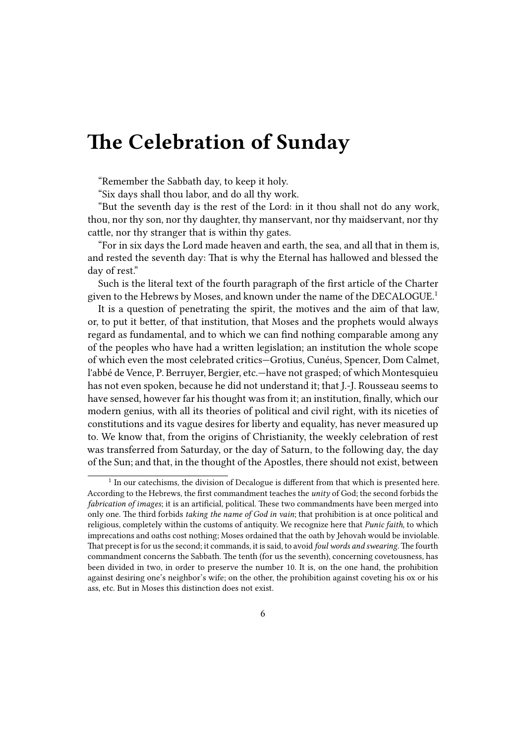# The Celebration of Sunday

"Remember the Sabbath day, to keep it holy.

"Six days shall thou labor, and do all thy work.

"But the seventh day is the rest of the Lord: in it thou shall not do any work, thou, nor thy son, nor thy daughter, thy manservant, nor thy maidservant, nor thy cattle, nor thy stranger that is within thy gates.

"For in six days the Lord made heaven and earth, the sea, and all that in them is, and rested the seventh day: That is why the Eternal has hallowed and blessed the day of rest."

Such is the literal text of the fourth paragraph of the first article of the Charter given to the Hebrews by Moses, and known under the name of the DECALOGUE.[1]

It is a question of penetrating the spirit, the motives and the aim of that law, or, to put it better, of that institution, that Moses and the prophets would always regard as fundamental, and to which we can find nothing comparable among any of the peoples who have had a written legislation; an institution the whole scope of which even the most celebrated critics—Grotius, Cunéus, Spencer, Dom Calmet, l'abbé de Vence, P. Berruyer, Bergier, etc.—have not grasped; of which Montesquieu has not even spoken, because he did not understand it; that J.-J. Rousseau seems to have sensed, however far his thought was from it; an institution, finally, which our modern genius, with all its theories of political and civil right, with its niceties of constitutions and its vague desires for liberty and equality, has never measured up to. We know that, from the origins of Christianity, the weekly celebration of rest was transferred from Saturday, or the day of Saturn, to the following day, the day of the Sun; and that, in the thought of the Apostles, there should not exist, between

---

[1] In our catechisms, the division of Decalogue is different from that which is presented here. According to the Hebrews, the first commandment teaches the *unity* of God; the second forbids the *fabrication of images*; it is an artificial, political. These two commandments have been merged into only one. The third forbids *taking the name of God in vain*; that prohibition is at once political and religious, completely within the customs of antiquity. We recognize here that *Punic faith*, to which imprecations and oaths cost nothing; Moses ordained that the oath by Jehovah would be inviolable. That precept is for us the second; it commands, it is said, to avoid *foul words and swearing*. The fourth commandment concerns the Sabbath. The tenth (for us the seventh), concerning covetousness, has been divided in two, in order to preserve the number 10. It is, on the one hand, the prohibition against desiring one's neighbor's wife; on the other, the prohibition against coveting his ox or his ass, etc. But in Moses this distinction does not exist.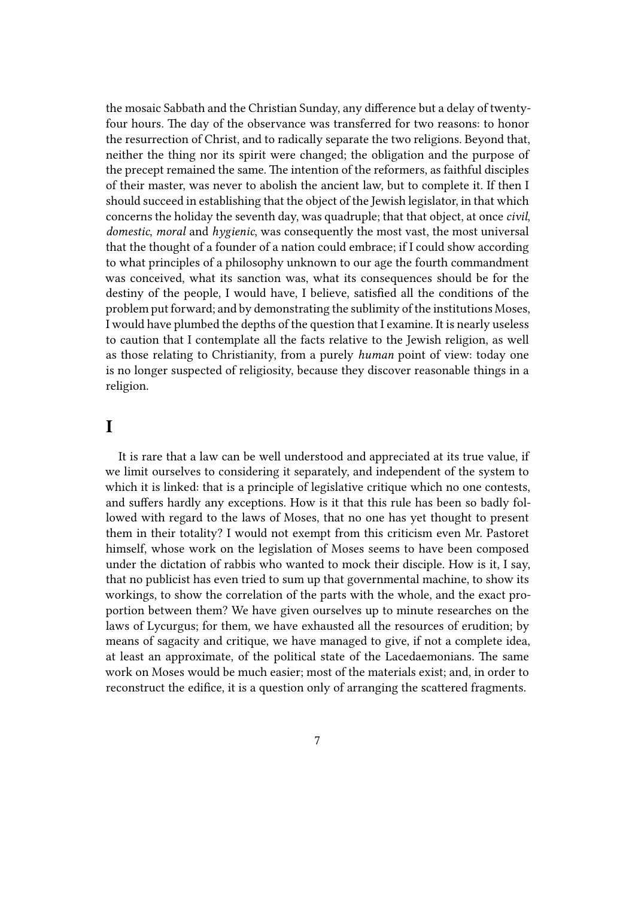the mosaic Sabbath and the Christian Sunday, any difference but a delay of twenty-four hours. The day of the observance was transferred for two reasons: to honor the resurrection of Christ, and to radically separate the two religions. Beyond that, neither the thing nor its spirit were changed; the obligation and the purpose of the precept remained the same. The intention of the reformers, as faithful disciples of their master, was never to abolish the ancient law, but to complete it. If then I should succeed in establishing that the object of the Jewish legislator, in that which concerns the holiday the seventh day, was quadruple; that that object, at once *civil*, *domestic*, *moral* and *hygienic*, was consequently the most vast, the most universal that the thought of a founder of a nation could embrace; if I could show according to what principles of a philosophy unknown to our age the fourth commandment was conceived, what its sanction was, what its consequences should be for the destiny of the people, I would have, I believe, satisfied all the conditions of the problem put forward; and by demonstrating the sublimity of the institutions Moses, I would have plumbed the depths of the question that I examine. It is nearly useless to caution that I contemplate all the facts relative to the Jewish religion, as well as those relating to Christianity, from a purely *human* point of view: today one is no longer suspected of religiosity, because they discover reasonable things in a religion.

# I

It is rare that a law can be well understood and appreciated at its true value, if we limit ourselves to considering it separately, and independent of the system to which it is linked: that is a principle of legislative critique which no one contests, and suffers hardly any exceptions. How is it that this rule has been so badly followed with regard to the laws of Moses, that no one has yet thought to present them in their totality? I would not exempt from this criticism even Mr. Pastoret himself, whose work on the legislation of Moses seems to have been composed under the dictation of rabbis who wanted to mock their disciple. How is it, I say, that no publicist has even tried to sum up that governmental machine, to show its workings, to show the correlation of the parts with the whole, and the exact proportion between them? We have given ourselves up to minute researches on the laws of Lycurgus; for them, we have exhausted all the resources of erudition; by means of sagacity and critique, we have managed to give, if not a complete idea, at least an approximate, of the political state of the Lacedaemonians. The same work on Moses would be much easier; most of the materials exist; and, in order to reconstruct the edifice, it is a question only of arranging the scattered fragments.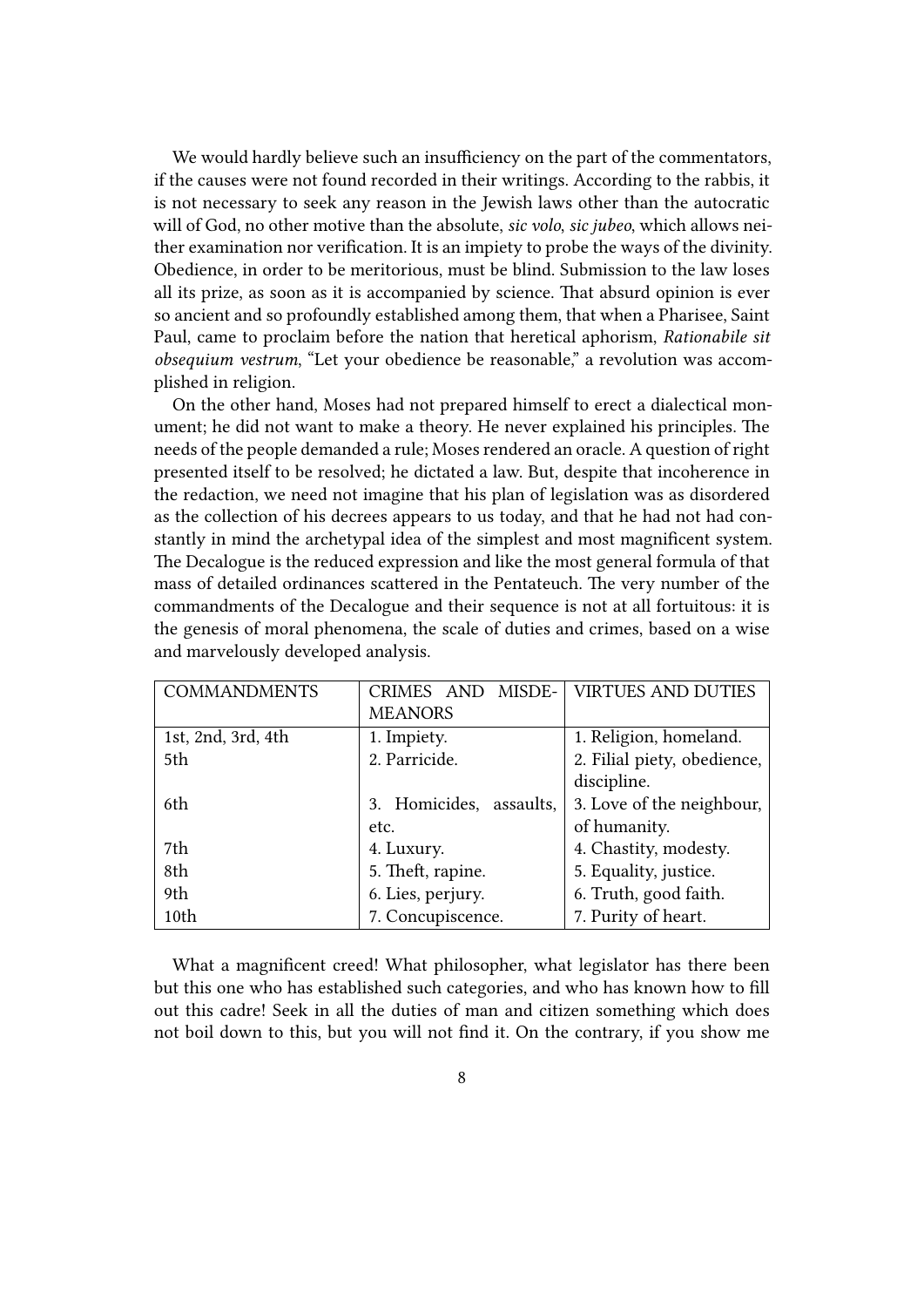We would hardly believe such an insufficiency on the part of the commentators, if the causes were not found recorded in their writings. According to the rabbis, it is not necessary to seek any reason in the Jewish laws other than the autocratic will of God, no other motive than the absolute, *sic volo, sic jubeo*, which allows neither examination nor verification. It is an impiety to probe the ways of the divinity. Obedience, in order to be meritorious, must be blind. Submission to the law loses all its prize, as soon as it is accompanied by science. That absurd opinion is ever so ancient and so profoundly established among them, that when a Pharisee, Saint Paul, came to proclaim before the nation that heretical aphorism, *Rationabile sit obsequium vestrum*, "Let your obedience be reasonable," a revolution was accomplished in religion.

On the other hand, Moses had not prepared himself to erect a dialectical monument; he did not want to make a theory. He never explained his principles. The needs of the people demanded a rule; Moses rendered an oracle. A question of right presented itself to be resolved; he dictated a law. But, despite that incoherence in the redaction, we need not imagine that his plan of legislation was as disordered as the collection of his decrees appears to us today, and that he had not had constantly in mind the archetypal idea of the simplest and most magnificent system. The Decalogue is the reduced expression and like the most general formula of that mass of detailed ordinances scattered in the Pentateuch. The very number of the commandments of the Decalogue and their sequence is not at all fortuitous: it is the genesis of moral phenomena, the scale of duties and crimes, based on a wise and marvelously developed analysis.

| COMMANDMENTS | CRIMES AND MISDEMEANORS | VIRTUES AND DUTIES |
|---|---|---|
| 1st, 2nd, 3rd, 4th | 1. Impiety. | 1. Religion, homeland. |
| 5th | 2. Parricide. | 2. Filial piety, obedience, discipline. |
| 6th | 3. Homicides, assaults, etc. | 3. Love of the neighbour, of humanity. |
| 7th | 4. Luxury. | 4. Chastity, modesty. |
| 8th | 5. Theft, rapine. | 5. Equality, justice. |
| 9th | 6. Lies, perjury. | 6. Truth, good faith. |
| 10th | 7. Concupiscence. | 7. Purity of heart. |

What a magnificent creed! What philosopher, what legislator has there been but this one who has established such categories, and who has known how to fill out this cadre! Seek in all the duties of man and citizen something which does not boil down to this, but you will not find it. On the contrary, if you show me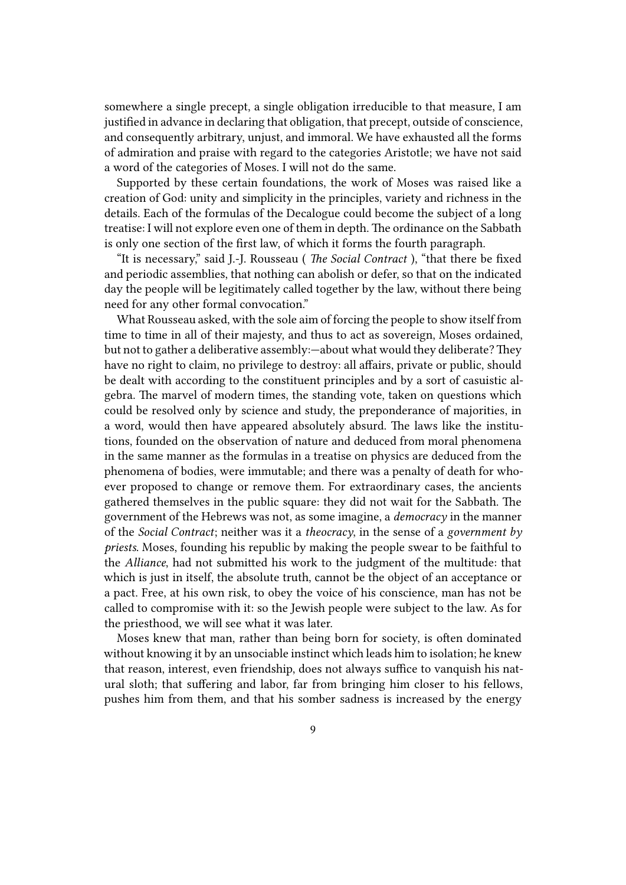somewhere a single precept, a single obligation irreducible to that measure, I am justified in advance in declaring that obligation, that precept, outside of conscience, and consequently arbitrary, unjust, and immoral. We have exhausted all the forms of admiration and praise with regard to the categories Aristotle; we have not said a word of the categories of Moses. I will not do the same.

Supported by these certain foundations, the work of Moses was raised like a creation of God: unity and simplicity in the principles, variety and richness in the details. Each of the formulas of the Decalogue could become the subject of a long treatise: I will not explore even one of them in depth. The ordinance on the Sabbath is only one section of the first law, of which it forms the fourth paragraph.

"It is necessary," said J.-J. Rousseau ( *The Social Contract* ), "that there be fixed and periodic assemblies, that nothing can abolish or defer, so that on the indicated day the people will be legitimately called together by the law, without there being need for any other formal convocation."

What Rousseau asked, with the sole aim of forcing the people to show itself from time to time in all of their majesty, and thus to act as sovereign, Moses ordained, but not to gather a deliberative assembly:—about what would they deliberate? They have no right to claim, no privilege to destroy: all affairs, private or public, should be dealt with according to the constituent principles and by a sort of casuistic algebra. The marvel of modern times, the standing vote, taken on questions which could be resolved only by science and study, the preponderance of majorities, in a word, would then have appeared absolutely absurd. The laws like the institutions, founded on the observation of nature and deduced from moral phenomena in the same manner as the formulas in a treatise on physics are deduced from the phenomena of bodies, were immutable; and there was a penalty of death for whoever proposed to change or remove them. For extraordinary cases, the ancients gathered themselves in the public square: they did not wait for the Sabbath. The government of the Hebrews was not, as some imagine, a *democracy* in the manner of the *Social Contract*; neither was it a *theocracy*, in the sense of a *government by priests*. Moses, founding his republic by making the people swear to be faithful to the *Alliance*, had not submitted his work to the judgment of the multitude: that which is just in itself, the absolute truth, cannot be the object of an acceptance or a pact. Free, at his own risk, to obey the voice of his conscience, man has not be called to compromise with it: so the Jewish people were subject to the law. As for the priesthood, we will see what it was later.

Moses knew that man, rather than being born for society, is often dominated without knowing it by an unsociable instinct which leads him to isolation; he knew that reason, interest, even friendship, does not always suffice to vanquish his natural sloth; that suffering and labor, far from bringing him closer to his fellows, pushes him from them, and that his somber sadness is increased by the energy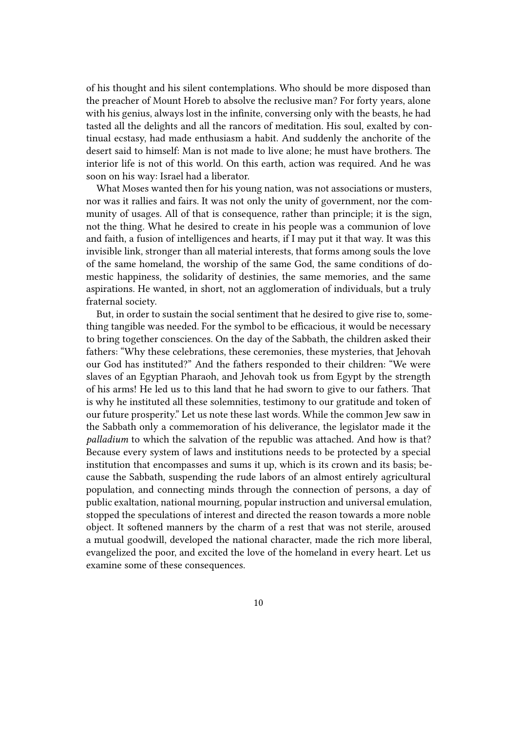of his thought and his silent contemplations. Who should be more disposed than the preacher of Mount Horeb to absolve the reclusive man? For forty years, alone with his genius, always lost in the infinite, conversing only with the beasts, he had tasted all the delights and all the rancors of meditation. His soul, exalted by continual ecstasy, had made enthusiasm a habit. And suddenly the anchorite of the desert said to himself: Man is not made to live alone; he must have brothers. The interior life is not of this world. On this earth, action was required. And he was soon on his way: Israel had a liberator.

What Moses wanted then for his young nation, was not associations or musters, nor was it rallies and fairs. It was not only the unity of government, nor the community of usages. All of that is consequence, rather than principle; it is the sign, not the thing. What he desired to create in his people was a communion of love and faith, a fusion of intelligences and hearts, if I may put it that way. It was this invisible link, stronger than all material interests, that forms among souls the love of the same homeland, the worship of the same God, the same conditions of domestic happiness, the solidarity of destinies, the same memories, and the same aspirations. He wanted, in short, not an agglomeration of individuals, but a truly fraternal society.

But, in order to sustain the social sentiment that he desired to give rise to, something tangible was needed. For the symbol to be efficacious, it would be necessary to bring together consciences. On the day of the Sabbath, the children asked their fathers: "Why these celebrations, these ceremonies, these mysteries, that Jehovah our God has instituted?" And the fathers responded to their children: "We were slaves of an Egyptian Pharaoh, and Jehovah took us from Egypt by the strength of his arms! He led us to this land that he had sworn to give to our fathers. That is why he instituted all these solemnities, testimony to our gratitude and token of our future prosperity." Let us note these last words. While the common Jew saw in the Sabbath only a commemoration of his deliverance, the legislator made it the *palladium* to which the salvation of the republic was attached. And how is that? Because every system of laws and institutions needs to be protected by a special institution that encompasses and sums it up, which is its crown and its basis; because the Sabbath, suspending the rude labors of an almost entirely agricultural population, and connecting minds through the connection of persons, a day of public exaltation, national mourning, popular instruction and universal emulation, stopped the speculations of interest and directed the reason towards a more noble object. It softened manners by the charm of a rest that was not sterile, aroused a mutual goodwill, developed the national character, made the rich more liberal, evangelized the poor, and excited the love of the homeland in every heart. Let us examine some of these consequences.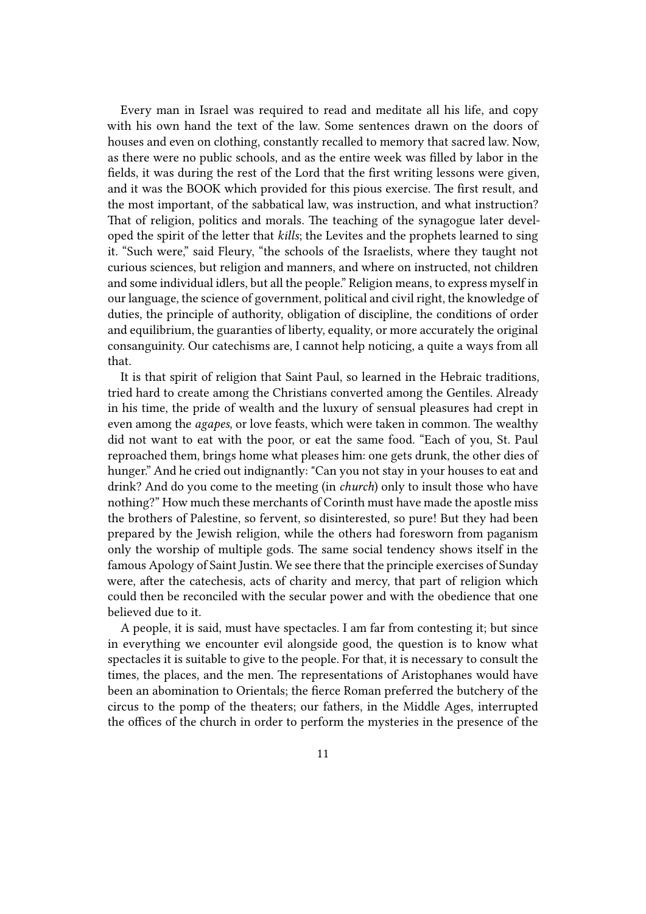Every man in Israel was required to read and meditate all his life, and copy with his own hand the text of the law. Some sentences drawn on the doors of houses and even on clothing, constantly recalled to memory that sacred law. Now, as there were no public schools, and as the entire week was filled by labor in the fields, it was during the rest of the Lord that the first writing lessons were given, and it was the BOOK which provided for this pious exercise. The first result, and the most important, of the sabbatical law, was instruction, and what instruction? That of religion, politics and morals. The teaching of the synagogue later developed the spirit of the letter that *kills*; the Levites and the prophets learned to sing it. "Such were," said Fleury, "the schools of the Israelists, where they taught not curious sciences, but religion and manners, and where on instructed, not children and some individual idlers, but all the people." Religion means, to express myself in our language, the science of government, political and civil right, the knowledge of duties, the principle of authority, obligation of discipline, the conditions of order and equilibrium, the guaranties of liberty, equality, or more accurately the original consanguinity. Our catechisms are, I cannot help noticing, a quite a ways from all that.

It is that spirit of religion that Saint Paul, so learned in the Hebraic traditions, tried hard to create among the Christians converted among the Gentiles. Already in his time, the pride of wealth and the luxury of sensual pleasures had crept in even among the *agapes,* or love feasts, which were taken in common. The wealthy did not want to eat with the poor, or eat the same food. "Each of you, St. Paul reproached them, brings home what pleases him: one gets drunk, the other dies of hunger." And he cried out indignantly: "Can you not stay in your houses to eat and drink? And do you come to the meeting (in *church*) only to insult those who have nothing?" How much these merchants of Corinth must have made the apostle miss the brothers of Palestine, so fervent, so disinterested, so pure! But they had been prepared by the Jewish religion, while the others had foresworn from paganism only the worship of multiple gods. The same social tendency shows itself in the famous Apology of Saint Justin. We see there that the principle exercises of Sunday were, after the catechesis, acts of charity and mercy, that part of religion which could then be reconciled with the secular power and with the obedience that one believed due to it.

A people, it is said, must have spectacles. I am far from contesting it; but since in everything we encounter evil alongside good, the question is to know what spectacles it is suitable to give to the people. For that, it is necessary to consult the times, the places, and the men. The representations of Aristophanes would have been an abomination to Orientals; the fierce Roman preferred the butchery of the circus to the pomp of the theaters; our fathers, in the Middle Ages, interrupted the offices of the church in order to perform the mysteries in the presence of the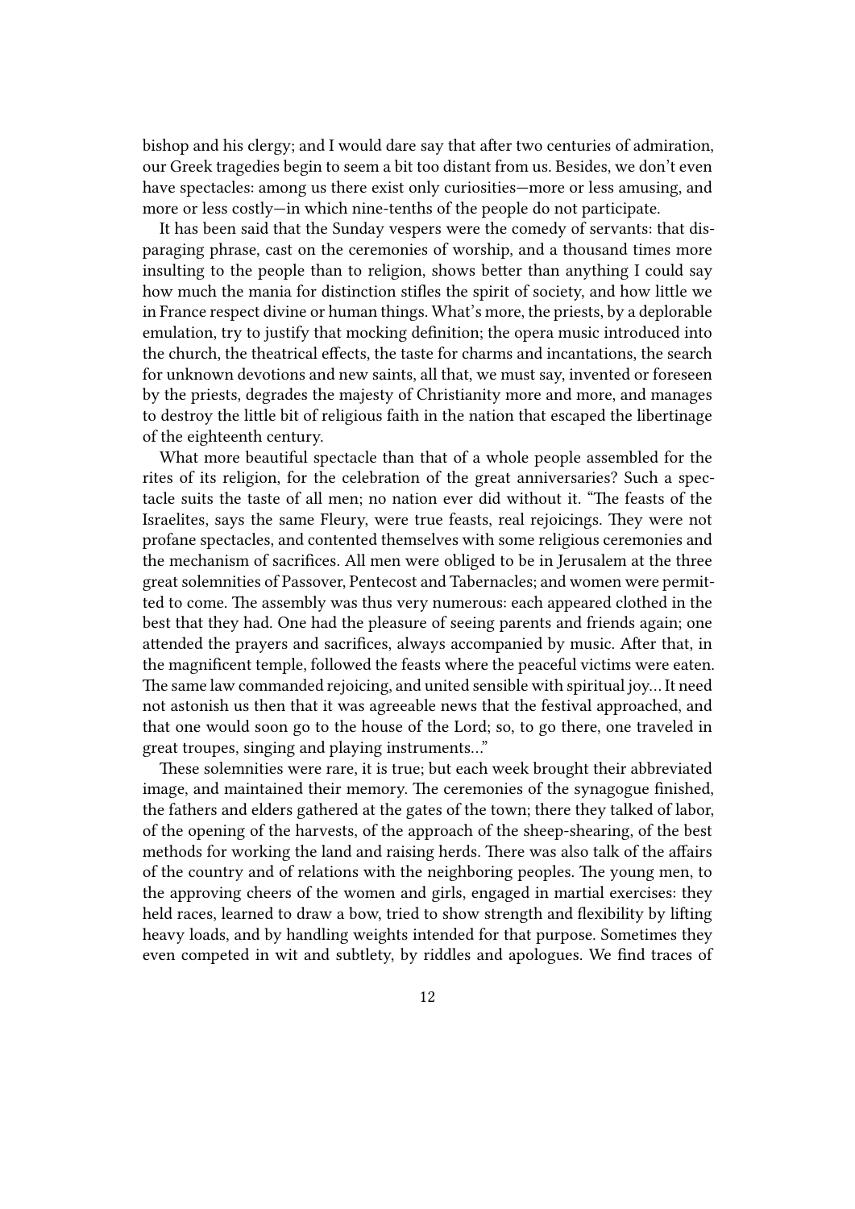bishop and his clergy; and I would dare say that after two centuries of admiration, our Greek tragedies begin to seem a bit too distant from us. Besides, we don't even have spectacles: among us there exist only curiosities—more or less amusing, and more or less costly—in which nine-tenths of the people do not participate.

It has been said that the Sunday vespers were the comedy of servants: that disparaging phrase, cast on the ceremonies of worship, and a thousand times more insulting to the people than to religion, shows better than anything I could say how much the mania for distinction stifles the spirit of society, and how little we in France respect divine or human things. What's more, the priests, by a deplorable emulation, try to justify that mocking definition; the opera music introduced into the church, the theatrical effects, the taste for charms and incantations, the search for unknown devotions and new saints, all that, we must say, invented or foreseen by the priests, degrades the majesty of Christianity more and more, and manages to destroy the little bit of religious faith in the nation that escaped the libertinage of the eighteenth century.

What more beautiful spectacle than that of a whole people assembled for the rites of its religion, for the celebration of the great anniversaries? Such a spectacle suits the taste of all men; no nation ever did without it. "The feasts of the Israelites, says the same Fleury, were true feasts, real rejoicings. They were not profane spectacles, and contented themselves with some religious ceremonies and the mechanism of sacrifices. All men were obliged to be in Jerusalem at the three great solemnities of Passover, Pentecost and Tabernacles; and women were permitted to come. The assembly was thus very numerous: each appeared clothed in the best that they had. One had the pleasure of seeing parents and friends again; one attended the prayers and sacrifices, always accompanied by music. After that, in the magnificent temple, followed the feasts where the peaceful victims were eaten. The same law commanded rejoicing, and united sensible with spiritual joy… It need not astonish us then that it was agreeable news that the festival approached, and that one would soon go to the house of the Lord; so, to go there, one traveled in great troupes, singing and playing instruments…"

These solemnities were rare, it is true; but each week brought their abbreviated image, and maintained their memory. The ceremonies of the synagogue finished, the fathers and elders gathered at the gates of the town; there they talked of labor, of the opening of the harvests, of the approach of the sheep-shearing, of the best methods for working the land and raising herds. There was also talk of the affairs of the country and of relations with the neighboring peoples. The young men, to the approving cheers of the women and girls, engaged in martial exercises: they held races, learned to draw a bow, tried to show strength and flexibility by lifting heavy loads, and by handling weights intended for that purpose. Sometimes they even competed in wit and subtlety, by riddles and apologues. We find traces of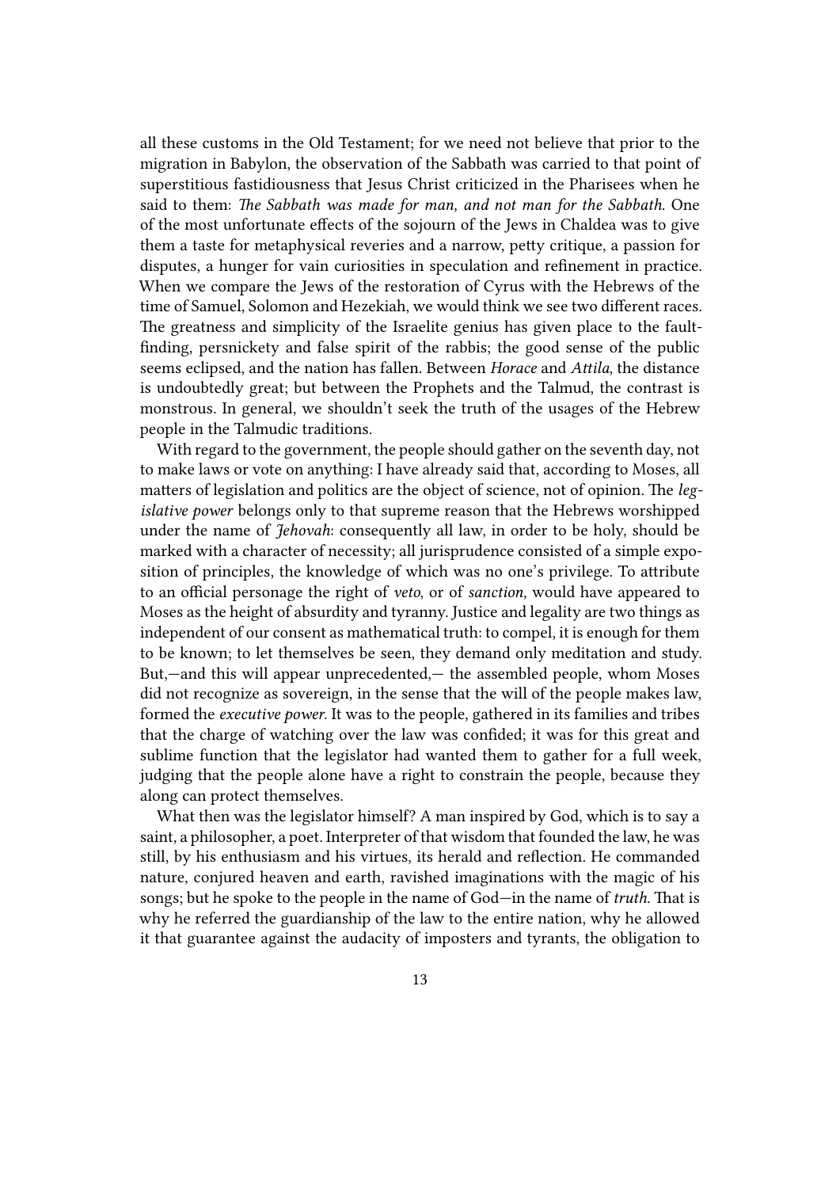all these customs in the Old Testament; for we need not believe that prior to the migration in Babylon, the observation of the Sabbath was carried to that point of superstitious fastidiousness that Jesus Christ criticized in the Pharisees when he said to them: *The Sabbath was made for man, and not man for the Sabbath*. One of the most unfortunate effects of the sojourn of the Jews in Chaldea was to give them a taste for metaphysical reveries and a narrow, petty critique, a passion for disputes, a hunger for vain curiosities in speculation and refinement in practice. When we compare the Jews of the restoration of Cyrus with the Hebrews of the time of Samuel, Solomon and Hezekiah, we would think we see two different races. The greatness and simplicity of the Israelite genius has given place to the fault-finding, persnickety and false spirit of the rabbis; the good sense of the public seems eclipsed, and the nation has fallen. Between *Horace* and *Attila*, the distance is undoubtedly great; but between the Prophets and the Talmud, the contrast is monstrous. In general, we shouldn't seek the truth of the usages of the Hebrew people in the Talmudic traditions.

With regard to the government, the people should gather on the seventh day, not to make laws or vote on anything: I have already said that, according to Moses, all matters of legislation and politics are the object of science, not of opinion. The *legislative power* belongs only to that supreme reason that the Hebrews worshipped under the name of *Jehovah*: consequently all law, in order to be holy, should be marked with a character of necessity; all jurisprudence consisted of a simple exposition of principles, the knowledge of which was no one's privilege. To attribute to an official personage the right of *veto*, or of *sanction*, would have appeared to Moses as the height of absurdity and tyranny. Justice and legality are two things as independent of our consent as mathematical truth: to compel, it is enough for them to be known; to let themselves be seen, they demand only meditation and study. But,—and this will appear unprecedented,— the assembled people, whom Moses did not recognize as sovereign, in the sense that the will of the people makes law, formed the *executive power*. It was to the people, gathered in its families and tribes that the charge of watching over the law was confided; it was for this great and sublime function that the legislator had wanted them to gather for a full week, judging that the people alone have a right to constrain the people, because they along can protect themselves.

What then was the legislator himself? A man inspired by God, which is to say a saint, a philosopher, a poet. Interpreter of that wisdom that founded the law, he was still, by his enthusiasm and his virtues, its herald and reflection. He commanded nature, conjured heaven and earth, ravished imaginations with the magic of his songs; but he spoke to the people in the name of God—in the name of *truth*. That is why he referred the guardianship of the law to the entire nation, why he allowed it that guarantee against the audacity of imposters and tyrants, the obligation to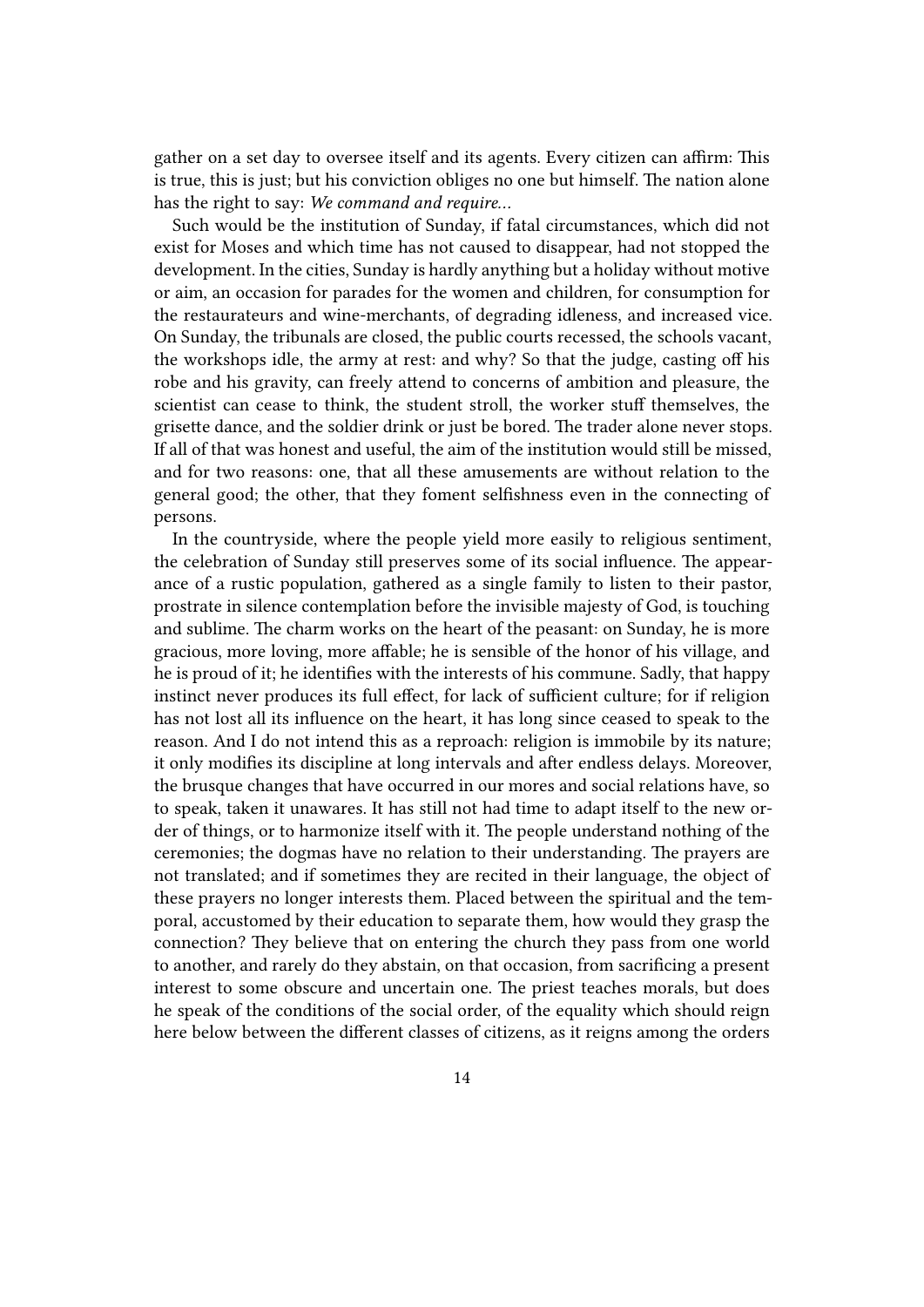gather on a set day to oversee itself and its agents. Every citizen can affirm: This is true, this is just; but his conviction obliges no one but himself. The nation alone has the right to say: *We command and require…*

Such would be the institution of Sunday, if fatal circumstances, which did not exist for Moses and which time has not caused to disappear, had not stopped the development. In the cities, Sunday is hardly anything but a holiday without motive or aim, an occasion for parades for the women and children, for consumption for the restaurateurs and wine-merchants, of degrading idleness, and increased vice. On Sunday, the tribunals are closed, the public courts recessed, the schools vacant, the workshops idle, the army at rest: and why? So that the judge, casting off his robe and his gravity, can freely attend to concerns of ambition and pleasure, the scientist can cease to think, the student stroll, the worker stuff themselves, the grisette dance, and the soldier drink or just be bored. The trader alone never stops. If all of that was honest and useful, the aim of the institution would still be missed, and for two reasons: one, that all these amusements are without relation to the general good; the other, that they foment selfishness even in the connecting of persons.

In the countryside, where the people yield more easily to religious sentiment, the celebration of Sunday still preserves some of its social influence. The appearance of a rustic population, gathered as a single family to listen to their pastor, prostrate in silence contemplation before the invisible majesty of God, is touching and sublime. The charm works on the heart of the peasant: on Sunday, he is more gracious, more loving, more affable; he is sensible of the honor of his village, and he is proud of it; he identifies with the interests of his commune. Sadly, that happy instinct never produces its full effect, for lack of sufficient culture; for if religion has not lost all its influence on the heart, it has long since ceased to speak to the reason. And I do not intend this as a reproach: religion is immobile by its nature; it only modifies its discipline at long intervals and after endless delays. Moreover, the brusque changes that have occurred in our mores and social relations have, so to speak, taken it unawares. It has still not had time to adapt itself to the new order of things, or to harmonize itself with it. The people understand nothing of the ceremonies; the dogmas have no relation to their understanding. The prayers are not translated; and if sometimes they are recited in their language, the object of these prayers no longer interests them. Placed between the spiritual and the temporal, accustomed by their education to separate them, how would they grasp the connection? They believe that on entering the church they pass from one world to another, and rarely do they abstain, on that occasion, from sacrificing a present interest to some obscure and uncertain one. The priest teaches morals, but does he speak of the conditions of the social order, of the equality which should reign here below between the different classes of citizens, as it reigns among the orders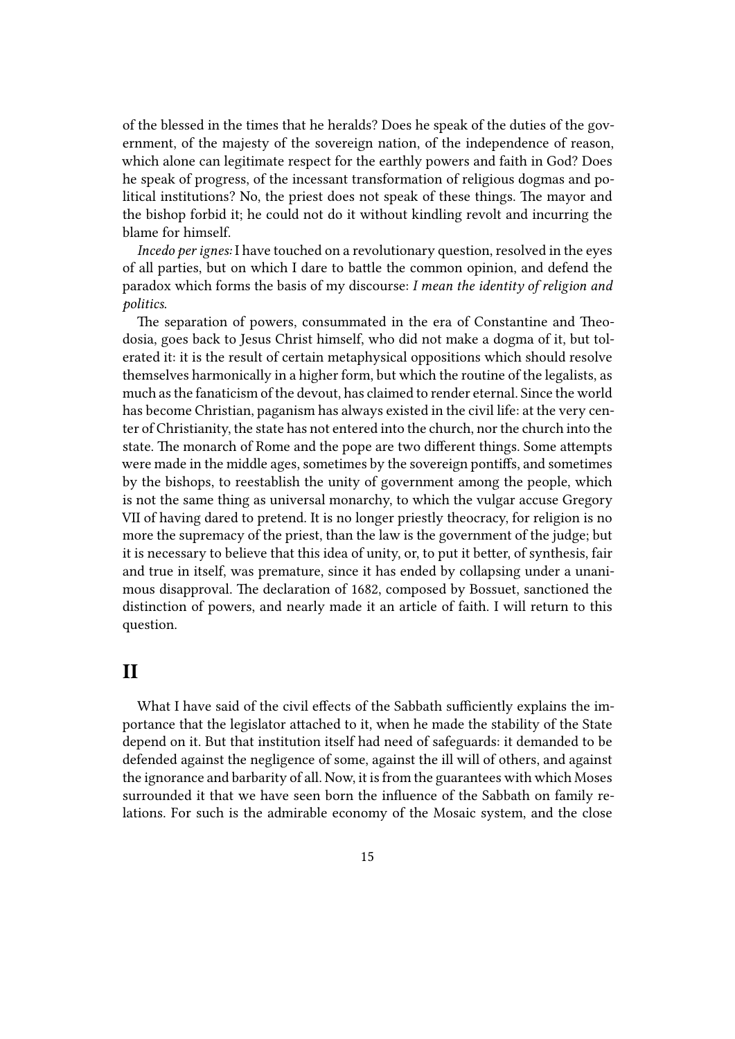of the blessed in the times that he heralds? Does he speak of the duties of the government, of the majesty of the sovereign nation, of the independence of reason, which alone can legitimate respect for the earthly powers and faith in God? Does he speak of progress, of the incessant transformation of religious dogmas and political institutions? No, the priest does not speak of these things. The mayor and the bishop forbid it; he could not do it without kindling revolt and incurring the blame for himself.

*Incedo per ignes:* I have touched on a revolutionary question, resolved in the eyes of all parties, but on which I dare to battle the common opinion, and defend the paradox which forms the basis of my discourse: *I mean the identity of religion and politics.*

The separation of powers, consummated in the era of Constantine and Theodosia, goes back to Jesus Christ himself, who did not make a dogma of it, but tolerated it: it is the result of certain metaphysical oppositions which should resolve themselves harmonically in a higher form, but which the routine of the legalists, as much as the fanaticism of the devout, has claimed to render eternal. Since the world has become Christian, paganism has always existed in the civil life: at the very center of Christianity, the state has not entered into the church, nor the church into the state. The monarch of Rome and the pope are two different things. Some attempts were made in the middle ages, sometimes by the sovereign pontiffs, and sometimes by the bishops, to reestablish the unity of government among the people, which is not the same thing as universal monarchy, to which the vulgar accuse Gregory VII of having dared to pretend. It is no longer priestly theocracy, for religion is no more the supremacy of the priest, than the law is the government of the judge; but it is necessary to believe that this idea of unity, or, to put it better, of synthesis, fair and true in itself, was premature, since it has ended by collapsing under a unanimous disapproval. The declaration of 1682, composed by Bossuet, sanctioned the distinction of powers, and nearly made it an article of faith. I will return to this question.

## II

What I have said of the civil effects of the Sabbath sufficiently explains the importance that the legislator attached to it, when he made the stability of the State depend on it. But that institution itself had need of safeguards: it demanded to be defended against the negligence of some, against the ill will of others, and against the ignorance and barbarity of all. Now, it is from the guarantees with which Moses surrounded it that we have seen born the influence of the Sabbath on family relations. For such is the admirable economy of the Mosaic system, and the close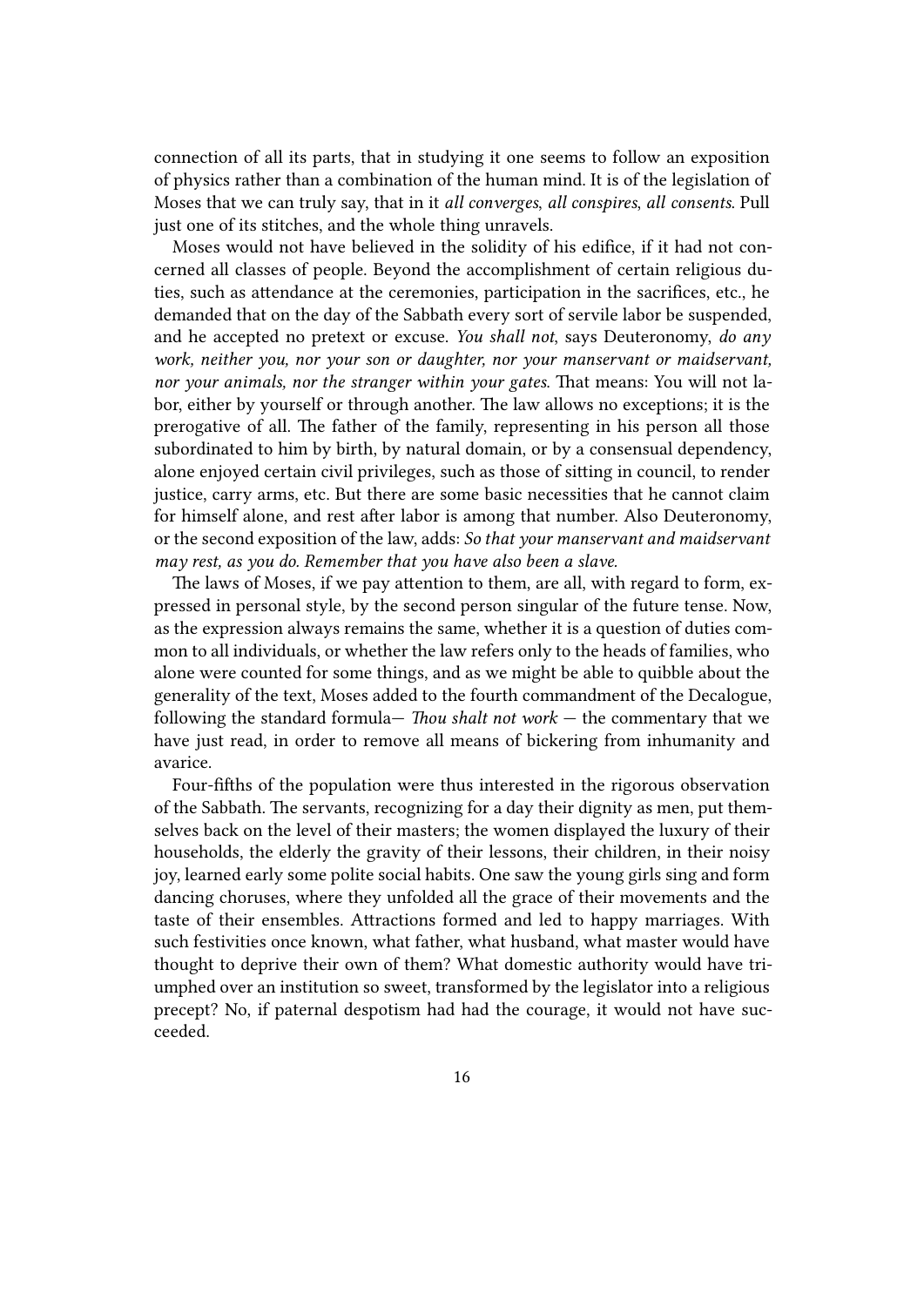connection of all its parts, that in studying it one seems to follow an exposition of physics rather than a combination of the human mind. It is of the legislation of Moses that we can truly say, that in it *all converges, all conspires, all consents*. Pull just one of its stitches, and the whole thing unravels.

Moses would not have believed in the solidity of his edifice, if it had not concerned all classes of people. Beyond the accomplishment of certain religious duties, such as attendance at the ceremonies, participation in the sacrifices, etc., he demanded that on the day of the Sabbath every sort of servile labor be suspended, and he accepted no pretext or excuse. *You shall not*, says Deuteronomy, *do any work, neither you, nor your son or daughter, nor your manservant or maidservant, nor your animals, nor the stranger within your gates.* That means: You will not labor, either by yourself or through another. The law allows no exceptions; it is the prerogative of all. The father of the family, representing in his person all those subordinated to him by birth, by natural domain, or by a consensual dependency, alone enjoyed certain civil privileges, such as those of sitting in council, to render justice, carry arms, etc. But there are some basic necessities that he cannot claim for himself alone, and rest after labor is among that number. Also Deuteronomy, or the second exposition of the law, adds: *So that your manservant and maidservant may rest, as you do. Remember that you have also been a slave.*

The laws of Moses, if we pay attention to them, are all, with regard to form, expressed in personal style, by the second person singular of the future tense. Now, as the expression always remains the same, whether it is a question of duties common to all individuals, or whether the law refers only to the heads of families, who alone were counted for some things, and as we might be able to quibble about the generality of the text, Moses added to the fourth commandment of the Decalogue, following the standard formula— *Thou shalt not work* — the commentary that we have just read, in order to remove all means of bickering from inhumanity and avarice.

Four-fifths of the population were thus interested in the rigorous observation of the Sabbath. The servants, recognizing for a day their dignity as men, put themselves back on the level of their masters; the women displayed the luxury of their households, the elderly the gravity of their lessons, their children, in their noisy joy, learned early some polite social habits. One saw the young girls sing and form dancing choruses, where they unfolded all the grace of their movements and the taste of their ensembles. Attractions formed and led to happy marriages. With such festivities once known, what father, what husband, what master would have thought to deprive their own of them? What domestic authority would have triumphed over an institution so sweet, transformed by the legislator into a religious precept? No, if paternal despotism had had the courage, it would not have succeeded.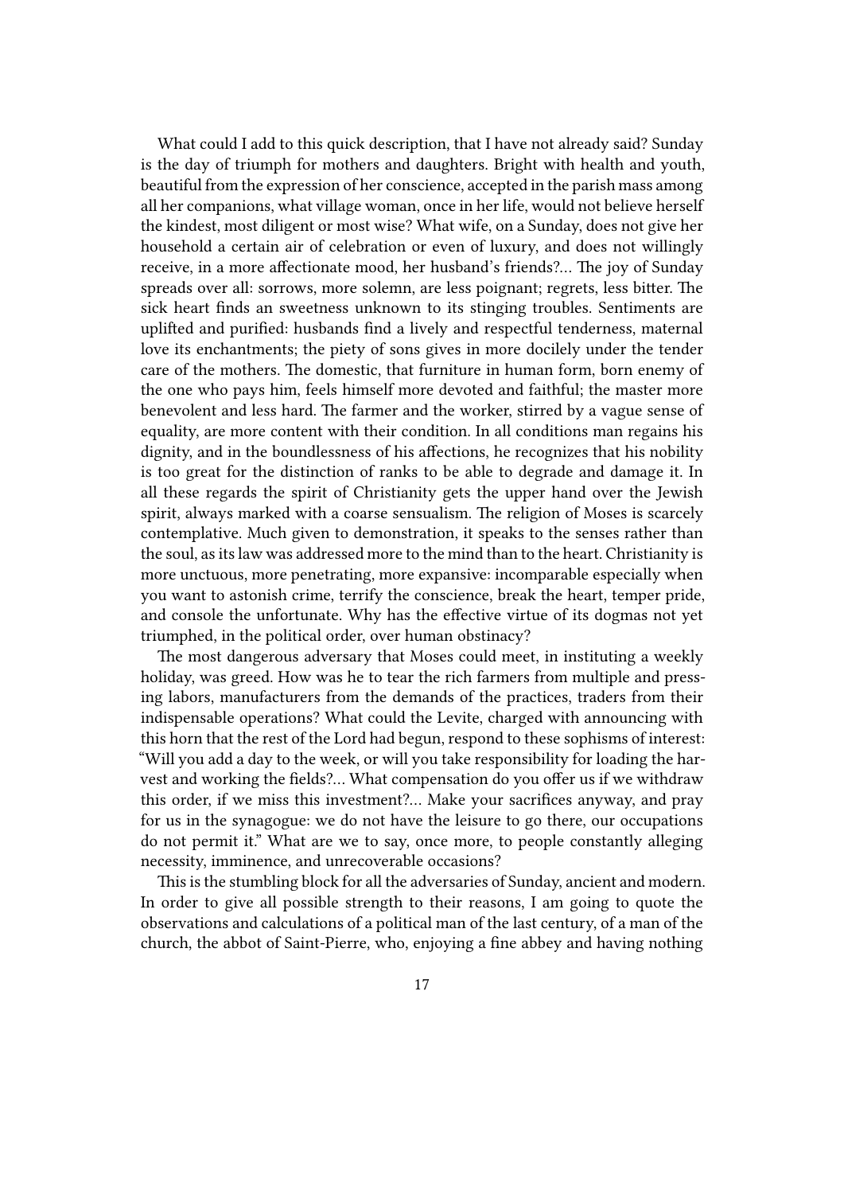What could I add to this quick description, that I have not already said? Sunday is the day of triumph for mothers and daughters. Bright with health and youth, beautiful from the expression of her conscience, accepted in the parish mass among all her companions, what village woman, once in her life, would not believe herself the kindest, most diligent or most wise? What wife, on a Sunday, does not give her household a certain air of celebration or even of luxury, and does not willingly receive, in a more affectionate mood, her husband's friends?… The joy of Sunday spreads over all: sorrows, more solemn, are less poignant; regrets, less bitter. The sick heart finds an sweetness unknown to its stinging troubles. Sentiments are uplifted and purified: husbands find a lively and respectful tenderness, maternal love its enchantments; the piety of sons gives in more docilely under the tender care of the mothers. The domestic, that furniture in human form, born enemy of the one who pays him, feels himself more devoted and faithful; the master more benevolent and less hard. The farmer and the worker, stirred by a vague sense of equality, are more content with their condition. In all conditions man regains his dignity, and in the boundlessness of his affections, he recognizes that his nobility is too great for the distinction of ranks to be able to degrade and damage it. In all these regards the spirit of Christianity gets the upper hand over the Jewish spirit, always marked with a coarse sensualism. The religion of Moses is scarcely contemplative. Much given to demonstration, it speaks to the senses rather than the soul, as its law was addressed more to the mind than to the heart. Christianity is more unctuous, more penetrating, more expansive: incomparable especially when you want to astonish crime, terrify the conscience, break the heart, temper pride, and console the unfortunate. Why has the effective virtue of its dogmas not yet triumphed, in the political order, over human obstinacy?

The most dangerous adversary that Moses could meet, in instituting a weekly holiday, was greed. How was he to tear the rich farmers from multiple and pressing labors, manufacturers from the demands of the practices, traders from their indispensable operations? What could the Levite, charged with announcing with this horn that the rest of the Lord had begun, respond to these sophisms of interest: "Will you add a day to the week, or will you take responsibility for loading the harvest and working the fields?… What compensation do you offer us if we withdraw this order, if we miss this investment?… Make your sacrifices anyway, and pray for us in the synagogue: we do not have the leisure to go there, our occupations do not permit it." What are we to say, once more, to people constantly alleging necessity, imminence, and unrecoverable occasions?

This is the stumbling block for all the adversaries of Sunday, ancient and modern. In order to give all possible strength to their reasons, I am going to quote the observations and calculations of a political man of the last century, of a man of the church, the abbot of Saint-Pierre, who, enjoying a fine abbey and having nothing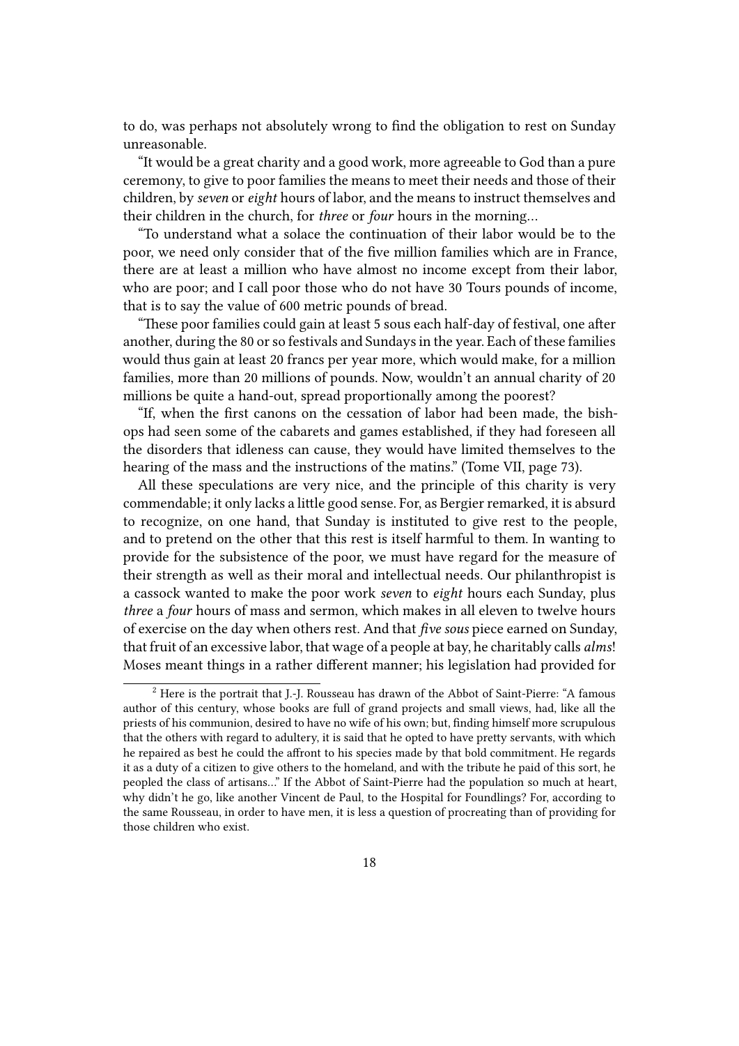to do, was perhaps not absolutely wrong to find the obligation to rest on Sunday unreasonable.

"It would be a great charity and a good work, more agreeable to God than a pure ceremony, to give to poor families the means to meet their needs and those of their children, by *seven* or *eight* hours of labor, and the means to instruct themselves and their children in the church, for *three* or *four* hours in the morning…

"To understand what a solace the continuation of their labor would be to the poor, we need only consider that of the five million families which are in France, there are at least a million who have almost no income except from their labor, who are poor; and I call poor those who do not have 30 Tours pounds of income, that is to say the value of 600 metric pounds of bread.

"These poor families could gain at least 5 sous each half-day of festival, one after another, during the 80 or so festivals and Sundays in the year. Each of these families would thus gain at least 20 francs per year more, which would make, for a million families, more than 20 millions of pounds. Now, wouldn't an annual charity of 20 millions be quite a hand-out, spread proportionally among the poorest?

"If, when the first canons on the cessation of labor had been made, the bishops had seen some of the cabarets and games established, if they had foreseen all the disorders that idleness can cause, they would have limited themselves to the hearing of the mass and the instructions of the matins." (Tome VII, page 73).

All these speculations are very nice, and the principle of this charity is very commendable; it only lacks a little good sense. For, as Bergier remarked, it is absurd to recognize, on one hand, that Sunday is instituted to give rest to the people, and to pretend on the other that this rest is itself harmful to them. In wanting to provide for the subsistence of the poor, we must have regard for the measure of their strength as well as their moral and intellectual needs. Our philanthropist is a cassock wanted to make the poor work *seven* to *eight* hours each Sunday, plus *three* a *four* hours of mass and sermon, which makes in all eleven to twelve hours of exercise on the day when others rest. And that *five sous* piece earned on Sunday, that fruit of an excessive labor, that wage of a people at bay, he charitably calls *alms*! Moses meant things in a rather different manner; his legislation had provided for

---

[2] Here is the portrait that J.-J. Rousseau has drawn of the Abbot of Saint-Pierre: "A famous author of this century, whose books are full of grand projects and small views, had, like all the priests of his communion, desired to have no wife of his own; but, finding himself more scrupulous that the others with regard to adultery, it is said that he opted to have pretty servants, with which he repaired as best he could the affront to his species made by that bold commitment. He regards it as a duty of a citizen to give others to the homeland, and with the tribute he paid of this sort, he peopled the class of artisans…" If the Abbot of Saint-Pierre had the population so much at heart, why didn't he go, like another Vincent de Paul, to the Hospital for Foundlings? For, according to the same Rousseau, in order to have men, it is less a question of procreating than of providing for those children who exist.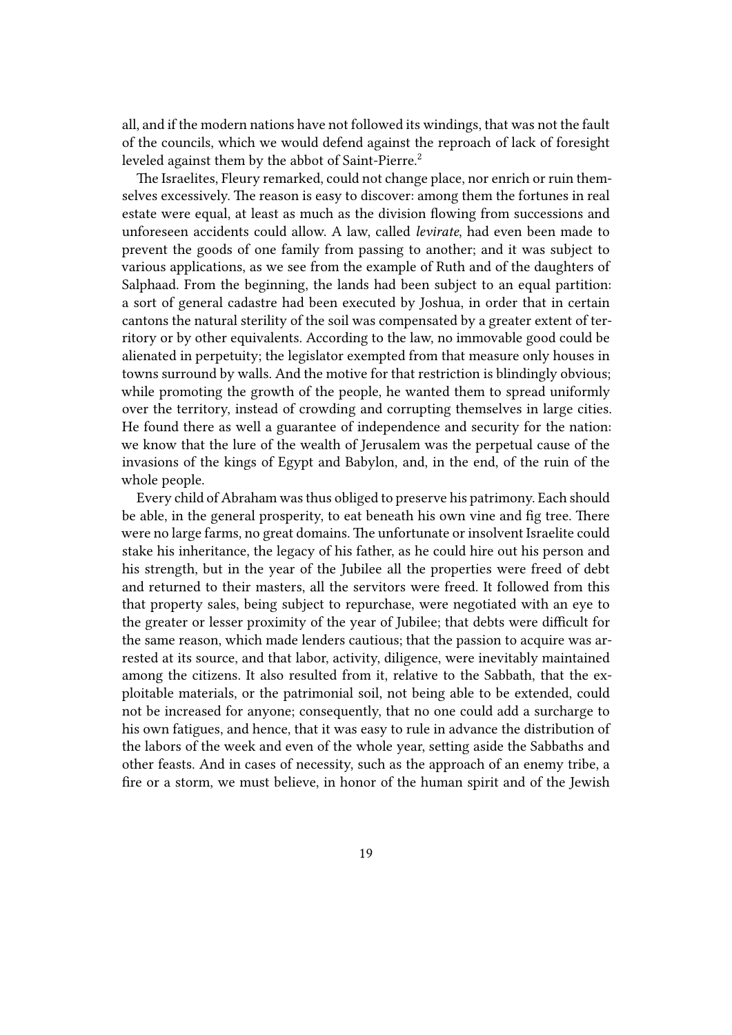all, and if the modern nations have not followed its windings, that was not the fault of the councils, which we would defend against the reproach of lack of foresight leveled against them by the abbot of Saint-Pierre.[2]

The Israelites, Fleury remarked, could not change place, nor enrich or ruin themselves excessively. The reason is easy to discover: among them the fortunes in real estate were equal, at least as much as the division flowing from successions and unforeseen accidents could allow. A law, called *levirate*, had even been made to prevent the goods of one family from passing to another; and it was subject to various applications, as we see from the example of Ruth and of the daughters of Salphaad. From the beginning, the lands had been subject to an equal partition: a sort of general cadastre had been executed by Joshua, in order that in certain cantons the natural sterility of the soil was compensated by a greater extent of territory or by other equivalents. According to the law, no immovable good could be alienated in perpetuity; the legislator exempted from that measure only houses in towns surround by walls. And the motive for that restriction is blindingly obvious; while promoting the growth of the people, he wanted them to spread uniformly over the territory, instead of crowding and corrupting themselves in large cities. He found there as well a guarantee of independence and security for the nation: we know that the lure of the wealth of Jerusalem was the perpetual cause of the invasions of the kings of Egypt and Babylon, and, in the end, of the ruin of the whole people.

Every child of Abraham was thus obliged to preserve his patrimony. Each should be able, in the general prosperity, to eat beneath his own vine and fig tree. There were no large farms, no great domains. The unfortunate or insolvent Israelite could stake his inheritance, the legacy of his father, as he could hire out his person and his strength, but in the year of the Jubilee all the properties were freed of debt and returned to their masters, all the servitors were freed. It followed from this that property sales, being subject to repurchase, were negotiated with an eye to the greater or lesser proximity of the year of Jubilee; that debts were difficult for the same reason, which made lenders cautious; that the passion to acquire was arrested at its source, and that labor, activity, diligence, were inevitably maintained among the citizens. It also resulted from it, relative to the Sabbath, that the exploitable materials, or the patrimonial soil, not being able to be extended, could not be increased for anyone; consequently, that no one could add a surcharge to his own fatigues, and hence, that it was easy to rule in advance the distribution of the labors of the week and even of the whole year, setting aside the Sabbaths and other feasts. And in cases of necessity, such as the approach of an enemy tribe, a fire or a storm, we must believe, in honor of the human spirit and of the Jewish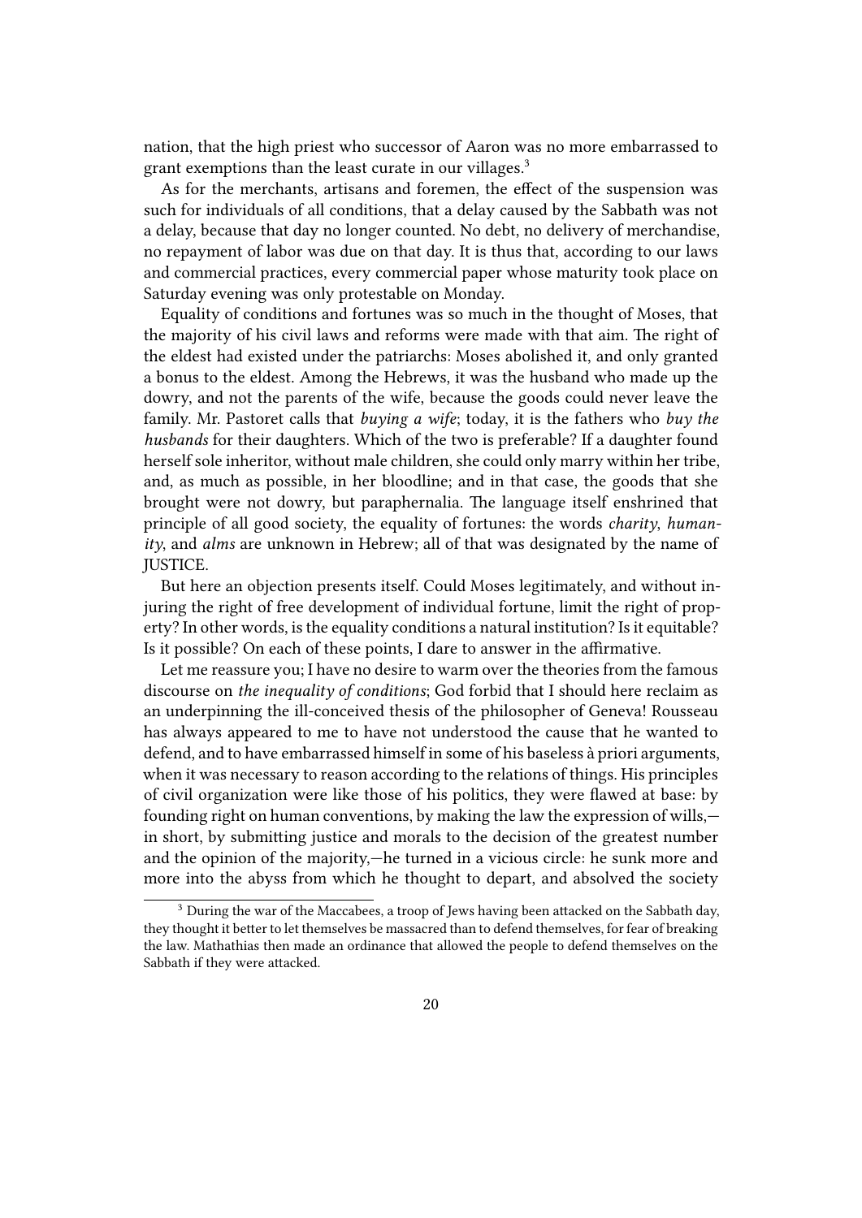nation, that the high priest who successor of Aaron was no more embarrassed to grant exemptions than the least curate in our villages.[3]

As for the merchants, artisans and foremen, the effect of the suspension was such for individuals of all conditions, that a delay caused by the Sabbath was not a delay, because that day no longer counted. No debt, no delivery of merchandise, no repayment of labor was due on that day. It is thus that, according to our laws and commercial practices, every commercial paper whose maturity took place on Saturday evening was only protestable on Monday.

Equality of conditions and fortunes was so much in the thought of Moses, that the majority of his civil laws and reforms were made with that aim. The right of the eldest had existed under the patriarchs: Moses abolished it, and only granted a bonus to the eldest. Among the Hebrews, it was the husband who made up the dowry, and not the parents of the wife, because the goods could never leave the family. Mr. Pastoret calls that *buying a wife*; today, it is the fathers who *buy the husbands* for their daughters. Which of the two is preferable? If a daughter found herself sole inheritor, without male children, she could only marry within her tribe, and, as much as possible, in her bloodline; and in that case, the goods that she brought were not dowry, but paraphernalia. The language itself enshrined that principle of all good society, the equality of fortunes: the words *charity*, *humanity*, and *alms* are unknown in Hebrew; all of that was designated by the name of JUSTICE.

But here an objection presents itself. Could Moses legitimately, and without injuring the right of free development of individual fortune, limit the right of property? In other words, is the equality conditions a natural institution? Is it equitable? Is it possible? On each of these points, I dare to answer in the affirmative.

Let me reassure you; I have no desire to warm over the theories from the famous discourse on *the inequality of conditions*; God forbid that I should here reclaim as an underpinning the ill-conceived thesis of the philosopher of Geneva! Rousseau has always appeared to me to have not understood the cause that he wanted to defend, and to have embarrassed himself in some of his baseless à priori arguments, when it was necessary to reason according to the relations of things. His principles of civil organization were like those of his politics, they were flawed at base: by founding right on human conventions, by making the law the expression of wills,—in short, by submitting justice and morals to the decision of the greatest number and the opinion of the majority,—he turned in a vicious circle: he sunk more and more into the abyss from which he thought to depart, and absolved the society

---

[3] During the war of the Maccabees, a troop of Jews having been attacked on the Sabbath day, they thought it better to let themselves be massacred than to defend themselves, for fear of breaking the law. Mathathias then made an ordinance that allowed the people to defend themselves on the Sabbath if they were attacked.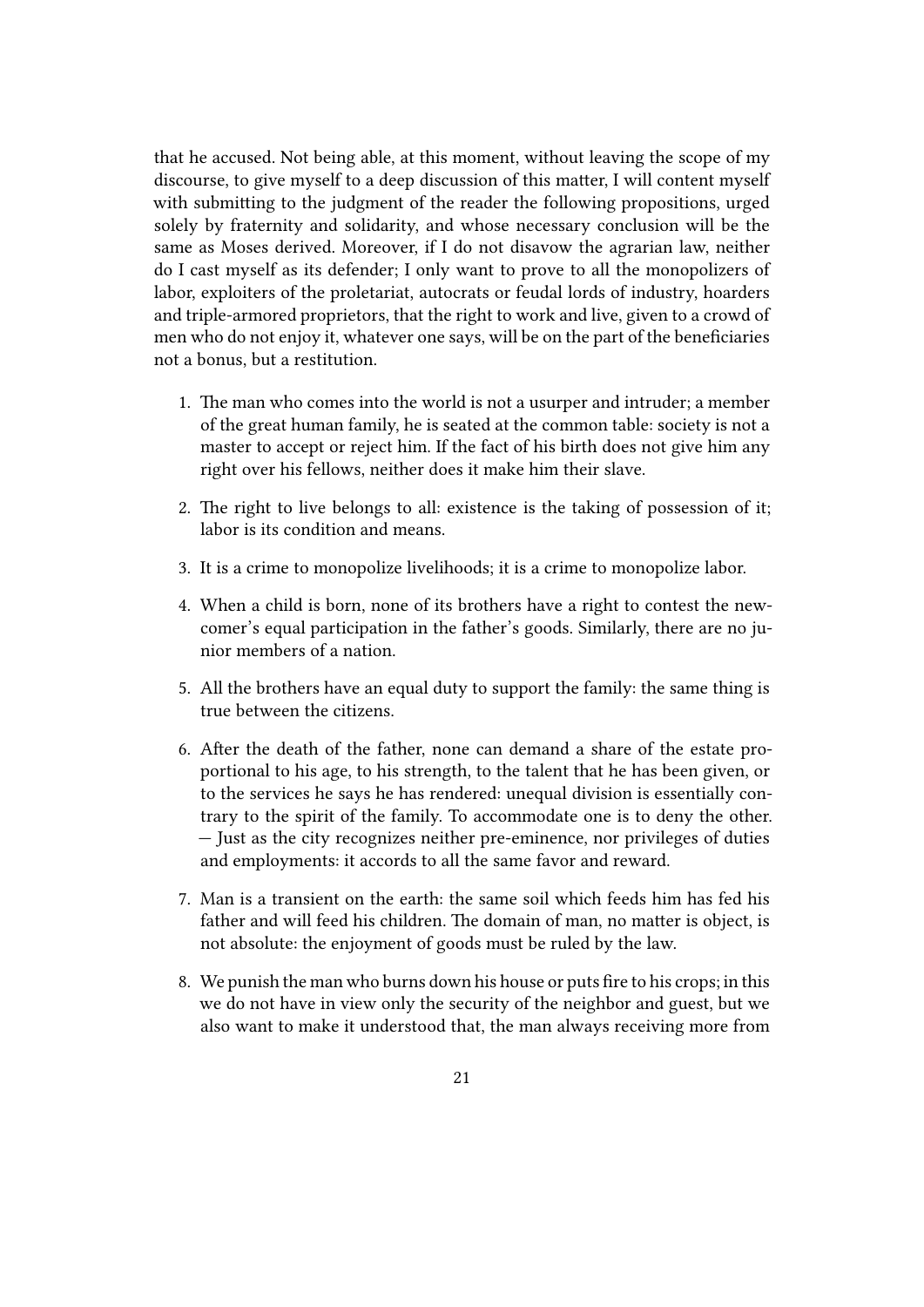that he accused. Not being able, at this moment, without leaving the scope of my discourse, to give myself to a deep discussion of this matter, I will content myself with submitting to the judgment of the reader the following propositions, urged solely by fraternity and solidarity, and whose necessary conclusion will be the same as Moses derived. Moreover, if I do not disavow the agrarian law, neither do I cast myself as its defender; I only want to prove to all the monopolizers of labor, exploiters of the proletariat, autocrats or feudal lords of industry, hoarders and triple-armored proprietors, that the right to work and live, given to a crowd of men who do not enjoy it, whatever one says, will be on the part of the beneficiaries not a bonus, but a restitution.

1. The man who comes into the world is not a usurper and intruder; a member of the great human family, he is seated at the common table: society is not a master to accept or reject him. If the fact of his birth does not give him any right over his fellows, neither does it make him their slave.

2. The right to live belongs to all: existence is the taking of possession of it; labor is its condition and means.

3. It is a crime to monopolize livelihoods; it is a crime to monopolize labor.

4. When a child is born, none of its brothers have a right to contest the newcomer's equal participation in the father's goods. Similarly, there are no junior members of a nation.

5. All the brothers have an equal duty to support the family: the same thing is true between the citizens.

6. After the death of the father, none can demand a share of the estate proportional to his age, to his strength, to the talent that he has been given, or to the services he says he has rendered: unequal division is essentially contrary to the spirit of the family. To accommodate one is to deny the other. — Just as the city recognizes neither pre-eminence, nor privileges of duties and employments: it accords to all the same favor and reward.

7. Man is a transient on the earth: the same soil which feeds him has fed his father and will feed his children. The domain of man, no matter is object, is not absolute: the enjoyment of goods must be ruled by the law.

8. We punish the man who burns down his house or puts fire to his crops; in this we do not have in view only the security of the neighbor and guest, but we also want to make it understood that, the man always receiving more from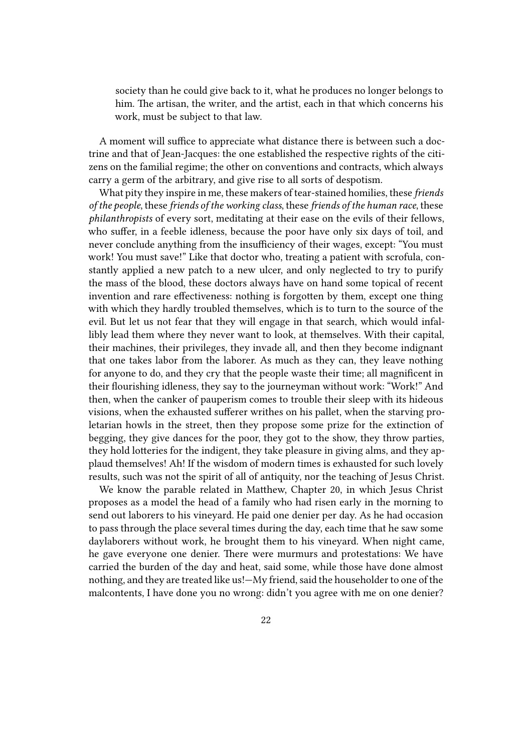> society than he could give back to it, what he produces no longer belongs to him. The artisan, the writer, and the artist, each in that which concerns his work, must be subject to that law.

A moment will suffice to appreciate what distance there is between such a doctrine and that of Jean-Jacques: the one established the respective rights of the citizens on the familial regime; the other on conventions and contracts, which always carry a germ of the arbitrary, and give rise to all sorts of despotism.

What pity they inspire in me, these makers of tear-stained homilies, these *friends of the people*, these *friends of the working class*, these *friends of the human race*, these *philanthropists* of every sort, meditating at their ease on the evils of their fellows, who suffer, in a feeble idleness, because the poor have only six days of toil, and never conclude anything from the insufficiency of their wages, except: "You must work! You must save!" Like that doctor who, treating a patient with scrofula, constantly applied a new patch to a new ulcer, and only neglected to try to purify the mass of the blood, these doctors always have on hand some topical of recent invention and rare effectiveness: nothing is forgotten by them, except one thing with which they hardly troubled themselves, which is to turn to the source of the evil. But let us not fear that they will engage in that search, which would infallibly lead them where they never want to look, at themselves. With their capital, their machines, their privileges, they invade all, and then they become indignant that one takes labor from the laborer. As much as they can, they leave nothing for anyone to do, and they cry that the people waste their time; all magnificent in their flourishing idleness, they say to the journeyman without work: "Work!" And then, when the canker of pauperism comes to trouble their sleep with its hideous visions, when the exhausted sufferer writhes on his pallet, when the starving proletarian howls in the street, then they propose some prize for the extinction of begging, they give dances for the poor, they got to the show, they throw parties, they hold lotteries for the indigent, they take pleasure in giving alms, and they applaud themselves! Ah! If the wisdom of modern times is exhausted for such lovely results, such was not the spirit of all of antiquity, nor the teaching of Jesus Christ.

We know the parable related in Matthew, Chapter 20, in which Jesus Christ proposes as a model the head of a family who had risen early in the morning to send out laborers to his vineyard. He paid one denier per day. As he had occasion to pass through the place several times during the day, each time that he saw some daylaborers without work, he brought them to his vineyard. When night came, he gave everyone one denier. There were murmurs and protestations: We have carried the burden of the day and heat, said some, while those have done almost nothing, and they are treated like us!—My friend, said the householder to one of the malcontents, I have done you no wrong: didn't you agree with me on one denier?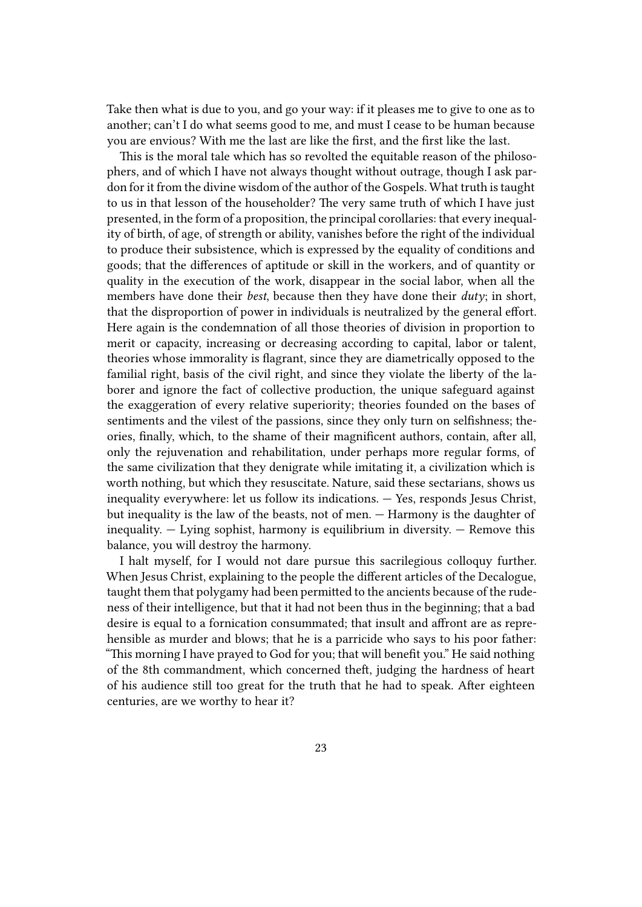Take then what is due to you, and go your way: if it pleases me to give to one as to another; can't I do what seems good to me, and must I cease to be human because you are envious? With me the last are like the first, and the first like the last.

This is the moral tale which has so revolted the equitable reason of the philosophers, and of which I have not always thought without outrage, though I ask pardon for it from the divine wisdom of the author of the Gospels. What truth is taught to us in that lesson of the householder? The very same truth of which I have just presented, in the form of a proposition, the principal corollaries: that every inequality of birth, of age, of strength or ability, vanishes before the right of the individual to produce their subsistence, which is expressed by the equality of conditions and goods; that the differences of aptitude or skill in the workers, and of quantity or quality in the execution of the work, disappear in the social labor, when all the members have done their *best*, because then they have done their *duty*; in short, that the disproportion of power in individuals is neutralized by the general effort. Here again is the condemnation of all those theories of division in proportion to merit or capacity, increasing or decreasing according to capital, labor or talent, theories whose immorality is flagrant, since they are diametrically opposed to the familial right, basis of the civil right, and since they violate the liberty of the laborer and ignore the fact of collective production, the unique safeguard against the exaggeration of every relative superiority; theories founded on the bases of sentiments and the vilest of the passions, since they only turn on selfishness; theories, finally, which, to the shame of their magnificent authors, contain, after all, only the rejuvenation and rehabilitation, under perhaps more regular forms, of the same civilization that they denigrate while imitating it, a civilization which is worth nothing, but which they resuscitate. Nature, said these sectarians, shows us inequality everywhere: let us follow its indications. — Yes, responds Jesus Christ, but inequality is the law of the beasts, not of men. — Harmony is the daughter of inequality. — Lying sophist, harmony is equilibrium in diversity. — Remove this balance, you will destroy the harmony.

I halt myself, for I would not dare pursue this sacrilegious colloquy further. When Jesus Christ, explaining to the people the different articles of the Decalogue, taught them that polygamy had been permitted to the ancients because of the rudeness of their intelligence, but that it had not been thus in the beginning; that a bad desire is equal to a fornication consummated; that insult and affront are as reprehensible as murder and blows; that he is a parricide who says to his poor father: "This morning I have prayed to God for you; that will benefit you." He said nothing of the 8th commandment, which concerned theft, judging the hardness of heart of his audience still too great for the truth that he had to speak. After eighteen centuries, are we worthy to hear it?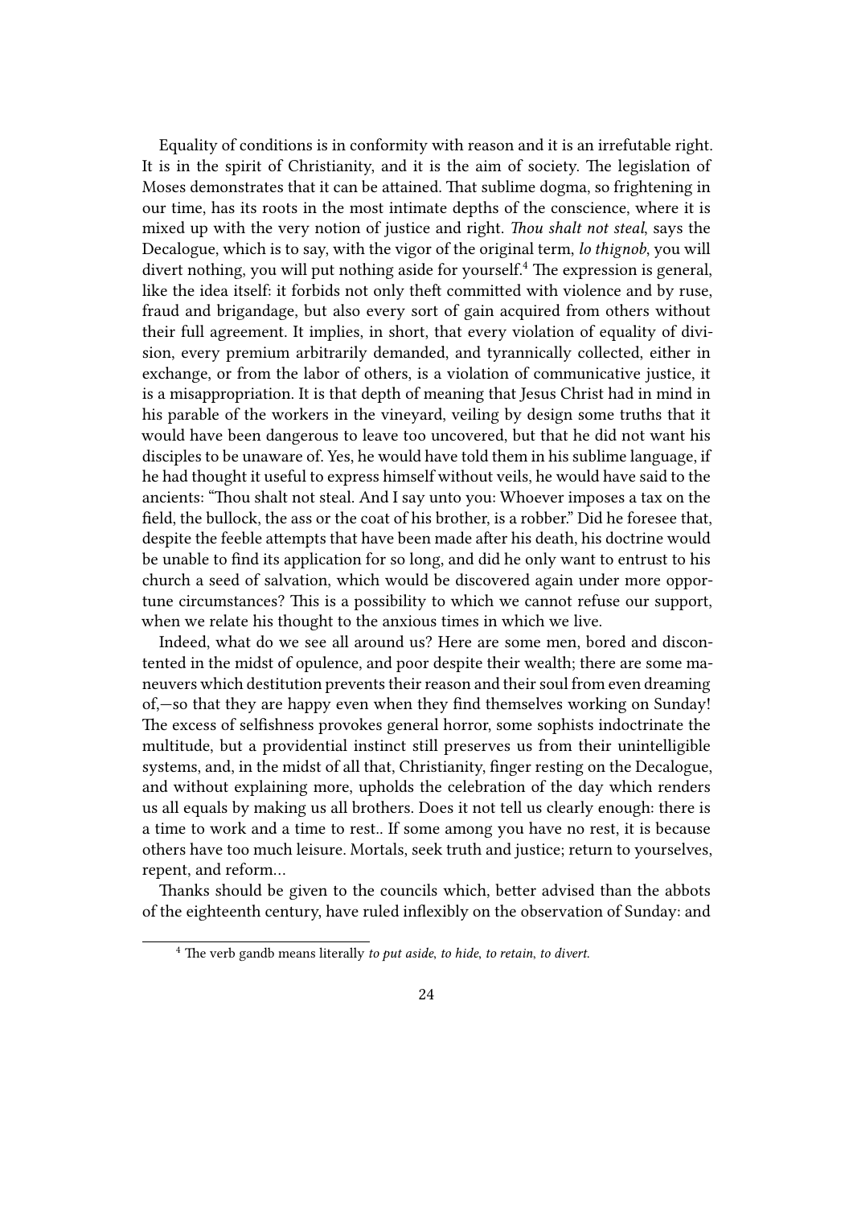Equality of conditions is in conformity with reason and it is an irrefutable right. It is in the spirit of Christianity, and it is the aim of society. The legislation of Moses demonstrates that it can be attained. That sublime dogma, so frightening in our time, has its roots in the most intimate depths of the conscience, where it is mixed up with the very notion of justice and right. *Thou shalt not steal*, says the Decalogue, which is to say, with the vigor of the original term, *lo thignob*, you will divert nothing, you will put nothing aside for yourself.[4] The expression is general, like the idea itself: it forbids not only theft committed with violence and by ruse, fraud and brigandage, but also every sort of gain acquired from others without their full agreement. It implies, in short, that every violation of equality of division, every premium arbitrarily demanded, and tyrannically collected, either in exchange, or from the labor of others, is a violation of communicative justice, it is a misappropriation. It is that depth of meaning that Jesus Christ had in mind in his parable of the workers in the vineyard, veiling by design some truths that it would have been dangerous to leave too uncovered, but that he did not want his disciples to be unaware of. Yes, he would have told them in his sublime language, if he had thought it useful to express himself without veils, he would have said to the ancients: "Thou shalt not steal. And I say unto you: Whoever imposes a tax on the field, the bullock, the ass or the coat of his brother, is a robber." Did he foresee that, despite the feeble attempts that have been made after his death, his doctrine would be unable to find its application for so long, and did he only want to entrust to his church a seed of salvation, which would be discovered again under more opportune circumstances? This is a possibility to which we cannot refuse our support, when we relate his thought to the anxious times in which we live.

Indeed, what do we see all around us? Here are some men, bored and discontented in the midst of opulence, and poor despite their wealth; there are some maneuvers which destitution prevents their reason and their soul from even dreaming of,—so that they are happy even when they find themselves working on Sunday! The excess of selfishness provokes general horror, some sophists indoctrinate the multitude, but a providential instinct still preserves us from their unintelligible systems, and, in the midst of all that, Christianity, finger resting on the Decalogue, and without explaining more, upholds the celebration of the day which renders us all equals by making us all brothers. Does it not tell us clearly enough: there is a time to work and a time to rest.. If some among you have no rest, it is because others have too much leisure. Mortals, seek truth and justice; return to yourselves, repent, and reform…

Thanks should be given to the councils which, better advised than the abbots of the eighteenth century, have ruled inflexibly on the observation of Sunday: and

[4] The verb gandb means literally *to put aside, to hide, to retain, to divert.*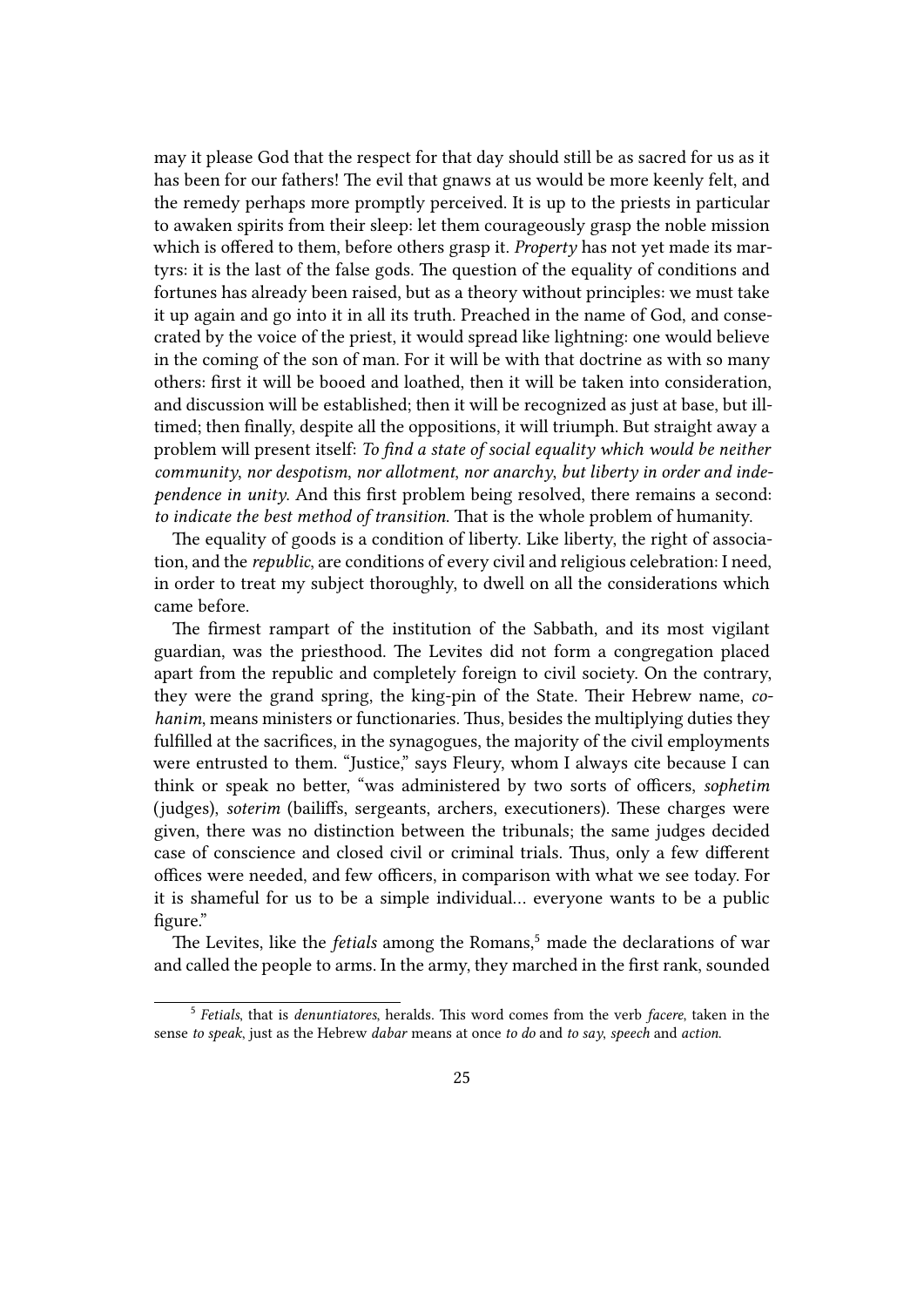may it please God that the respect for that day should still be as sacred for us as it has been for our fathers! The evil that gnaws at us would be more keenly felt, and the remedy perhaps more promptly perceived. It is up to the priests in particular to awaken spirits from their sleep: let them courageously grasp the noble mission which is offered to them, before others grasp it. *Property* has not yet made its martyrs: it is the last of the false gods. The question of the equality of conditions and fortunes has already been raised, but as a theory without principles: we must take it up again and go into it in all its truth. Preached in the name of God, and consecrated by the voice of the priest, it would spread like lightning: one would believe in the coming of the son of man. For it will be with that doctrine as with so many others: first it will be booed and loathed, then it will be taken into consideration, and discussion will be established; then it will be recognized as just at base, but ill-timed; then finally, despite all the oppositions, it will triumph. But straight away a problem will present itself: *To find a state of social equality which would be neither community, nor despotism, nor allotment, nor anarchy, but liberty in order and independence in unity*. And this first problem being resolved, there remains a second: *to indicate the best method of transition*. That is the whole problem of humanity.

The equality of goods is a condition of liberty. Like liberty, the right of association, and the *republic*, are conditions of every civil and religious celebration: I need, in order to treat my subject thoroughly, to dwell on all the considerations which came before.

The firmest rampart of the institution of the Sabbath, and its most vigilant guardian, was the priesthood. The Levites did not form a congregation placed apart from the republic and completely foreign to civil society. On the contrary, they were the grand spring, the king-pin of the State. Their Hebrew name, *cohanim*, means ministers or functionaries. Thus, besides the multiplying duties they fulfilled at the sacrifices, in the synagogues, the majority of the civil employments were entrusted to them. "Justice," says Fleury, whom I always cite because I can think or speak no better, "was administered by two sorts of officers, *sophetim* (judges), *soterim* (bailiffs, sergeants, archers, executioners). These charges were given, there was no distinction between the tribunals; the same judges decided case of conscience and closed civil or criminal trials. Thus, only a few different offices were needed, and few officers, in comparison with what we see today. For it is shameful for us to be a simple individual… everyone wants to be a public figure."

The Levites, like the *fetials* among the Romans,[5] made the declarations of war and called the people to arms. In the army, they marched in the first rank, sounded

---

[5] *Fetials*, that is *denuntiatores*, heralds. This word comes from the verb *facere*, taken in the sense *to speak*, just as the Hebrew *dabar* means at once *to do* and *to say*, *speech* and *action*.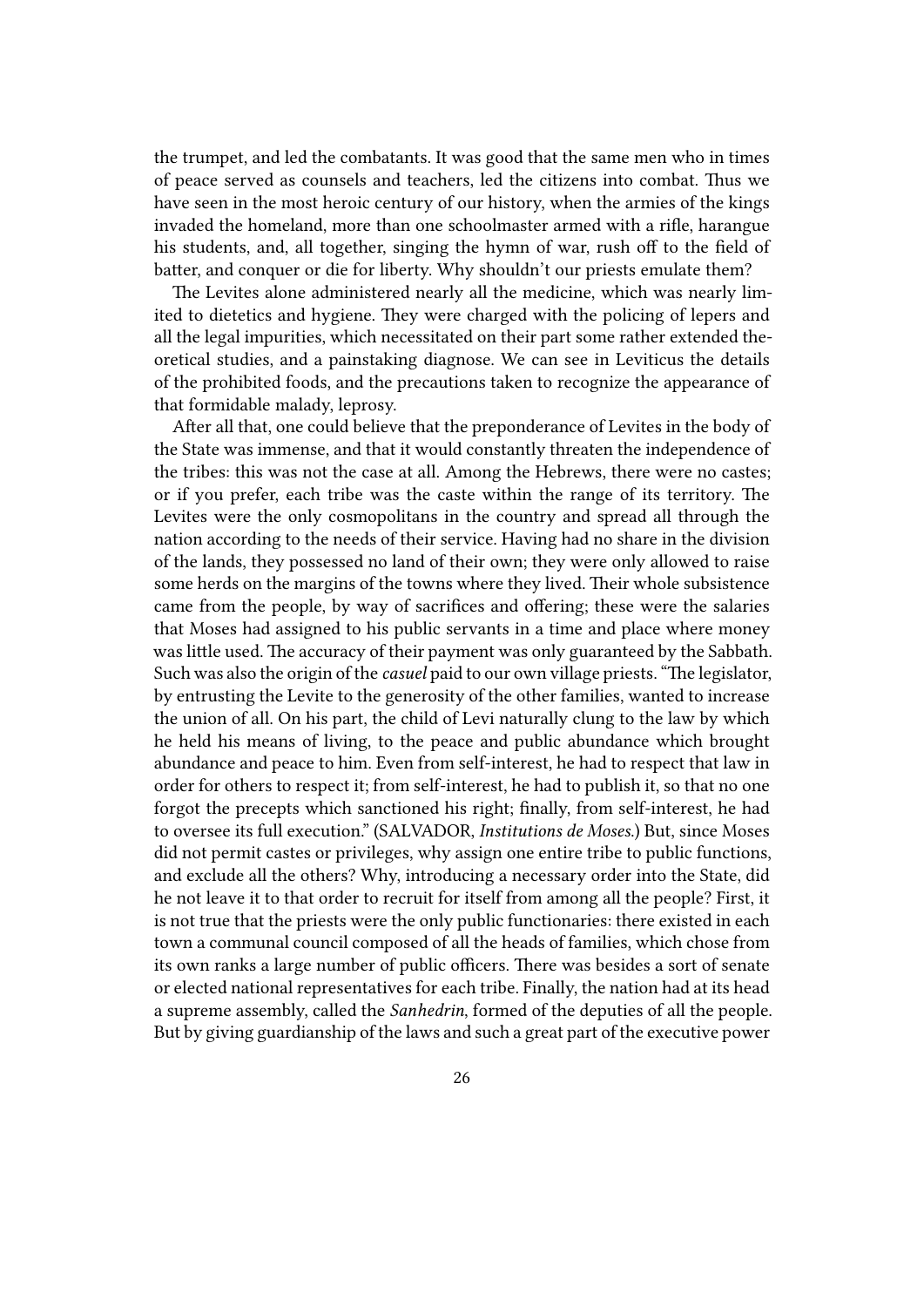the trumpet, and led the combatants. It was good that the same men who in times of peace served as counsels and teachers, led the citizens into combat. Thus we have seen in the most heroic century of our history, when the armies of the kings invaded the homeland, more than one schoolmaster armed with a rifle, harangue his students, and, all together, singing the hymn of war, rush off to the field of batter, and conquer or die for liberty. Why shouldn't our priests emulate them?

The Levites alone administered nearly all the medicine, which was nearly limited to dietetics and hygiene. They were charged with the policing of lepers and all the legal impurities, which necessitated on their part some rather extended theoretical studies, and a painstaking diagnose. We can see in Leviticus the details of the prohibited foods, and the precautions taken to recognize the appearance of that formidable malady, leprosy.

After all that, one could believe that the preponderance of Levites in the body of the State was immense, and that it would constantly threaten the independence of the tribes: this was not the case at all. Among the Hebrews, there were no castes; or if you prefer, each tribe was the caste within the range of its territory. The Levites were the only cosmopolitans in the country and spread all through the nation according to the needs of their service. Having had no share in the division of the lands, they possessed no land of their own; they were only allowed to raise some herds on the margins of the towns where they lived. Their whole subsistence came from the people, by way of sacrifices and offering; these were the salaries that Moses had assigned to his public servants in a time and place where money was little used. The accuracy of their payment was only guaranteed by the Sabbath. Such was also the origin of the *casuel* paid to our own village priests. "The legislator, by entrusting the Levite to the generosity of the other families, wanted to increase the union of all. On his part, the child of Levi naturally clung to the law by which he held his means of living, to the peace and public abundance which brought abundance and peace to him. Even from self-interest, he had to respect that law in order for others to respect it; from self-interest, he had to publish it, so that no one forgot the precepts which sanctioned his right; finally, from self-interest, he had to oversee its full execution." (SALVADOR, *Institutions de Moses*.) But, since Moses did not permit castes or privileges, why assign one entire tribe to public functions, and exclude all the others? Why, introducing a necessary order into the State, did he not leave it to that order to recruit for itself from among all the people? First, it is not true that the priests were the only public functionaries: there existed in each town a communal council composed of all the heads of families, which chose from its own ranks a large number of public officers. There was besides a sort of senate or elected national representatives for each tribe. Finally, the nation had at its head a supreme assembly, called the *Sanhedrin*, formed of the deputies of all the people. But by giving guardianship of the laws and such a great part of the executive power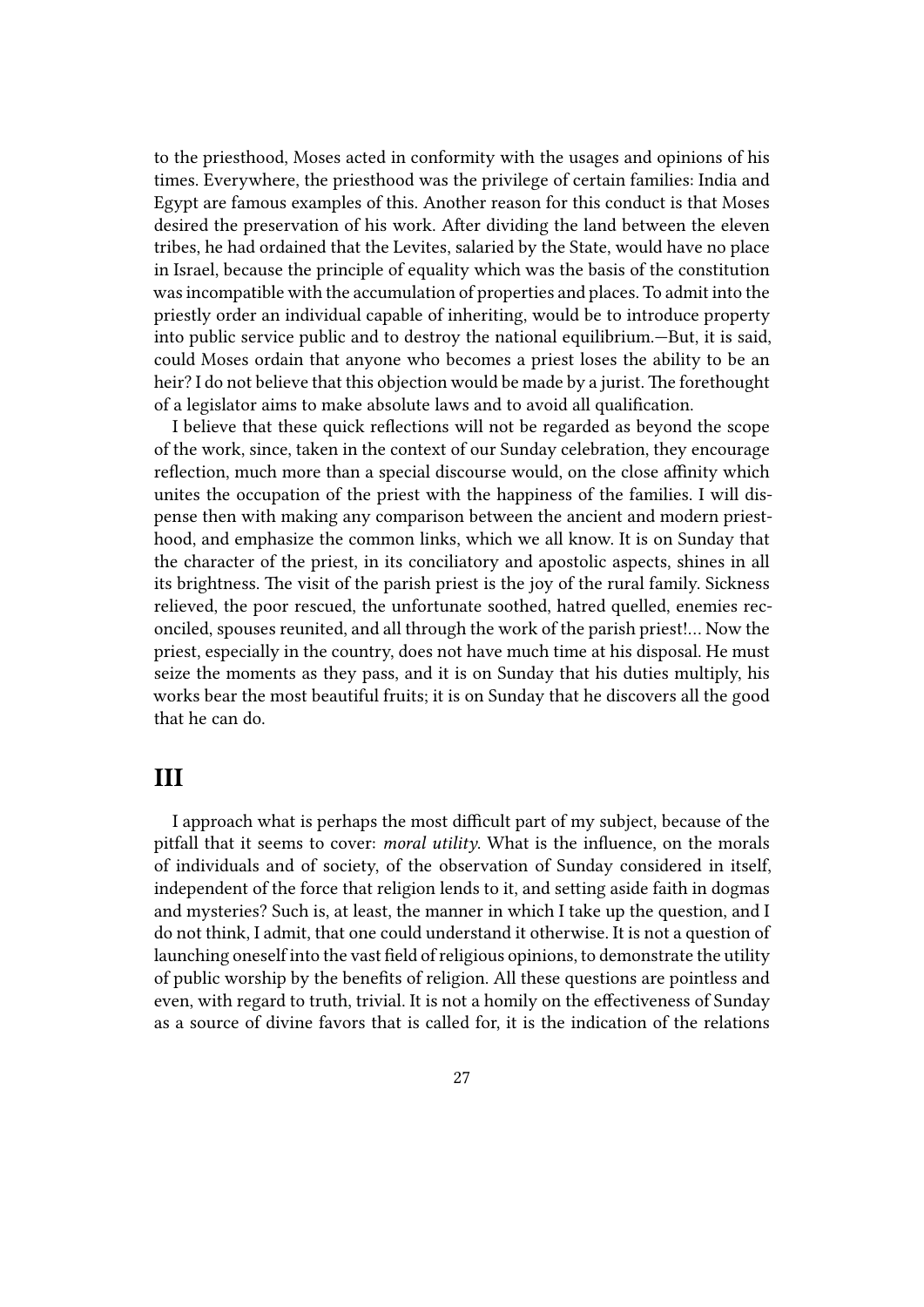to the priesthood, Moses acted in conformity with the usages and opinions of his times. Everywhere, the priesthood was the privilege of certain families: India and Egypt are famous examples of this. Another reason for this conduct is that Moses desired the preservation of his work. After dividing the land between the eleven tribes, he had ordained that the Levites, salaried by the State, would have no place in Israel, because the principle of equality which was the basis of the constitution was incompatible with the accumulation of properties and places. To admit into the priestly order an individual capable of inheriting, would be to introduce property into public service public and to destroy the national equilibrium.—But, it is said, could Moses ordain that anyone who becomes a priest loses the ability to be an heir? I do not believe that this objection would be made by a jurist. The forethought of a legislator aims to make absolute laws and to avoid all qualification.

I believe that these quick reflections will not be regarded as beyond the scope of the work, since, taken in the context of our Sunday celebration, they encourage reflection, much more than a special discourse would, on the close affinity which unites the occupation of the priest with the happiness of the families. I will dispense then with making any comparison between the ancient and modern priesthood, and emphasize the common links, which we all know. It is on Sunday that the character of the priest, in its conciliatory and apostolic aspects, shines in all its brightness. The visit of the parish priest is the joy of the rural family. Sickness relieved, the poor rescued, the unfortunate soothed, hatred quelled, enemies reconciled, spouses reunited, and all through the work of the parish priest!… Now the priest, especially in the country, does not have much time at his disposal. He must seize the moments as they pass, and it is on Sunday that his duties multiply, his works bear the most beautiful fruits; it is on Sunday that he discovers all the good that he can do.

## III

I approach what is perhaps the most difficult part of my subject, because of the pitfall that it seems to cover: *moral utility*. What is the influence, on the morals of individuals and of society, of the observation of Sunday considered in itself, independent of the force that religion lends to it, and setting aside faith in dogmas and mysteries? Such is, at least, the manner in which I take up the question, and I do not think, I admit, that one could understand it otherwise. It is not a question of launching oneself into the vast field of religious opinions, to demonstrate the utility of public worship by the benefits of religion. All these questions are pointless and even, with regard to truth, trivial. It is not a homily on the effectiveness of Sunday as a source of divine favors that is called for, it is the indication of the relations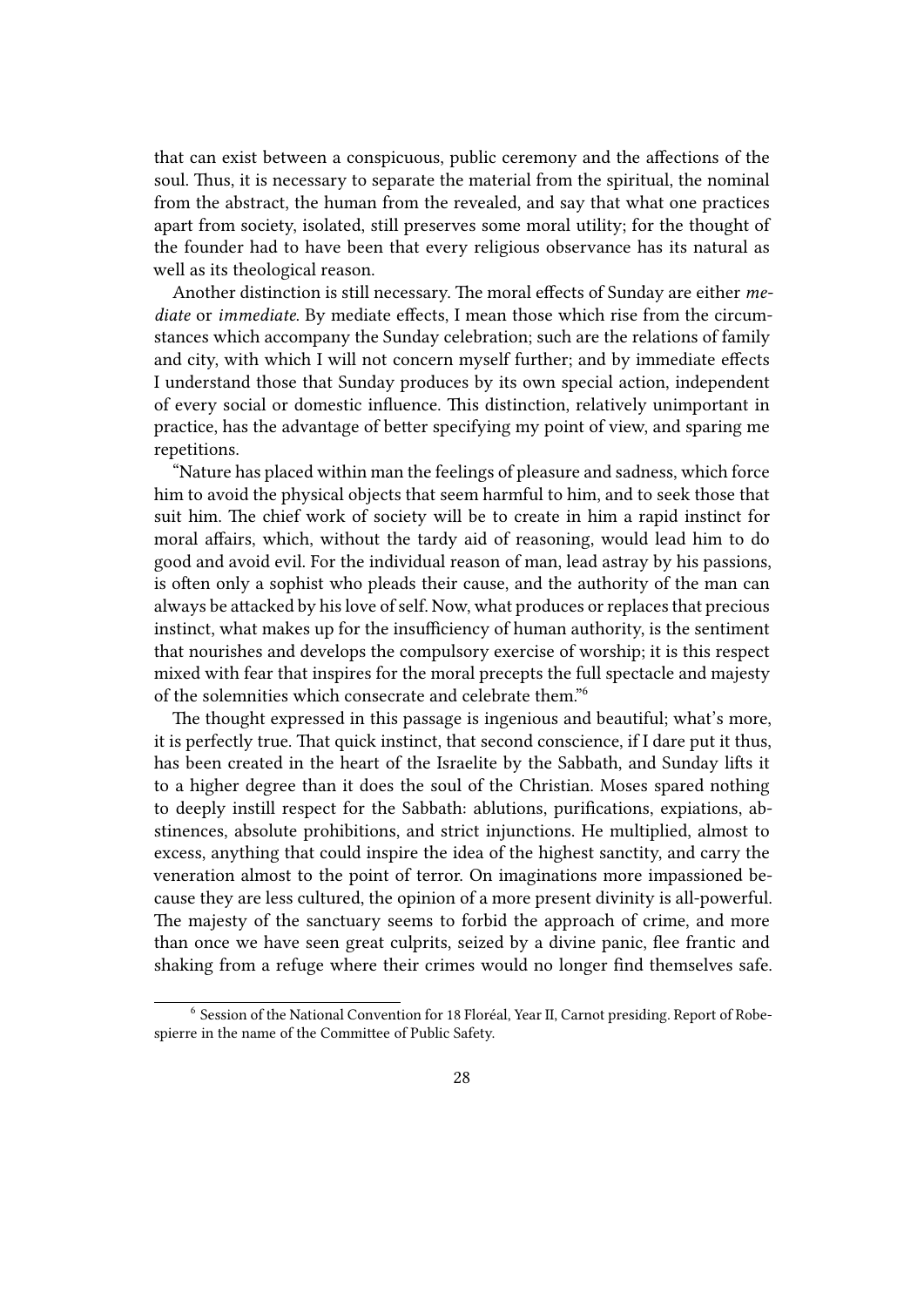that can exist between a conspicuous, public ceremony and the affections of the soul. Thus, it is necessary to separate the material from the spiritual, the nominal from the abstract, the human from the revealed, and say that what one practices apart from society, isolated, still preserves some moral utility; for the thought of the founder had to have been that every religious observance has its natural as well as its theological reason.

Another distinction is still necessary. The moral effects of Sunday are either *mediate* or *immediate*. By mediate effects, I mean those which rise from the circumstances which accompany the Sunday celebration; such are the relations of family and city, with which I will not concern myself further; and by immediate effects I understand those that Sunday produces by its own special action, independent of every social or domestic influence. This distinction, relatively unimportant in practice, has the advantage of better specifying my point of view, and sparing me repetitions.

"Nature has placed within man the feelings of pleasure and sadness, which force him to avoid the physical objects that seem harmful to him, and to seek those that suit him. The chief work of society will be to create in him a rapid instinct for moral affairs, which, without the tardy aid of reasoning, would lead him to do good and avoid evil. For the individual reason of man, lead astray by his passions, is often only a sophist who pleads their cause, and the authority of the man can always be attacked by his love of self. Now, what produces or replaces that precious instinct, what makes up for the insufficiency of human authority, is the sentiment that nourishes and develops the compulsory exercise of worship; it is this respect mixed with fear that inspires for the moral precepts the full spectacle and majesty of the solemnities which consecrate and celebrate them."[6]

The thought expressed in this passage is ingenious and beautiful; what's more, it is perfectly true. That quick instinct, that second conscience, if I dare put it thus, has been created in the heart of the Israelite by the Sabbath, and Sunday lifts it to a higher degree than it does the soul of the Christian. Moses spared nothing to deeply instill respect for the Sabbath: ablutions, purifications, expiations, abstinences, absolute prohibitions, and strict injunctions. He multiplied, almost to excess, anything that could inspire the idea of the highest sanctity, and carry the veneration almost to the point of terror. On imaginations more impassioned because they are less cultured, the opinion of a more present divinity is all-powerful. The majesty of the sanctuary seems to forbid the approach of crime, and more than once we have seen great culprits, seized by a divine panic, flee frantic and shaking from a refuge where their crimes would no longer find themselves safe.

[6] Session of the National Convention for 18 Floréal, Year II, Carnot presiding. Report of Robespierre in the name of the Committee of Public Safety.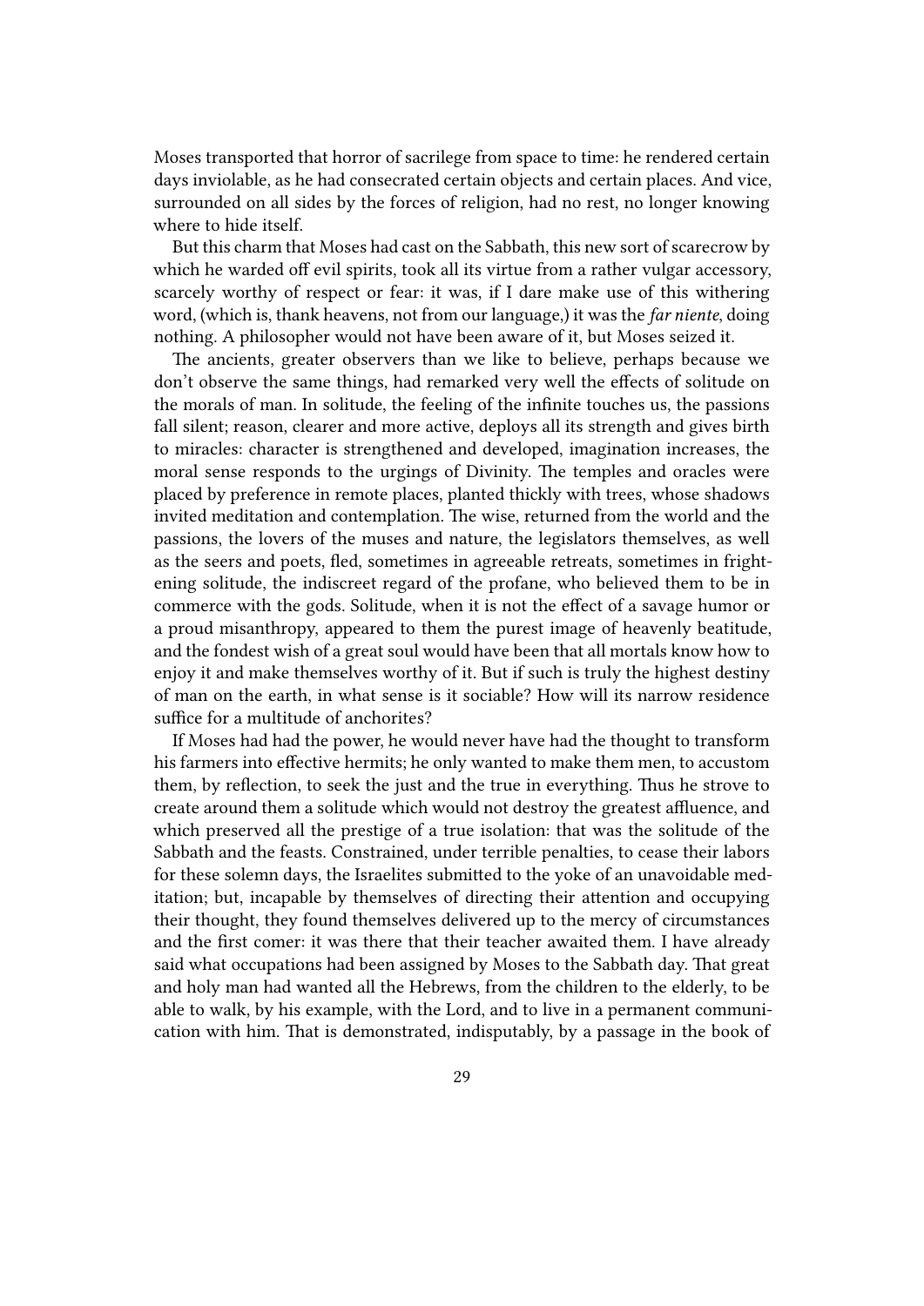Moses transported that horror of sacrilege from space to time: he rendered certain days inviolable, as he had consecrated certain objects and certain places. And vice, surrounded on all sides by the forces of religion, had no rest, no longer knowing where to hide itself.

But this charm that Moses had cast on the Sabbath, this new sort of scarecrow by which he warded off evil spirits, took all its virtue from a rather vulgar accessory, scarcely worthy of respect or fear: it was, if I dare make use of this withering word, (which is, thank heavens, not from our language,) it was the *far niente*, doing nothing. A philosopher would not have been aware of it, but Moses seized it.

The ancients, greater observers than we like to believe, perhaps because we don't observe the same things, had remarked very well the effects of solitude on the morals of man. In solitude, the feeling of the infinite touches us, the passions fall silent; reason, clearer and more active, deploys all its strength and gives birth to miracles: character is strengthened and developed, imagination increases, the moral sense responds to the urgings of Divinity. The temples and oracles were placed by preference in remote places, planted thickly with trees, whose shadows invited meditation and contemplation. The wise, returned from the world and the passions, the lovers of the muses and nature, the legislators themselves, as well as the seers and poets, fled, sometimes in agreeable retreats, sometimes in frightening solitude, the indiscreet regard of the profane, who believed them to be in commerce with the gods. Solitude, when it is not the effect of a savage humor or a proud misanthropy, appeared to them the purest image of heavenly beatitude, and the fondest wish of a great soul would have been that all mortals know how to enjoy it and make themselves worthy of it. But if such is truly the highest destiny of man on the earth, in what sense is it sociable? How will its narrow residence suffice for a multitude of anchorites?

If Moses had had the power, he would never have had the thought to transform his farmers into effective hermits; he only wanted to make them men, to accustom them, by reflection, to seek the just and the true in everything. Thus he strove to create around them a solitude which would not destroy the greatest affluence, and which preserved all the prestige of a true isolation: that was the solitude of the Sabbath and the feasts. Constrained, under terrible penalties, to cease their labors for these solemn days, the Israelites submitted to the yoke of an unavoidable meditation; but, incapable by themselves of directing their attention and occupying their thought, they found themselves delivered up to the mercy of circumstances and the first comer: it was there that their teacher awaited them. I have already said what occupations had been assigned by Moses to the Sabbath day. That great and holy man had wanted all the Hebrews, from the children to the elderly, to be able to walk, by his example, with the Lord, and to live in a permanent communication with him. That is demonstrated, indisputably, by a passage in the book of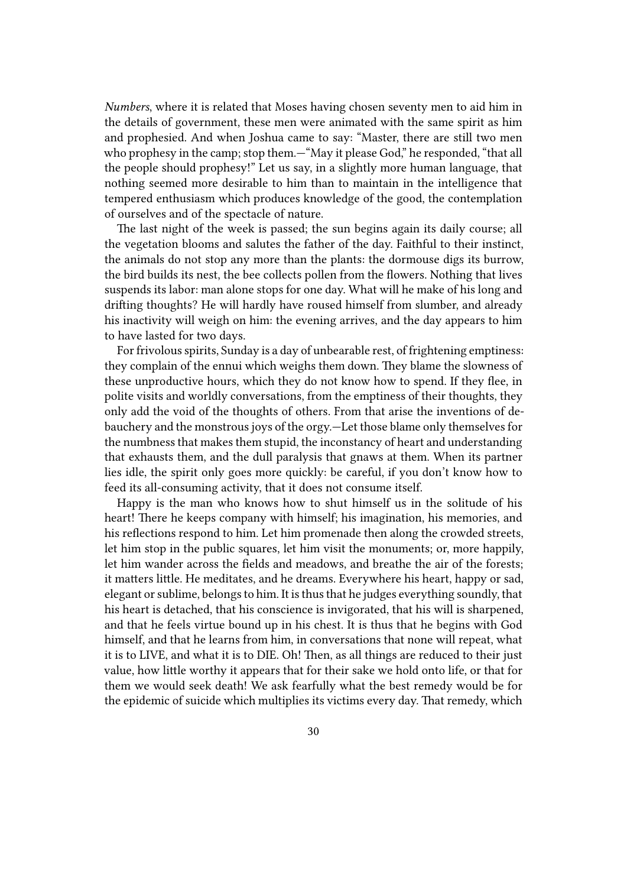*Numbers*, where it is related that Moses having chosen seventy men to aid him in the details of government, these men were animated with the same spirit as him and prophesied. And when Joshua came to say: "Master, there are still two men who prophesy in the camp; stop them.—"May it please God," he responded, "that all the people should prophesy!" Let us say, in a slightly more human language, that nothing seemed more desirable to him than to maintain in the intelligence that tempered enthusiasm which produces knowledge of the good, the contemplation of ourselves and of the spectacle of nature.

The last night of the week is passed; the sun begins again its daily course; all the vegetation blooms and salutes the father of the day. Faithful to their instinct, the animals do not stop any more than the plants: the dormouse digs its burrow, the bird builds its nest, the bee collects pollen from the flowers. Nothing that lives suspends its labor: man alone stops for one day. What will he make of his long and drifting thoughts? He will hardly have roused himself from slumber, and already his inactivity will weigh on him: the evening arrives, and the day appears to him to have lasted for two days.

For frivolous spirits, Sunday is a day of unbearable rest, of frightening emptiness: they complain of the ennui which weighs them down. They blame the slowness of these unproductive hours, which they do not know how to spend. If they flee, in polite visits and worldly conversations, from the emptiness of their thoughts, they only add the void of the thoughts of others. From that arise the inventions of debauchery and the monstrous joys of the orgy.—Let those blame only themselves for the numbness that makes them stupid, the inconstancy of heart and understanding that exhausts them, and the dull paralysis that gnaws at them. When its partner lies idle, the spirit only goes more quickly: be careful, if you don't know how to feed its all-consuming activity, that it does not consume itself.

Happy is the man who knows how to shut himself us in the solitude of his heart! There he keeps company with himself; his imagination, his memories, and his reflections respond to him. Let him promenade then along the crowded streets, let him stop in the public squares, let him visit the monuments; or, more happily, let him wander across the fields and meadows, and breathe the air of the forests; it matters little. He meditates, and he dreams. Everywhere his heart, happy or sad, elegant or sublime, belongs to him. It is thus that he judges everything soundly, that his heart is detached, that his conscience is invigorated, that his will is sharpened, and that he feels virtue bound up in his chest. It is thus that he begins with God himself, and that he learns from him, in conversations that none will repeat, what it is to LIVE, and what it is to DIE. Oh! Then, as all things are reduced to their just value, how little worthy it appears that for their sake we hold onto life, or that for them we would seek death! We ask fearfully what the best remedy would be for the epidemic of suicide which multiplies its victims every day. That remedy, which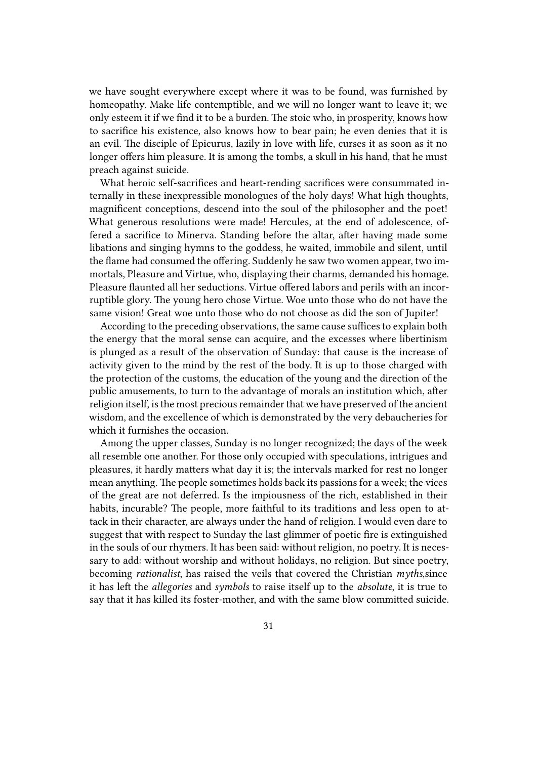we have sought everywhere except where it was to be found, was furnished by homeopathy. Make life contemptible, and we will no longer want to leave it; we only esteem it if we find it to be a burden. The stoic who, in prosperity, knows how to sacrifice his existence, also knows how to bear pain; he even denies that it is an evil. The disciple of Epicurus, lazily in love with life, curses it as soon as it no longer offers him pleasure. It is among the tombs, a skull in his hand, that he must preach against suicide.

What heroic self-sacrifices and heart-rending sacrifices were consummated internally in these inexpressible monologues of the holy days! What high thoughts, magnificent conceptions, descend into the soul of the philosopher and the poet! What generous resolutions were made! Hercules, at the end of adolescence, offered a sacrifice to Minerva. Standing before the altar, after having made some libations and singing hymns to the goddess, he waited, immobile and silent, until the flame had consumed the offering. Suddenly he saw two women appear, two immortals, Pleasure and Virtue, who, displaying their charms, demanded his homage. Pleasure flaunted all her seductions. Virtue offered labors and perils with an incorruptible glory. The young hero chose Virtue. Woe unto those who do not have the same vision! Great woe unto those who do not choose as did the son of Jupiter!

According to the preceding observations, the same cause suffices to explain both the energy that the moral sense can acquire, and the excesses where libertinism is plunged as a result of the observation of Sunday: that cause is the increase of activity given to the mind by the rest of the body. It is up to those charged with the protection of the customs, the education of the young and the direction of the public amusements, to turn to the advantage of morals an institution which, after religion itself, is the most precious remainder that we have preserved of the ancient wisdom, and the excellence of which is demonstrated by the very debaucheries for which it furnishes the occasion.

Among the upper classes, Sunday is no longer recognized; the days of the week all resemble one another. For those only occupied with speculations, intrigues and pleasures, it hardly matters what day it is; the intervals marked for rest no longer mean anything. The people sometimes holds back its passions for a week; the vices of the great are not deferred. Is the impiousness of the rich, established in their habits, incurable? The people, more faithful to its traditions and less open to attack in their character, are always under the hand of religion. I would even dare to suggest that with respect to Sunday the last glimmer of poetic fire is extinguished in the souls of our rhymers. It has been said: without religion, no poetry. It is necessary to add: without worship and without holidays, no religion. But since poetry, becoming *rationalist*, has raised the veils that covered the Christian *myths*,since it has left the *allegories* and *symbols* to raise itself up to the *absolute*, it is true to say that it has killed its foster-mother, and with the same blow committed suicide.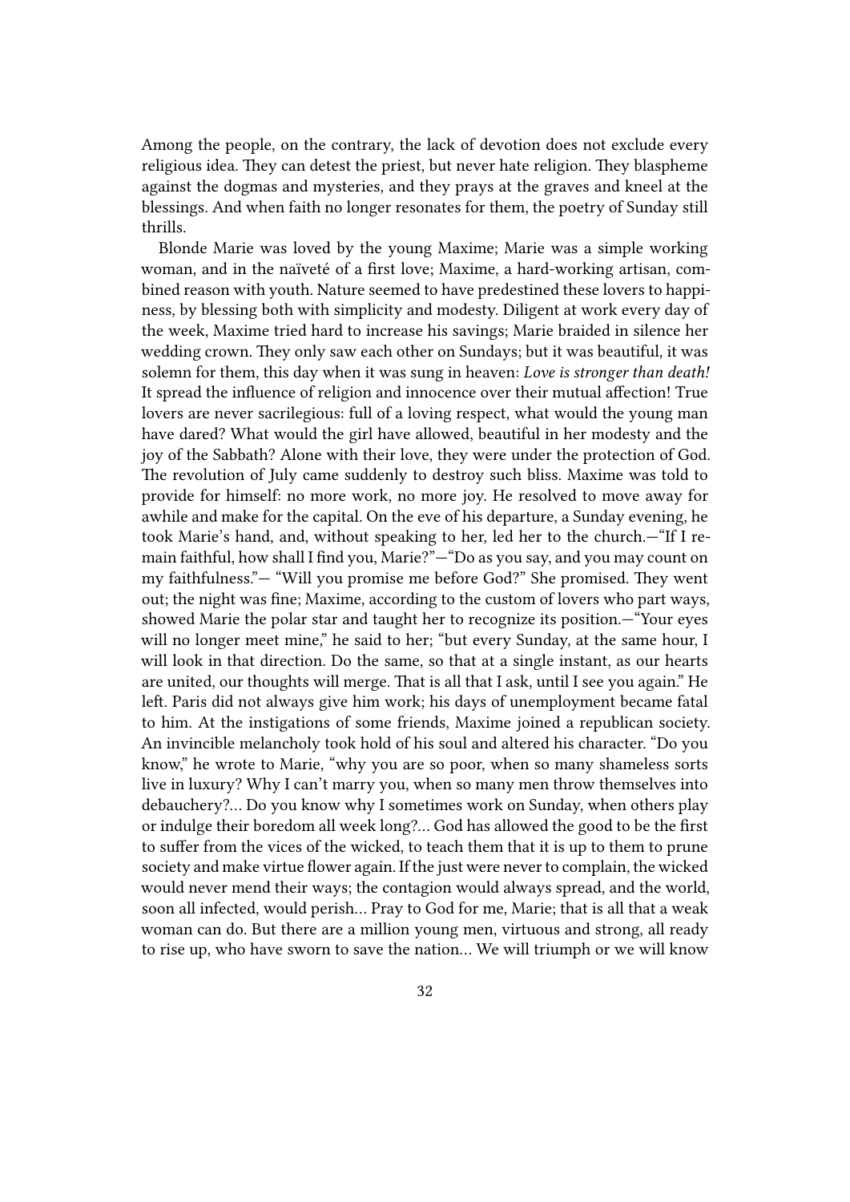Among the people, on the contrary, the lack of devotion does not exclude every religious idea. They can detest the priest, but never hate religion. They blaspheme against the dogmas and mysteries, and they prays at the graves and kneel at the blessings. And when faith no longer resonates for them, the poetry of Sunday still thrills.

Blonde Marie was loved by the young Maxime; Marie was a simple working woman, and in the naïveté of a first love; Maxime, a hard-working artisan, combined reason with youth. Nature seemed to have predestined these lovers to happiness, by blessing both with simplicity and modesty. Diligent at work every day of the week, Maxime tried hard to increase his savings; Marie braided in silence her wedding crown. They only saw each other on Sundays; but it was beautiful, it was solemn for them, this day when it was sung in heaven: *Love is stronger than death!* It spread the influence of religion and innocence over their mutual affection! True lovers are never sacrilegious: full of a loving respect, what would the young man have dared? What would the girl have allowed, beautiful in her modesty and the joy of the Sabbath? Alone with their love, they were under the protection of God. The revolution of July came suddenly to destroy such bliss. Maxime was told to provide for himself: no more work, no more joy. He resolved to move away for awhile and make for the capital. On the eve of his departure, a Sunday evening, he took Marie's hand, and, without speaking to her, led her to the church.—"If I remain faithful, how shall I find you, Marie?"—"Do as you say, and you may count on my faithfulness."— "Will you promise me before God?" She promised. They went out; the night was fine; Maxime, according to the custom of lovers who part ways, showed Marie the polar star and taught her to recognize its position.—"Your eyes will no longer meet mine," he said to her; "but every Sunday, at the same hour, I will look in that direction. Do the same, so that at a single instant, as our hearts are united, our thoughts will merge. That is all that I ask, until I see you again." He left. Paris did not always give him work; his days of unemployment became fatal to him. At the instigations of some friends, Maxime joined a republican society. An invincible melancholy took hold of his soul and altered his character. "Do you know," he wrote to Marie, "why you are so poor, when so many shameless sorts live in luxury? Why I can't marry you, when so many men throw themselves into debauchery?… Do you know why I sometimes work on Sunday, when others play or indulge their boredom all week long?… God has allowed the good to be the first to suffer from the vices of the wicked, to teach them that it is up to them to prune society and make virtue flower again. If the just were never to complain, the wicked would never mend their ways; the contagion would always spread, and the world, soon all infected, would perish… Pray to God for me, Marie; that is all that a weak woman can do. But there are a million young men, virtuous and strong, all ready to rise up, who have sworn to save the nation… We will triumph or we will know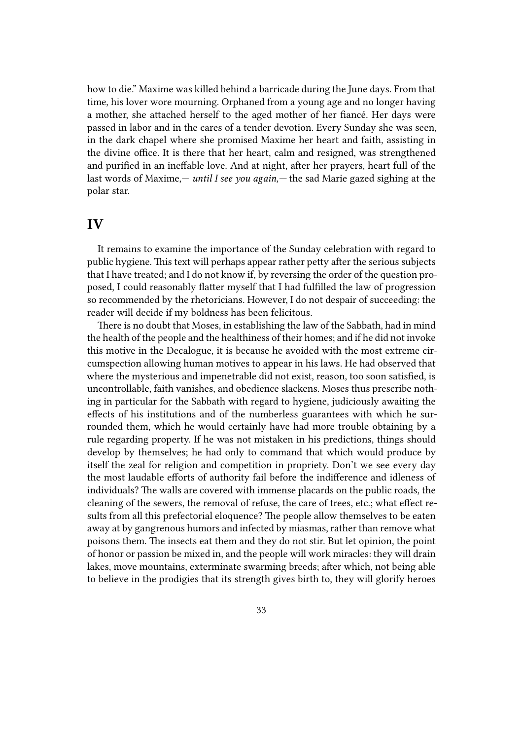how to die." Maxime was killed behind a barricade during the June days. From that time, his lover wore mourning. Orphaned from a young age and no longer having a mother, she attached herself to the aged mother of her fiancé. Her days were passed in labor and in the cares of a tender devotion. Every Sunday she was seen, in the dark chapel where she promised Maxime her heart and faith, assisting in the divine office. It is there that her heart, calm and resigned, was strengthened and purified in an ineffable love. And at night, after her prayers, heart full of the last words of Maxime,— *until I see you again,*— the sad Marie gazed sighing at the polar star.

## IV

It remains to examine the importance of the Sunday celebration with regard to public hygiene. This text will perhaps appear rather petty after the serious subjects that I have treated; and I do not know if, by reversing the order of the question proposed, I could reasonably flatter myself that I had fulfilled the law of progression so recommended by the rhetoricians. However, I do not despair of succeeding: the reader will decide if my boldness has been felicitous.

There is no doubt that Moses, in establishing the law of the Sabbath, had in mind the health of the people and the healthiness of their homes; and if he did not invoke this motive in the Decalogue, it is because he avoided with the most extreme circumspection allowing human motives to appear in his laws. He had observed that where the mysterious and impenetrable did not exist, reason, too soon satisfied, is uncontrollable, faith vanishes, and obedience slackens. Moses thus prescribe nothing in particular for the Sabbath with regard to hygiene, judiciously awaiting the effects of his institutions and of the numberless guarantees with which he surrounded them, which he would certainly have had more trouble obtaining by a rule regarding property. If he was not mistaken in his predictions, things should develop by themselves; he had only to command that which would produce by itself the zeal for religion and competition in propriety. Don't we see every day the most laudable efforts of authority fail before the indifference and idleness of individuals? The walls are covered with immense placards on the public roads, the cleaning of the sewers, the removal of refuse, the care of trees, etc.; what effect results from all this prefectorial eloquence? The people allow themselves to be eaten away at by gangrenous humors and infected by miasmas, rather than remove what poisons them. The insects eat them and they do not stir. But let opinion, the point of honor or passion be mixed in, and the people will work miracles: they will drain lakes, move mountains, exterminate swarming breeds; after which, not being able to believe in the prodigies that its strength gives birth to, they will glorify heroes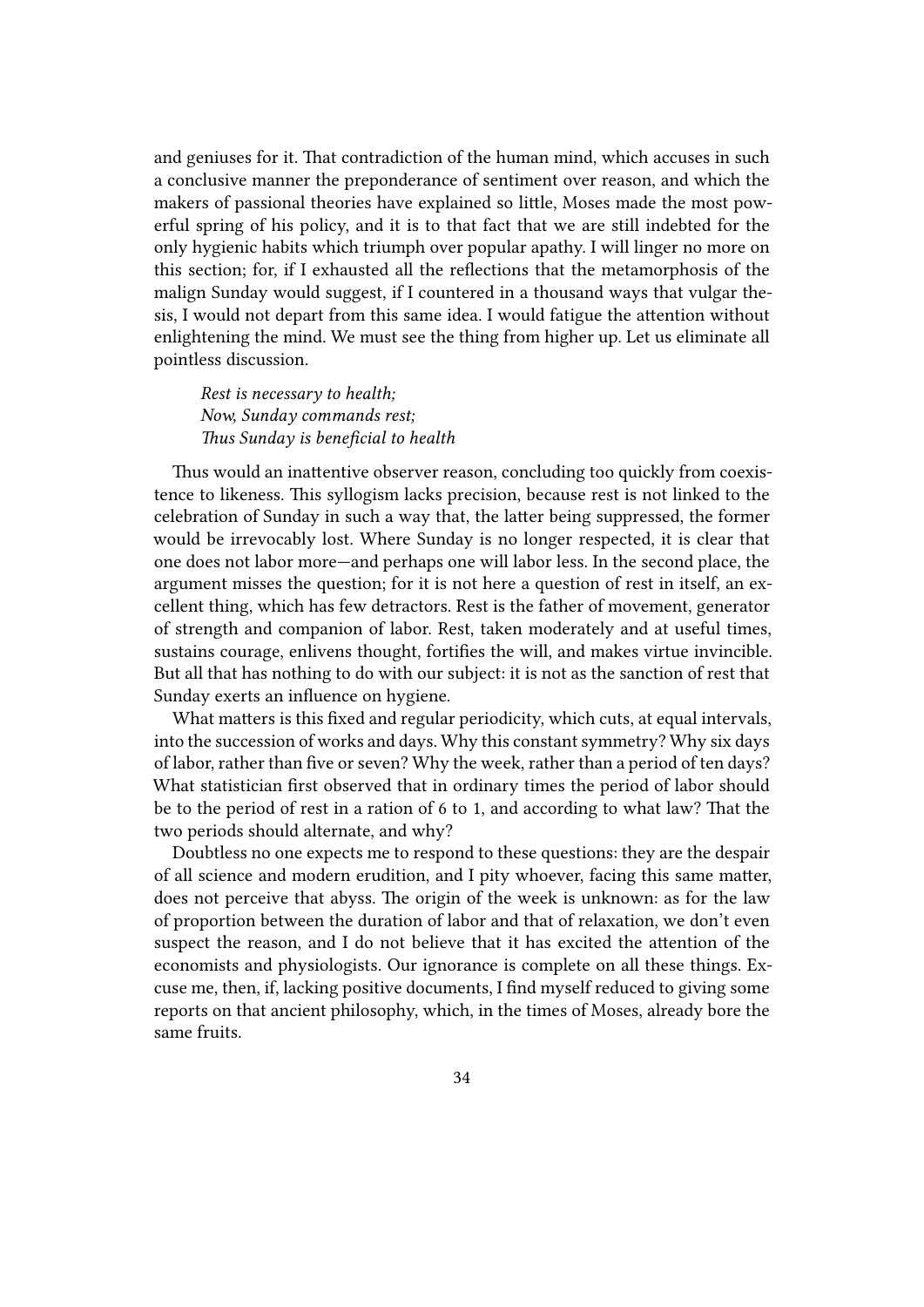and geniuses for it. That contradiction of the human mind, which accuses in such a conclusive manner the preponderance of sentiment over reason, and which the makers of passional theories have explained so little, Moses made the most powerful spring of his policy, and it is to that fact that we are still indebted for the only hygienic habits which triumph over popular apathy. I will linger no more on this section; for, if I exhausted all the reflections that the metamorphosis of the malign Sunday would suggest, if I countered in a thousand ways that vulgar thesis, I would not depart from this same idea. I would fatigue the attention without enlightening the mind. We must see the thing from higher up. Let us eliminate all pointless discussion.

> *Rest is necessary to health;*
> *Now, Sunday commands rest;*
> *Thus Sunday is beneficial to health*

Thus would an inattentive observer reason, concluding too quickly from coexistence to likeness. This syllogism lacks precision, because rest is not linked to the celebration of Sunday in such a way that, the latter being suppressed, the former would be irrevocably lost. Where Sunday is no longer respected, it is clear that one does not labor more—and perhaps one will labor less. In the second place, the argument misses the question; for it is not here a question of rest in itself, an excellent thing, which has few detractors. Rest is the father of movement, generator of strength and companion of labor. Rest, taken moderately and at useful times, sustains courage, enlivens thought, fortifies the will, and makes virtue invincible. But all that has nothing to do with our subject: it is not as the sanction of rest that Sunday exerts an influence on hygiene.

What matters is this fixed and regular periodicity, which cuts, at equal intervals, into the succession of works and days. Why this constant symmetry? Why six days of labor, rather than five or seven? Why the week, rather than a period of ten days? What statistician first observed that in ordinary times the period of labor should be to the period of rest in a ration of 6 to 1, and according to what law? That the two periods should alternate, and why?

Doubtless no one expects me to respond to these questions: they are the despair of all science and modern erudition, and I pity whoever, facing this same matter, does not perceive that abyss. The origin of the week is unknown: as for the law of proportion between the duration of labor and that of relaxation, we don't even suspect the reason, and I do not believe that it has excited the attention of the economists and physiologists. Our ignorance is complete on all these things. Excuse me, then, if, lacking positive documents, I find myself reduced to giving some reports on that ancient philosophy, which, in the times of Moses, already bore the same fruits.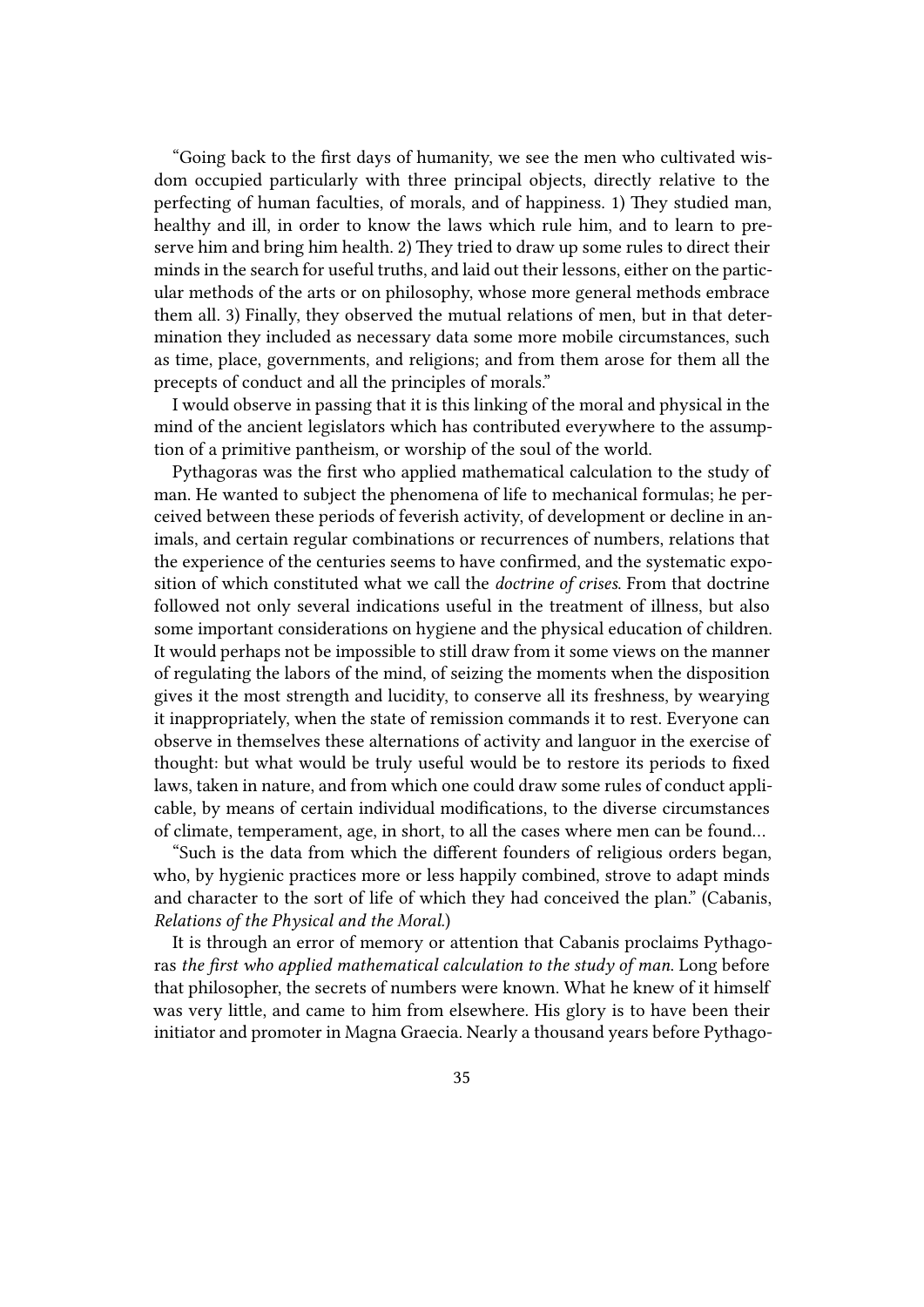"Going back to the first days of humanity, we see the men who cultivated wisdom occupied particularly with three principal objects, directly relative to the perfecting of human faculties, of morals, and of happiness. 1) They studied man, healthy and ill, in order to know the laws which rule him, and to learn to preserve him and bring him health. 2) They tried to draw up some rules to direct their minds in the search for useful truths, and laid out their lessons, either on the particular methods of the arts or on philosophy, whose more general methods embrace them all. 3) Finally, they observed the mutual relations of men, but in that determination they included as necessary data some more mobile circumstances, such as time, place, governments, and religions; and from them arose for them all the precepts of conduct and all the principles of morals."

I would observe in passing that it is this linking of the moral and physical in the mind of the ancient legislators which has contributed everywhere to the assumption of a primitive pantheism, or worship of the soul of the world.

Pythagoras was the first who applied mathematical calculation to the study of man. He wanted to subject the phenomena of life to mechanical formulas; he perceived between these periods of feverish activity, of development or decline in animals, and certain regular combinations or recurrences of numbers, relations that the experience of the centuries seems to have confirmed, and the systematic exposition of which constituted what we call the *doctrine of crises*. From that doctrine followed not only several indications useful in the treatment of illness, but also some important considerations on hygiene and the physical education of children. It would perhaps not be impossible to still draw from it some views on the manner of regulating the labors of the mind, of seizing the moments when the disposition gives it the most strength and lucidity, to conserve all its freshness, by wearying it inappropriately, when the state of remission commands it to rest. Everyone can observe in themselves these alternations of activity and languor in the exercise of thought: but what would be truly useful would be to restore its periods to fixed laws, taken in nature, and from which one could draw some rules of conduct applicable, by means of certain individual modifications, to the diverse circumstances of climate, temperament, age, in short, to all the cases where men can be found…

"Such is the data from which the different founders of religious orders began, who, by hygienic practices more or less happily combined, strove to adapt minds and character to the sort of life of which they had conceived the plan." (Cabanis, *Relations of the Physical and the Moral*.)

It is through an error of memory or attention that Cabanis proclaims Pythagoras *the first who applied mathematical calculation to the study of man.* Long before that philosopher, the secrets of numbers were known. What he knew of it himself was very little, and came to him from elsewhere. His glory is to have been their initiator and promoter in Magna Graecia. Nearly a thousand years before Pythago-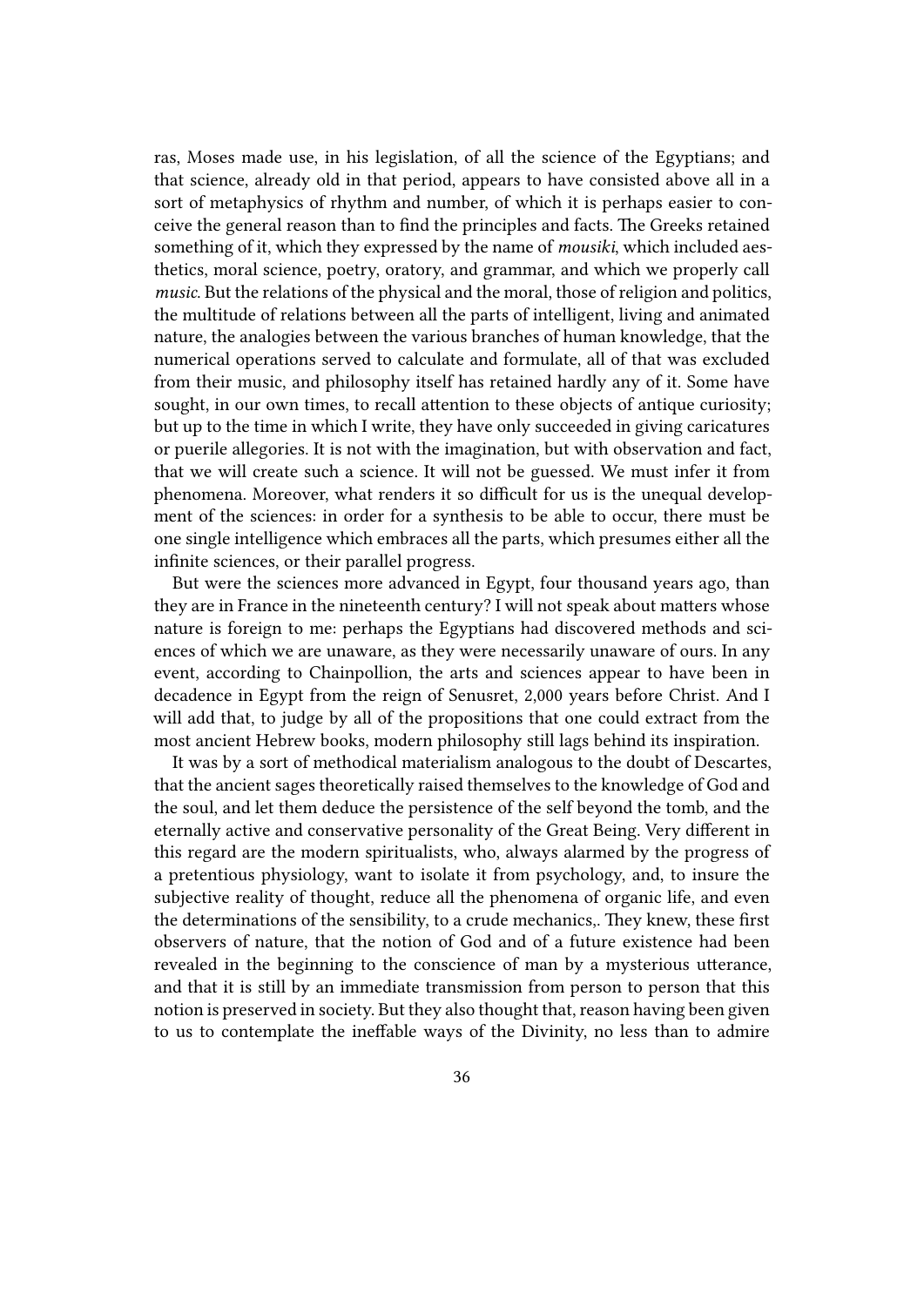ras, Moses made use, in his legislation, of all the science of the Egyptians; and that science, already old in that period, appears to have consisted above all in a sort of metaphysics of rhythm and number, of which it is perhaps easier to conceive the general reason than to find the principles and facts. The Greeks retained something of it, which they expressed by the name of *mousiki*, which included aesthetics, moral science, poetry, oratory, and grammar, and which we properly call *music*. But the relations of the physical and the moral, those of religion and politics, the multitude of relations between all the parts of intelligent, living and animated nature, the analogies between the various branches of human knowledge, that the numerical operations served to calculate and formulate, all of that was excluded from their music, and philosophy itself has retained hardly any of it. Some have sought, in our own times, to recall attention to these objects of antique curiosity; but up to the time in which I write, they have only succeeded in giving caricatures or puerile allegories. It is not with the imagination, but with observation and fact, that we will create such a science. It will not be guessed. We must infer it from phenomena. Moreover, what renders it so difficult for us is the unequal development of the sciences: in order for a synthesis to be able to occur, there must be one single intelligence which embraces all the parts, which presumes either all the infinite sciences, or their parallel progress.

But were the sciences more advanced in Egypt, four thousand years ago, than they are in France in the nineteenth century? I will not speak about matters whose nature is foreign to me: perhaps the Egyptians had discovered methods and sciences of which we are unaware, as they were necessarily unaware of ours. In any event, according to Chainpollion, the arts and sciences appear to have been in decadence in Egypt from the reign of Senusret, 2,000 years before Christ. And I will add that, to judge by all of the propositions that one could extract from the most ancient Hebrew books, modern philosophy still lags behind its inspiration.

It was by a sort of methodical materialism analogous to the doubt of Descartes, that the ancient sages theoretically raised themselves to the knowledge of God and the soul, and let them deduce the persistence of the self beyond the tomb, and the eternally active and conservative personality of the Great Being. Very different in this regard are the modern spiritualists, who, always alarmed by the progress of a pretentious physiology, want to isolate it from psychology, and, to insure the subjective reality of thought, reduce all the phenomena of organic life, and even the determinations of the sensibility, to a crude mechanics,. They knew, these first observers of nature, that the notion of God and of a future existence had been revealed in the beginning to the conscience of man by a mysterious utterance, and that it is still by an immediate transmission from person to person that this notion is preserved in society. But they also thought that, reason having been given to us to contemplate the ineffable ways of the Divinity, no less than to admire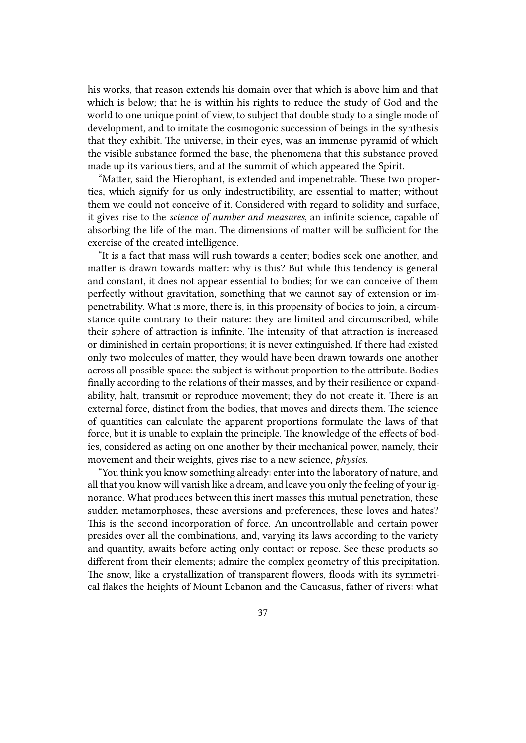his works, that reason extends his domain over that which is above him and that which is below; that he is within his rights to reduce the study of God and the world to one unique point of view, to subject that double study to a single mode of development, and to imitate the cosmogonic succession of beings in the synthesis that they exhibit. The universe, in their eyes, was an immense pyramid of which the visible substance formed the base, the phenomena that this substance proved made up its various tiers, and at the summit of which appeared the Spirit.

"Matter, said the Hierophant, is extended and impenetrable. These two properties, which signify for us only indestructibility, are essential to matter; without them we could not conceive of it. Considered with regard to solidity and surface, it gives rise to the *science of number and measures*, an infinite science, capable of absorbing the life of the man. The dimensions of matter will be sufficient for the exercise of the created intelligence.

"It is a fact that mass will rush towards a center; bodies seek one another, and matter is drawn towards matter: why is this? But while this tendency is general and constant, it does not appear essential to bodies; for we can conceive of them perfectly without gravitation, something that we cannot say of extension or impenetrability. What is more, there is, in this propensity of bodies to join, a circumstance quite contrary to their nature: they are limited and circumscribed, while their sphere of attraction is infinite. The intensity of that attraction is increased or diminished in certain proportions; it is never extinguished. If there had existed only two molecules of matter, they would have been drawn towards one another across all possible space: the subject is without proportion to the attribute. Bodies finally according to the relations of their masses, and by their resilience or expandability, halt, transmit or reproduce movement; they do not create it. There is an external force, distinct from the bodies, that moves and directs them. The science of quantities can calculate the apparent proportions formulate the laws of that force, but it is unable to explain the principle. The knowledge of the effects of bodies, considered as acting on one another by their mechanical power, namely, their movement and their weights, gives rise to a new science, *physics*.

"You think you know something already: enter into the laboratory of nature, and all that you know will vanish like a dream, and leave you only the feeling of your ignorance. What produces between this inert masses this mutual penetration, these sudden metamorphoses, these aversions and preferences, these loves and hates? This is the second incorporation of force. An uncontrollable and certain power presides over all the combinations, and, varying its laws according to the variety and quantity, awaits before acting only contact or repose. See these products so different from their elements; admire the complex geometry of this precipitation. The snow, like a crystallization of transparent flowers, floods with its symmetrical flakes the heights of Mount Lebanon and the Caucasus, father of rivers: what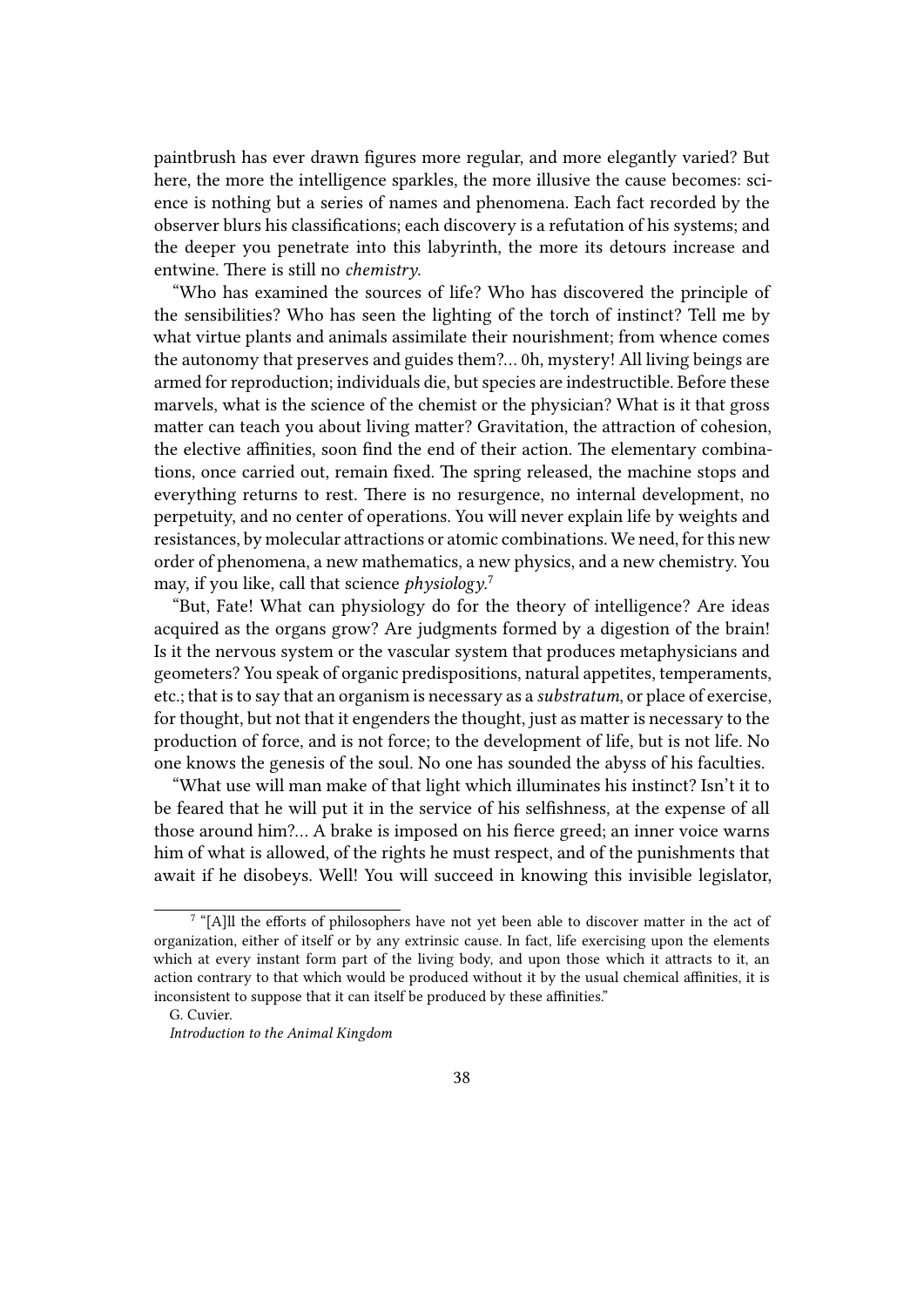paintbrush has ever drawn figures more regular, and more elegantly varied? But here, the more the intelligence sparkles, the more illusive the cause becomes: science is nothing but a series of names and phenomena. Each fact recorded by the observer blurs his classifications; each discovery is a refutation of his systems; and the deeper you penetrate into this labyrinth, the more its detours increase and entwine. There is still no *chemistry*.

"Who has examined the sources of life? Who has discovered the principle of the sensibilities? Who has seen the lighting of the torch of instinct? Tell me by what virtue plants and animals assimilate their nourishment; from whence comes the autonomy that preserves and guides them?… 0h, mystery! All living beings are armed for reproduction; individuals die, but species are indestructible. Before these marvels, what is the science of the chemist or the physician? What is it that gross matter can teach you about living matter? Gravitation, the attraction of cohesion, the elective affinities, soon find the end of their action. The elementary combinations, once carried out, remain fixed. The spring released, the machine stops and everything returns to rest. There is no resurgence, no internal development, no perpetuity, and no center of operations. You will never explain life by weights and resistances, by molecular attractions or atomic combinations. We need, for this new order of phenomena, a new mathematics, a new physics, and a new chemistry. You may, if you like, call that science *physiology*.[7]

"But, Fate! What can physiology do for the theory of intelligence? Are ideas acquired as the organs grow? Are judgments formed by a digestion of the brain! Is it the nervous system or the vascular system that produces metaphysicians and geometers? You speak of organic predispositions, natural appetites, temperaments, etc.; that is to say that an organism is necessary as a *substratum*, or place of exercise, for thought, but not that it engenders the thought, just as matter is necessary to the production of force, and is not force; to the development of life, but is not life. No one knows the genesis of the soul. No one has sounded the abyss of his faculties.

"What use will man make of that light which illuminates his instinct? Isn't it to be feared that he will put it in the service of his selfishness, at the expense of all those around him?… A brake is imposed on his fierce greed; an inner voice warns him of what is allowed, of the rights he must respect, and of the punishments that await if he disobeys. Well! You will succeed in knowing this invisible legislator,

---

[7] "[A]ll the efforts of philosophers have not yet been able to discover matter in the act of organization, either of itself or by any extrinsic cause. In fact, life exercising upon the elements which at every instant form part of the living body, and upon those which it attracts to it, an action contrary to that which would be produced without it by the usual chemical affinities, it is inconsistent to suppose that it can itself be produced by these affinities."

G. Cuvier.

*Introduction to the Animal Kingdom*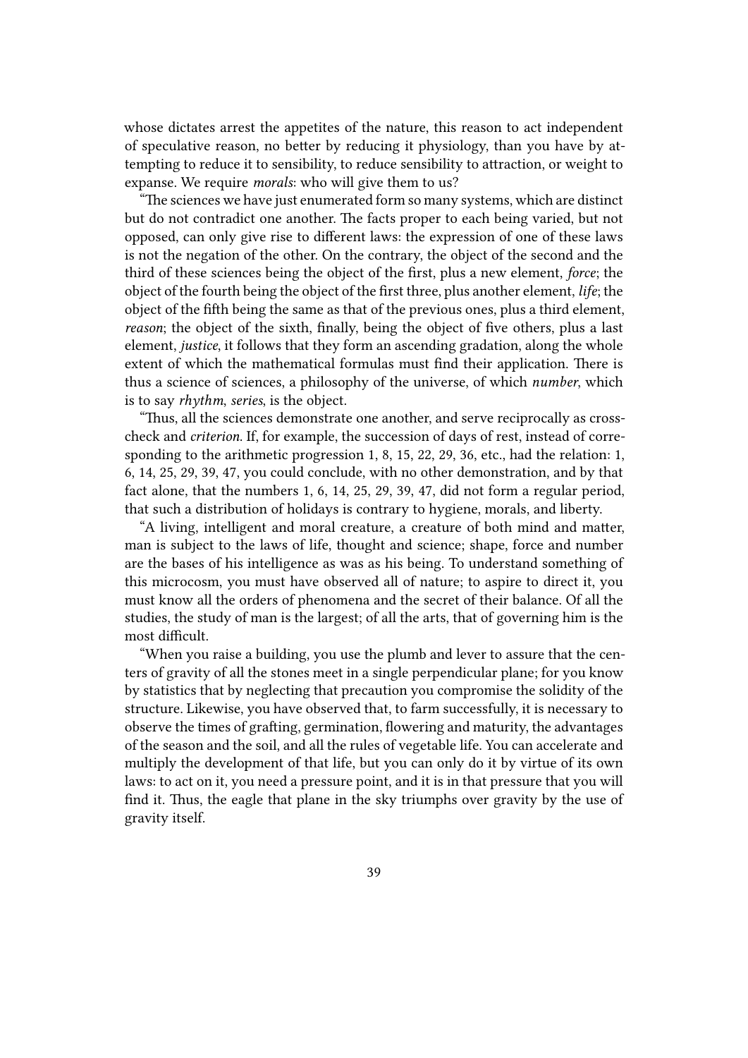whose dictates arrest the appetites of the nature, this reason to act independent of speculative reason, no better by reducing it physiology, than you have by attempting to reduce it to sensibility, to reduce sensibility to attraction, or weight to expanse. We require *morals*: who will give them to us?

"The sciences we have just enumerated form so many systems, which are distinct but do not contradict one another. The facts proper to each being varied, but not opposed, can only give rise to different laws: the expression of one of these laws is not the negation of the other. On the contrary, the object of the second and the third of these sciences being the object of the first, plus a new element, *force*; the object of the fourth being the object of the first three, plus another element, *life*; the object of the fifth being the same as that of the previous ones, plus a third element, *reason*; the object of the sixth, finally, being the object of five others, plus a last element, *justice*, it follows that they form an ascending gradation, along the whole extent of which the mathematical formulas must find their application. There is thus a science of sciences, a philosophy of the universe, of which *number*, which is to say *rhythm*, *series*, is the object.

"Thus, all the sciences demonstrate one another, and serve reciprocally as cross-check and *criterion*. If, for example, the succession of days of rest, instead of corresponding to the arithmetic progression 1, 8, 15, 22, 29, 36, etc., had the relation: 1, 6, 14, 25, 29, 39, 47, you could conclude, with no other demonstration, and by that fact alone, that the numbers 1, 6, 14, 25, 29, 39, 47, did not form a regular period, that such a distribution of holidays is contrary to hygiene, morals, and liberty.

"A living, intelligent and moral creature, a creature of both mind and matter, man is subject to the laws of life, thought and science; shape, force and number are the bases of his intelligence as was as his being. To understand something of this microcosm, you must have observed all of nature; to aspire to direct it, you must know all the orders of phenomena and the secret of their balance. Of all the studies, the study of man is the largest; of all the arts, that of governing him is the most difficult.

"When you raise a building, you use the plumb and lever to assure that the centers of gravity of all the stones meet in a single perpendicular plane; for you know by statistics that by neglecting that precaution you compromise the solidity of the structure. Likewise, you have observed that, to farm successfully, it is necessary to observe the times of grafting, germination, flowering and maturity, the advantages of the season and the soil, and all the rules of vegetable life. You can accelerate and multiply the development of that life, but you can only do it by virtue of its own laws: to act on it, you need a pressure point, and it is in that pressure that you will find it. Thus, the eagle that plane in the sky triumphs over gravity by the use of gravity itself.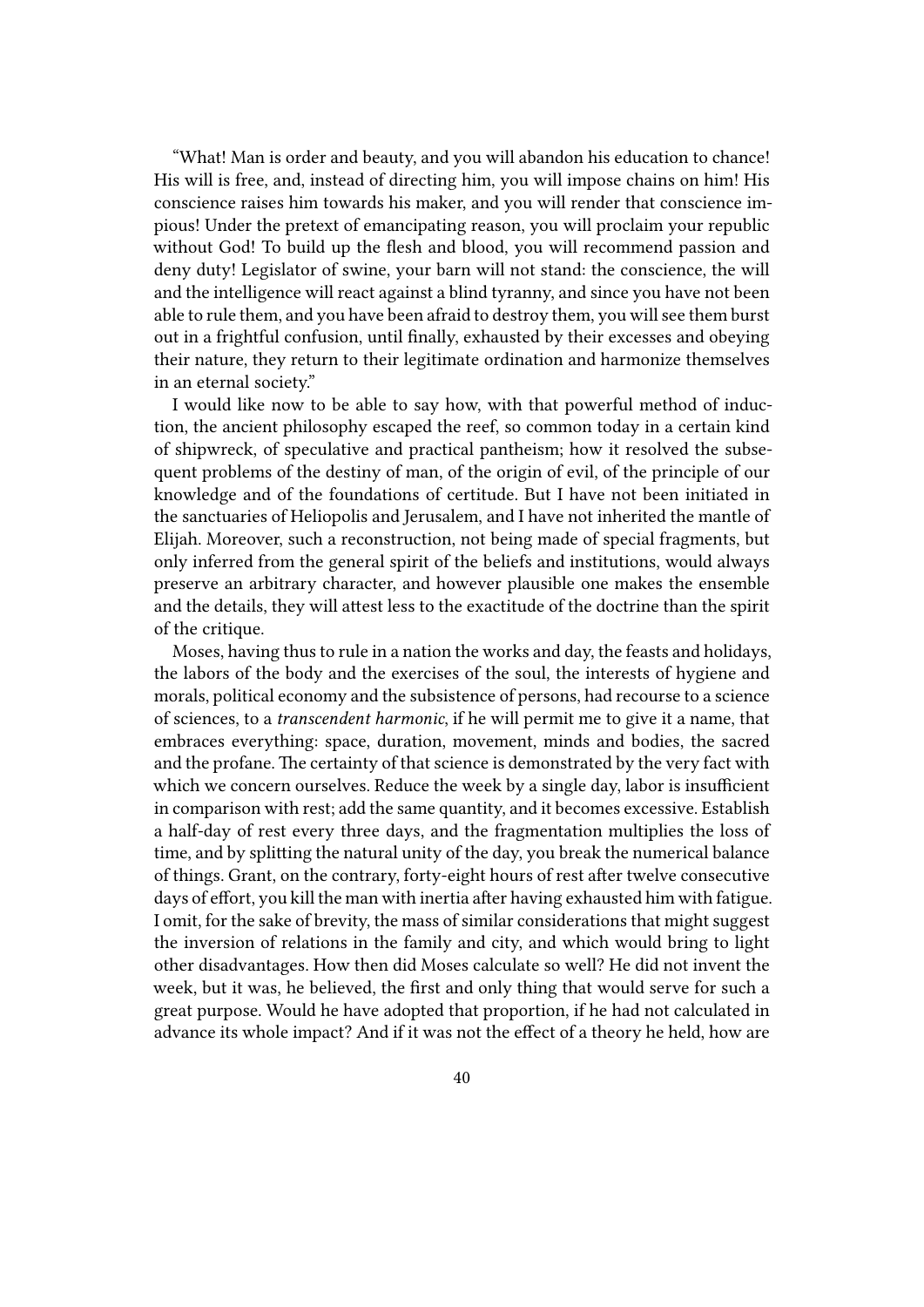"What! Man is order and beauty, and you will abandon his education to chance! His will is free, and, instead of directing him, you will impose chains on him! His conscience raises him towards his maker, and you will render that conscience impious! Under the pretext of emancipating reason, you will proclaim your republic without God! To build up the flesh and blood, you will recommend passion and deny duty! Legislator of swine, your barn will not stand: the conscience, the will and the intelligence will react against a blind tyranny, and since you have not been able to rule them, and you have been afraid to destroy them, you will see them burst out in a frightful confusion, until finally, exhausted by their excesses and obeying their nature, they return to their legitimate ordination and harmonize themselves in an eternal society."

I would like now to be able to say how, with that powerful method of induction, the ancient philosophy escaped the reef, so common today in a certain kind of shipwreck, of speculative and practical pantheism; how it resolved the subsequent problems of the destiny of man, of the origin of evil, of the principle of our knowledge and of the foundations of certitude. But I have not been initiated in the sanctuaries of Heliopolis and Jerusalem, and I have not inherited the mantle of Elijah. Moreover, such a reconstruction, not being made of special fragments, but only inferred from the general spirit of the beliefs and institutions, would always preserve an arbitrary character, and however plausible one makes the ensemble and the details, they will attest less to the exactitude of the doctrine than the spirit of the critique.

Moses, having thus to rule in a nation the works and day, the feasts and holidays, the labors of the body and the exercises of the soul, the interests of hygiene and morals, political economy and the subsistence of persons, had recourse to a science of sciences, to a *transcendent harmonic*, if he will permit me to give it a name, that embraces everything: space, duration, movement, minds and bodies, the sacred and the profane. The certainty of that science is demonstrated by the very fact with which we concern ourselves. Reduce the week by a single day, labor is insufficient in comparison with rest; add the same quantity, and it becomes excessive. Establish a half-day of rest every three days, and the fragmentation multiplies the loss of time, and by splitting the natural unity of the day, you break the numerical balance of things. Grant, on the contrary, forty-eight hours of rest after twelve consecutive days of effort, you kill the man with inertia after having exhausted him with fatigue. I omit, for the sake of brevity, the mass of similar considerations that might suggest the inversion of relations in the family and city, and which would bring to light other disadvantages. How then did Moses calculate so well? He did not invent the week, but it was, he believed, the first and only thing that would serve for such a great purpose. Would he have adopted that proportion, if he had not calculated in advance its whole impact? And if it was not the effect of a theory he held, how are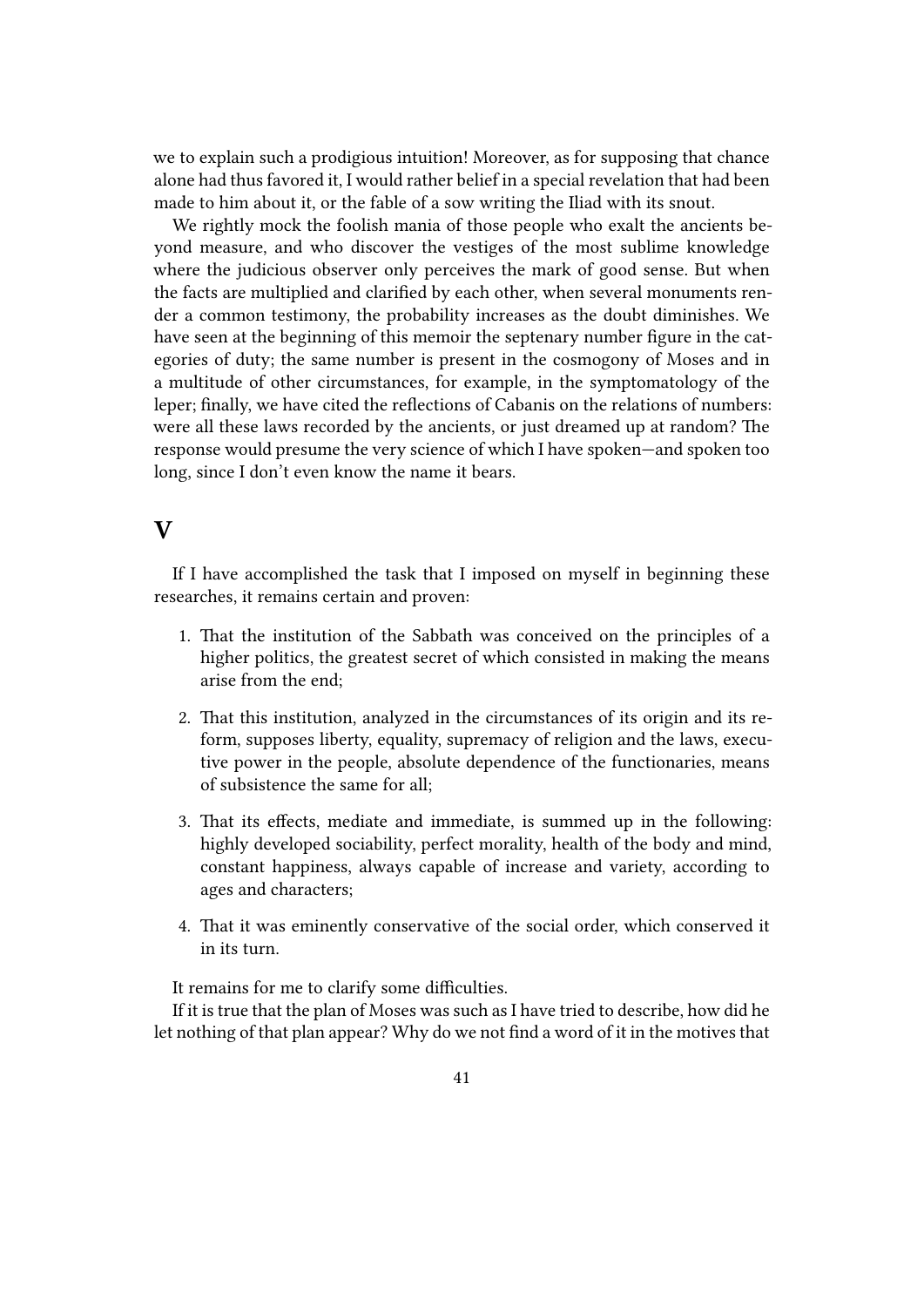we to explain such a prodigious intuition! Moreover, as for supposing that chance alone had thus favored it, I would rather belief in a special revelation that had been made to him about it, or the fable of a sow writing the Iliad with its snout.

We rightly mock the foolish mania of those people who exalt the ancients beyond measure, and who discover the vestiges of the most sublime knowledge where the judicious observer only perceives the mark of good sense. But when the facts are multiplied and clarified by each other, when several monuments render a common testimony, the probability increases as the doubt diminishes. We have seen at the beginning of this memoir the septenary number figure in the categories of duty; the same number is present in the cosmogony of Moses and in a multitude of other circumstances, for example, in the symptomatology of the leper; finally, we have cited the reflections of Cabanis on the relations of numbers: were all these laws recorded by the ancients, or just dreamed up at random? The response would presume the very science of which I have spoken—and spoken too long, since I don't even know the name it bears.

## V

If I have accomplished the task that I imposed on myself in beginning these researches, it remains certain and proven:

1. That the institution of the Sabbath was conceived on the principles of a higher politics, the greatest secret of which consisted in making the means arise from the end;
2. That this institution, analyzed in the circumstances of its origin and its reform, supposes liberty, equality, supremacy of religion and the laws, executive power in the people, absolute dependence of the functionaries, means of subsistence the same for all;
3. That its effects, mediate and immediate, is summed up in the following: highly developed sociability, perfect morality, health of the body and mind, constant happiness, always capable of increase and variety, according to ages and characters;
4. That it was eminently conservative of the social order, which conserved it in its turn.

It remains for me to clarify some difficulties.

If it is true that the plan of Moses was such as I have tried to describe, how did he let nothing of that plan appear? Why do we not find a word of it in the motives that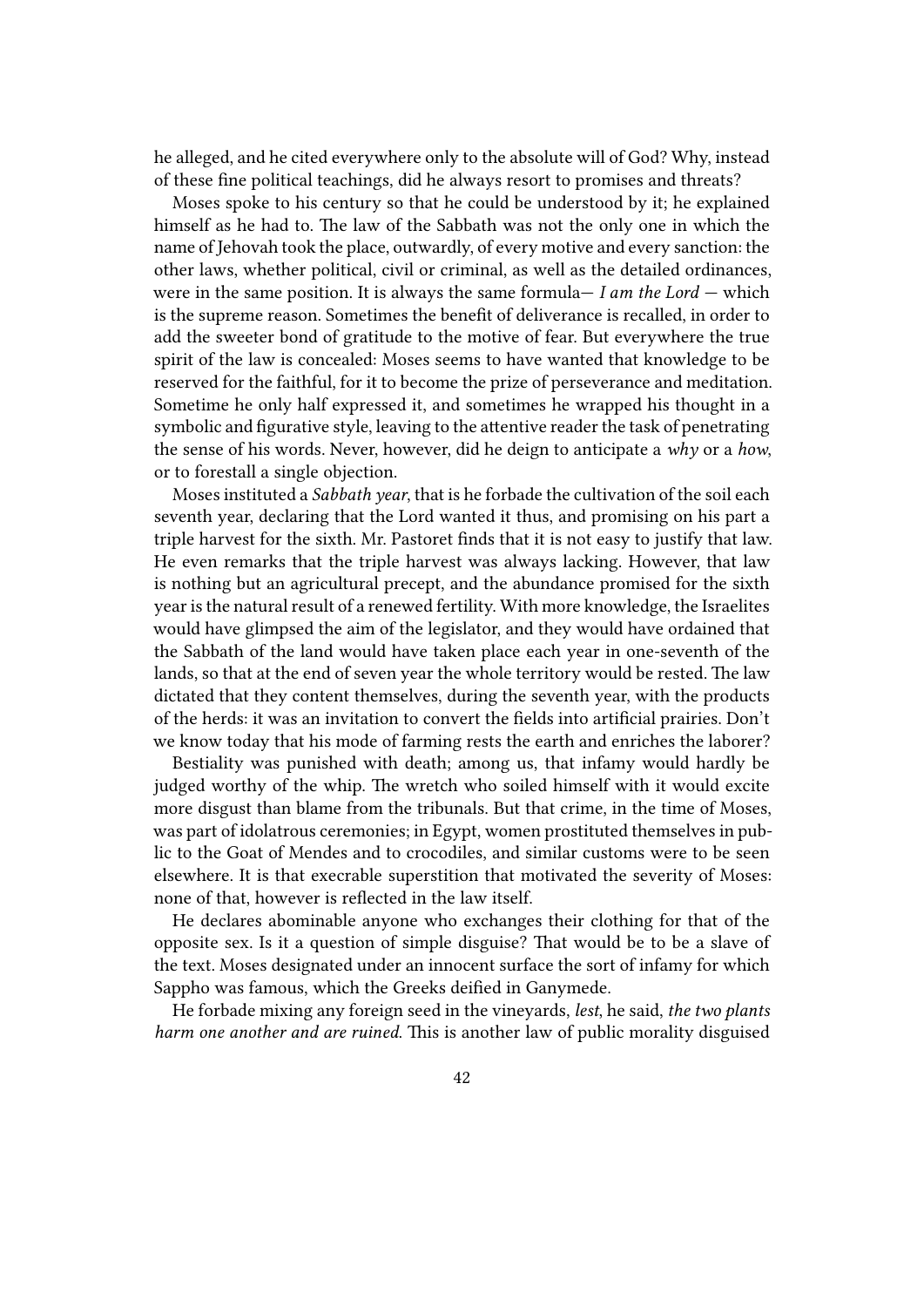he alleged, and he cited everywhere only to the absolute will of God? Why, instead of these fine political teachings, did he always resort to promises and threats?

Moses spoke to his century so that he could be understood by it; he explained himself as he had to. The law of the Sabbath was not the only one in which the name of Jehovah took the place, outwardly, of every motive and every sanction: the other laws, whether political, civil or criminal, as well as the detailed ordinances, were in the same position. It is always the same formula— *I am the Lord* — which is the supreme reason. Sometimes the benefit of deliverance is recalled, in order to add the sweeter bond of gratitude to the motive of fear. But everywhere the true spirit of the law is concealed: Moses seems to have wanted that knowledge to be reserved for the faithful, for it to become the prize of perseverance and meditation. Sometime he only half expressed it, and sometimes he wrapped his thought in a symbolic and figurative style, leaving to the attentive reader the task of penetrating the sense of his words. Never, however, did he deign to anticipate a *why* or a *how*, or to forestall a single objection.

Moses instituted a *Sabbath year*, that is he forbade the cultivation of the soil each seventh year, declaring that the Lord wanted it thus, and promising on his part a triple harvest for the sixth. Mr. Pastoret finds that it is not easy to justify that law. He even remarks that the triple harvest was always lacking. However, that law is nothing but an agricultural precept, and the abundance promised for the sixth year is the natural result of a renewed fertility. With more knowledge, the Israelites would have glimpsed the aim of the legislator, and they would have ordained that the Sabbath of the land would have taken place each year in one-seventh of the lands, so that at the end of seven year the whole territory would be rested. The law dictated that they content themselves, during the seventh year, with the products of the herds: it was an invitation to convert the fields into artificial prairies. Don't we know today that his mode of farming rests the earth and enriches the laborer?

Bestiality was punished with death; among us, that infamy would hardly be judged worthy of the whip. The wretch who soiled himself with it would excite more disgust than blame from the tribunals. But that crime, in the time of Moses, was part of idolatrous ceremonies; in Egypt, women prostituted themselves in public to the Goat of Mendes and to crocodiles, and similar customs were to be seen elsewhere. It is that execrable superstition that motivated the severity of Moses: none of that, however is reflected in the law itself.

He declares abominable anyone who exchanges their clothing for that of the opposite sex. Is it a question of simple disguise? That would be to be a slave of the text. Moses designated under an innocent surface the sort of infamy for which Sappho was famous, which the Greeks deified in Ganymede.

He forbade mixing any foreign seed in the vineyards, *lest*, he said, *the two plants harm one another and are ruined.* This is another law of public morality disguised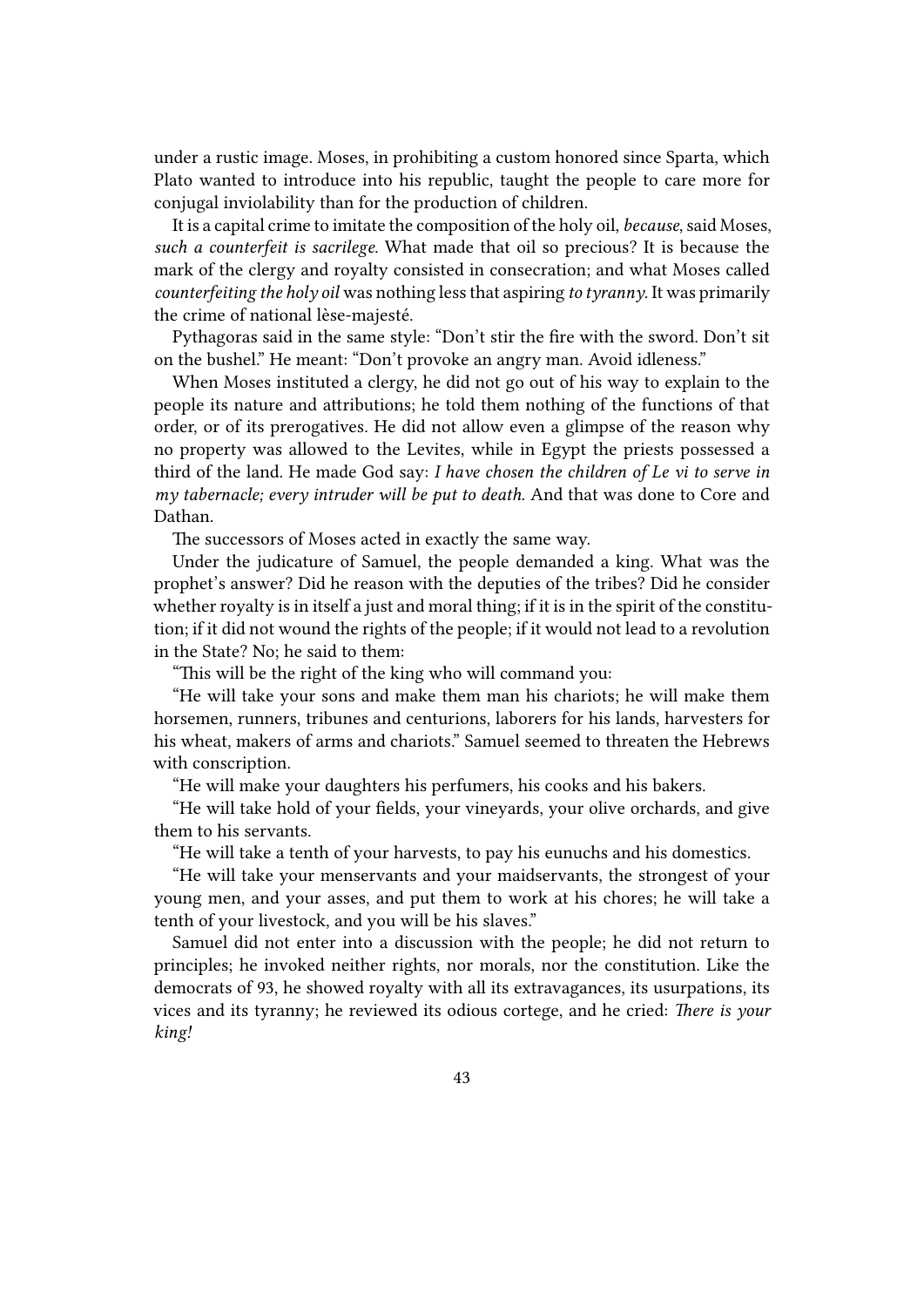under a rustic image. Moses, in prohibiting a custom honored since Sparta, which Plato wanted to introduce into his republic, taught the people to care more for conjugal inviolability than for the production of children.

It is a capital crime to imitate the composition of the holy oil, *because*, said Moses, *such a counterfeit is sacrilege*. What made that oil so precious? It is because the mark of the clergy and royalty consisted in consecration; and what Moses called *counterfeiting the holy oil* was nothing less that aspiring *to tyranny*. It was primarily the crime of national lèse-majesté.

Pythagoras said in the same style: "Don't stir the fire with the sword. Don't sit on the bushel." He meant: "Don't provoke an angry man. Avoid idleness."

When Moses instituted a clergy, he did not go out of his way to explain to the people its nature and attributions; he told them nothing of the functions of that order, or of its prerogatives. He did not allow even a glimpse of the reason why no property was allowed to the Levites, while in Egypt the priests possessed a third of the land. He made God say: *I have chosen the children of Le vi to serve in my tabernacle; every intruder will be put to death*. And that was done to Core and Dathan.

The successors of Moses acted in exactly the same way.

Under the judicature of Samuel, the people demanded a king. What was the prophet's answer? Did he reason with the deputies of the tribes? Did he consider whether royalty is in itself a just and moral thing; if it is in the spirit of the constitution; if it did not wound the rights of the people; if it would not lead to a revolution in the State? No; he said to them:

"This will be the right of the king who will command you:

"He will take your sons and make them man his chariots; he will make them horsemen, runners, tribunes and centurions, laborers for his lands, harvesters for his wheat, makers of arms and chariots." Samuel seemed to threaten the Hebrews with conscription.

"He will make your daughters his perfumers, his cooks and his bakers.

"He will take hold of your fields, your vineyards, your olive orchards, and give them to his servants.

"He will take a tenth of your harvests, to pay his eunuchs and his domestics.

"He will take your menservants and your maidservants, the strongest of your young men, and your asses, and put them to work at his chores; he will take a tenth of your livestock, and you will be his slaves."

Samuel did not enter into a discussion with the people; he did not return to principles; he invoked neither rights, nor morals, nor the constitution. Like the democrats of 93, he showed royalty with all its extravagances, its usurpations, its vices and its tyranny; he reviewed its odious cortege, and he cried: *There is your king!*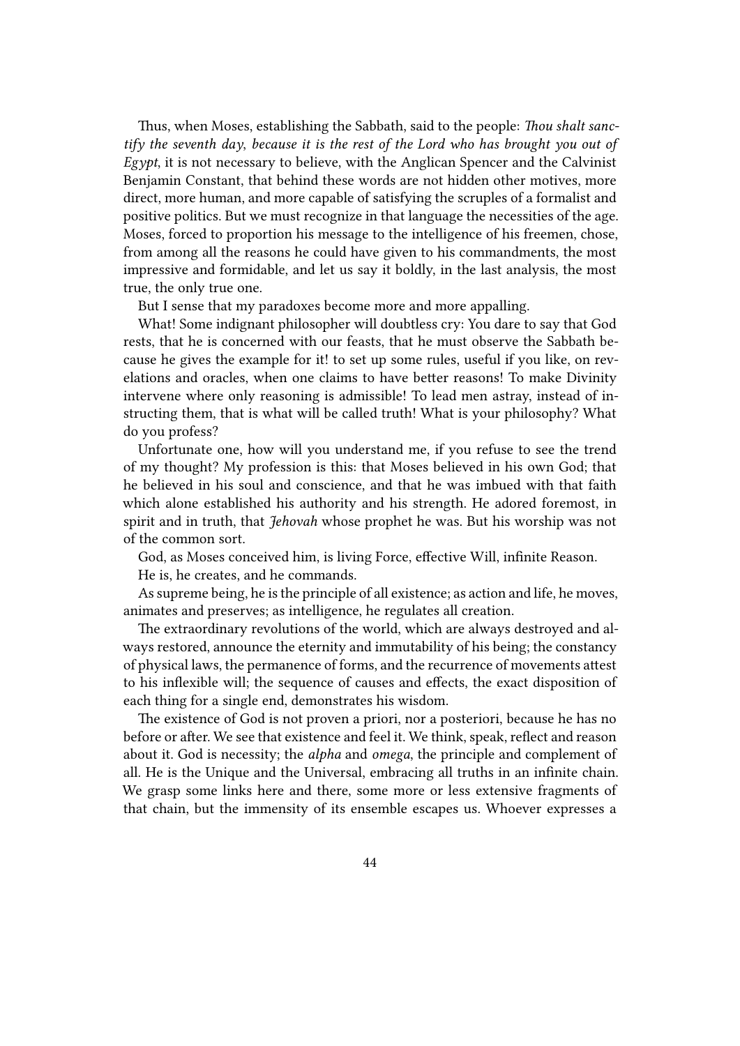Thus, when Moses, establishing the Sabbath, said to the people: *Thou shalt sanctify the seventh day, because it is the rest of the Lord who has brought you out of Egypt*, it is not necessary to believe, with the Anglican Spencer and the Calvinist Benjamin Constant, that behind these words are not hidden other motives, more direct, more human, and more capable of satisfying the scruples of a formalist and positive politics. But we must recognize in that language the necessities of the age. Moses, forced to proportion his message to the intelligence of his freemen, chose, from among all the reasons he could have given to his commandments, the most impressive and formidable, and let us say it boldly, in the last analysis, the most true, the only true one.

But I sense that my paradoxes become more and more appalling.

What! Some indignant philosopher will doubtless cry: You dare to say that God rests, that he is concerned with our feasts, that he must observe the Sabbath because he gives the example for it! to set up some rules, useful if you like, on revelations and oracles, when one claims to have better reasons! To make Divinity intervene where only reasoning is admissible! To lead men astray, instead of instructing them, that is what will be called truth! What is your philosophy? What do you profess?

Unfortunate one, how will you understand me, if you refuse to see the trend of my thought? My profession is this: that Moses believed in his own God; that he believed in his soul and conscience, and that he was imbued with that faith which alone established his authority and his strength. He adored foremost, in spirit and in truth, that *Jehovah* whose prophet he was. But his worship was not of the common sort.

God, as Moses conceived him, is living Force, effective Will, infinite Reason.

He is, he creates, and he commands.

As supreme being, he is the principle of all existence; as action and life, he moves, animates and preserves; as intelligence, he regulates all creation.

The extraordinary revolutions of the world, which are always destroyed and always restored, announce the eternity and immutability of his being; the constancy of physical laws, the permanence of forms, and the recurrence of movements attest to his inflexible will; the sequence of causes and effects, the exact disposition of each thing for a single end, demonstrates his wisdom.

The existence of God is not proven a priori, nor a posteriori, because he has no before or after. We see that existence and feel it. We think, speak, reflect and reason about it. God is necessity; the *alpha* and *omega*, the principle and complement of all. He is the Unique and the Universal, embracing all truths in an infinite chain. We grasp some links here and there, some more or less extensive fragments of that chain, but the immensity of its ensemble escapes us. Whoever expresses a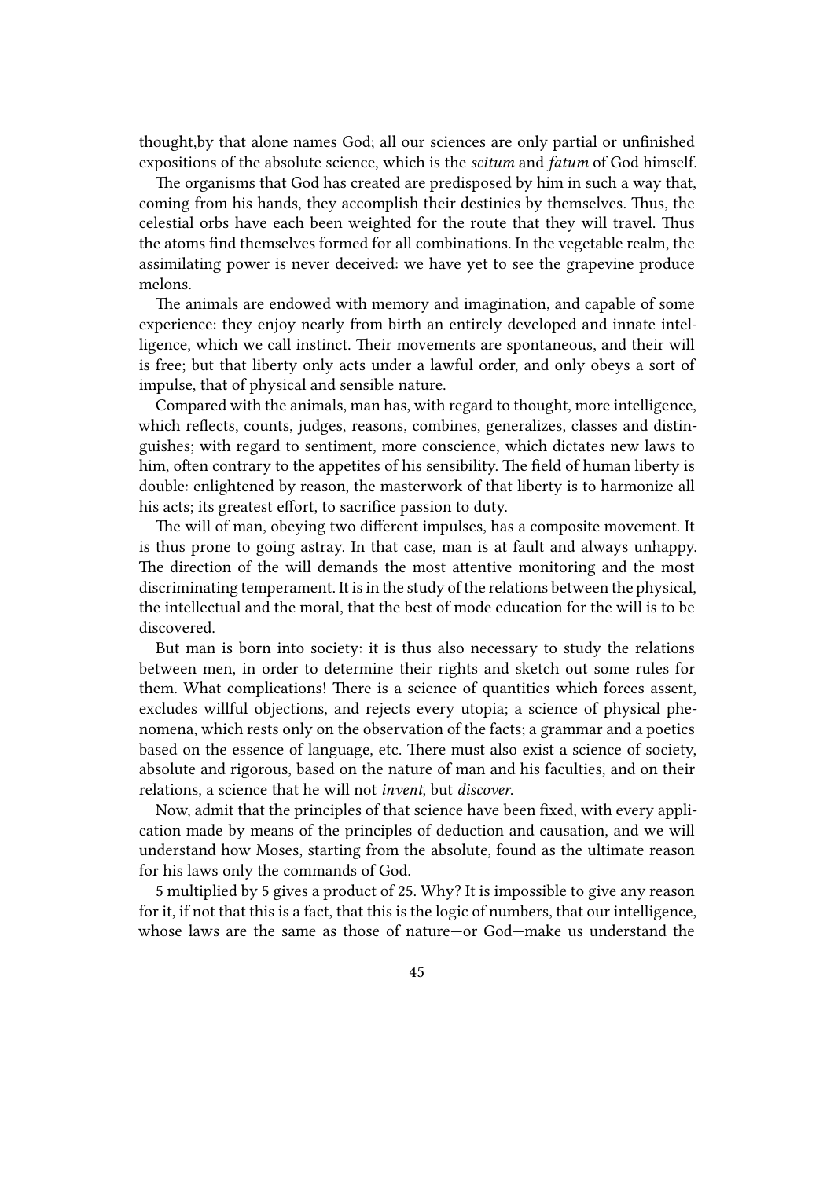thought,by that alone names God; all our sciences are only partial or unfinished expositions of the absolute science, which is the *scitum* and *fatum* of God himself.

The organisms that God has created are predisposed by him in such a way that, coming from his hands, they accomplish their destinies by themselves. Thus, the celestial orbs have each been weighted for the route that they will travel. Thus the atoms find themselves formed for all combinations. In the vegetable realm, the assimilating power is never deceived: we have yet to see the grapevine produce melons.

The animals are endowed with memory and imagination, and capable of some experience: they enjoy nearly from birth an entirely developed and innate intelligence, which we call instinct. Their movements are spontaneous, and their will is free; but that liberty only acts under a lawful order, and only obeys a sort of impulse, that of physical and sensible nature.

Compared with the animals, man has, with regard to thought, more intelligence, which reflects, counts, judges, reasons, combines, generalizes, classes and distinguishes; with regard to sentiment, more conscience, which dictates new laws to him, often contrary to the appetites of his sensibility. The field of human liberty is double: enlightened by reason, the masterwork of that liberty is to harmonize all his acts; its greatest effort, to sacrifice passion to duty.

The will of man, obeying two different impulses, has a composite movement. It is thus prone to going astray. In that case, man is at fault and always unhappy. The direction of the will demands the most attentive monitoring and the most discriminating temperament. It is in the study of the relations between the physical, the intellectual and the moral, that the best of mode education for the will is to be discovered.

But man is born into society: it is thus also necessary to study the relations between men, in order to determine their rights and sketch out some rules for them. What complications! There is a science of quantities which forces assent, excludes willful objections, and rejects every utopia; a science of physical phenomena, which rests only on the observation of the facts; a grammar and a poetics based on the essence of language, etc. There must also exist a science of society, absolute and rigorous, based on the nature of man and his faculties, and on their relations, a science that he will not *invent*, but *discover*.

Now, admit that the principles of that science have been fixed, with every application made by means of the principles of deduction and causation, and we will understand how Moses, starting from the absolute, found as the ultimate reason for his laws only the commands of God.

5 multiplied by 5 gives a product of 25. Why? It is impossible to give any reason for it, if not that this is a fact, that this is the logic of numbers, that our intelligence, whose laws are the same as those of nature—or God—make us understand the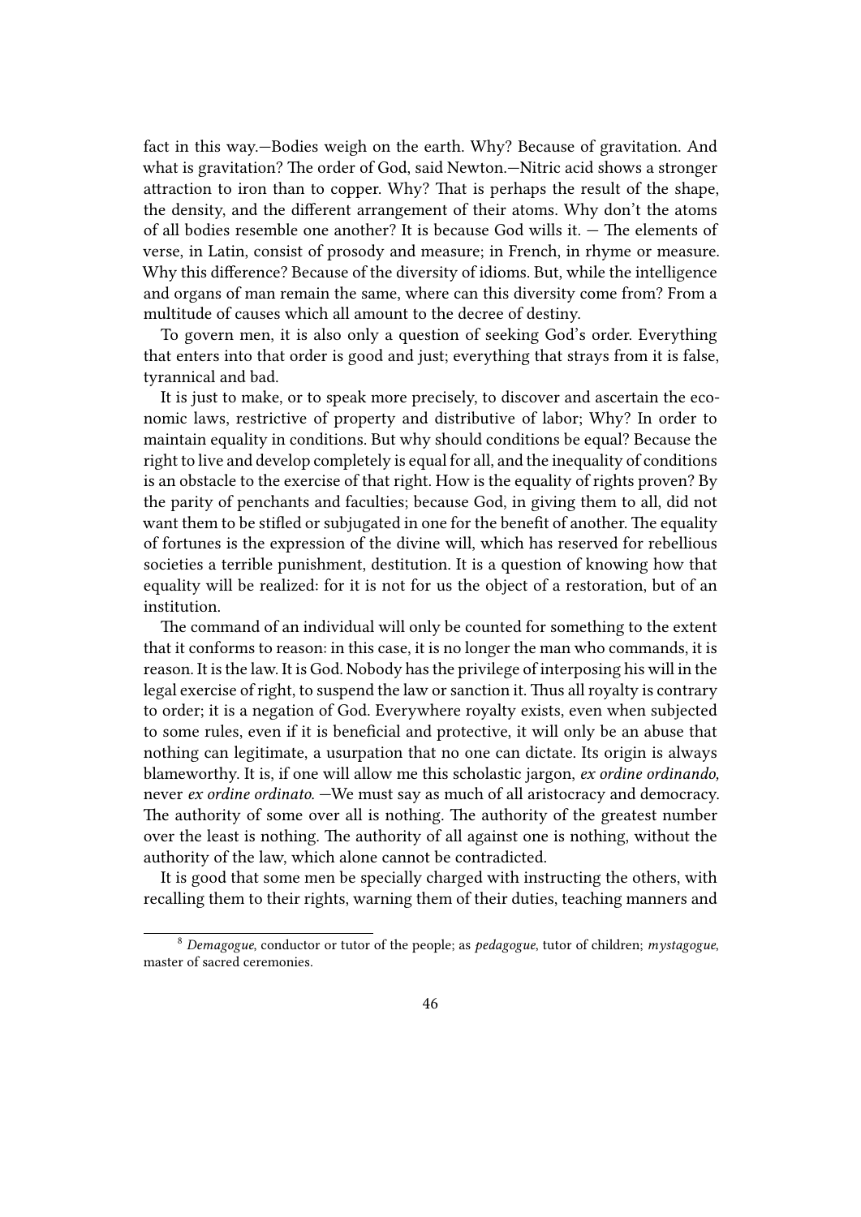fact in this way.—Bodies weigh on the earth. Why? Because of gravitation. And what is gravitation? The order of God, said Newton.—Nitric acid shows a stronger attraction to iron than to copper. Why? That is perhaps the result of the shape, the density, and the different arrangement of their atoms. Why don't the atoms of all bodies resemble one another? It is because God wills it. — The elements of verse, in Latin, consist of prosody and measure; in French, in rhyme or measure. Why this difference? Because of the diversity of idioms. But, while the intelligence and organs of man remain the same, where can this diversity come from? From a multitude of causes which all amount to the decree of destiny.

To govern men, it is also only a question of seeking God's order. Everything that enters into that order is good and just; everything that strays from it is false, tyrannical and bad.

It is just to make, or to speak more precisely, to discover and ascertain the economic laws, restrictive of property and distributive of labor; Why? In order to maintain equality in conditions. But why should conditions be equal? Because the right to live and develop completely is equal for all, and the inequality of conditions is an obstacle to the exercise of that right. How is the equality of rights proven? By the parity of penchants and faculties; because God, in giving them to all, did not want them to be stifled or subjugated in one for the benefit of another. The equality of fortunes is the expression of the divine will, which has reserved for rebellious societies a terrible punishment, destitution. It is a question of knowing how that equality will be realized: for it is not for us the object of a restoration, but of an institution.

The command of an individual will only be counted for something to the extent that it conforms to reason: in this case, it is no longer the man who commands, it is reason. It is the law. It is God. Nobody has the privilege of interposing his will in the legal exercise of right, to suspend the law or sanction it. Thus all royalty is contrary to order; it is a negation of God. Everywhere royalty exists, even when subjected to some rules, even if it is beneficial and protective, it will only be an abuse that nothing can legitimate, a usurpation that no one can dictate. Its origin is always blameworthy. It is, if one will allow me this scholastic jargon, *ex ordine ordinando,* never *ex ordine ordinato.* —We must say as much of all aristocracy and democracy. The authority of some over all is nothing. The authority of the greatest number over the least is nothing. The authority of all against one is nothing, without the authority of the law, which alone cannot be contradicted.

It is good that some men be specially charged with instructing the others, with recalling them to their rights, warning them of their duties, teaching manners and

[8] *Demagogue*, conductor or tutor of the people; as *pedagogue*, tutor of children; *mystagogue*, master of sacred ceremonies.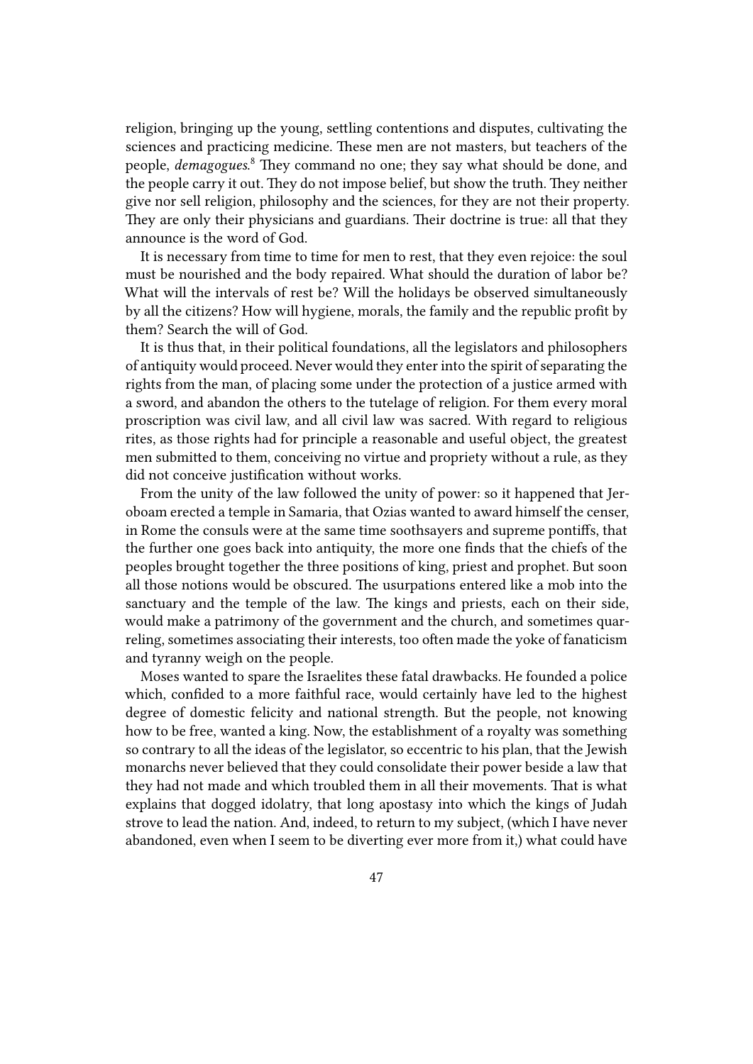religion, bringing up the young, settling contentions and disputes, cultivating the sciences and practicing medicine. These men are not masters, but teachers of the people, *demagogues*.[8] They command no one; they say what should be done, and the people carry it out. They do not impose belief, but show the truth. They neither give nor sell religion, philosophy and the sciences, for they are not their property. They are only their physicians and guardians. Their doctrine is true: all that they announce is the word of God.

It is necessary from time to time for men to rest, that they even rejoice: the soul must be nourished and the body repaired. What should the duration of labor be? What will the intervals of rest be? Will the holidays be observed simultaneously by all the citizens? How will hygiene, morals, the family and the republic profit by them? Search the will of God.

It is thus that, in their political foundations, all the legislators and philosophers of antiquity would proceed. Never would they enter into the spirit of separating the rights from the man, of placing some under the protection of a justice armed with a sword, and abandon the others to the tutelage of religion. For them every moral proscription was civil law, and all civil law was sacred. With regard to religious rites, as those rights had for principle a reasonable and useful object, the greatest men submitted to them, conceiving no virtue and propriety without a rule, as they did not conceive justification without works.

From the unity of the law followed the unity of power: so it happened that Jeroboam erected a temple in Samaria, that Ozias wanted to award himself the censer, in Rome the consuls were at the same time soothsayers and supreme pontiffs, that the further one goes back into antiquity, the more one finds that the chiefs of the peoples brought together the three positions of king, priest and prophet. But soon all those notions would be obscured. The usurpations entered like a mob into the sanctuary and the temple of the law. The kings and priests, each on their side, would make a patrimony of the government and the church, and sometimes quarreling, sometimes associating their interests, too often made the yoke of fanaticism and tyranny weigh on the people.

Moses wanted to spare the Israelites these fatal drawbacks. He founded a police which, confided to a more faithful race, would certainly have led to the highest degree of domestic felicity and national strength. But the people, not knowing how to be free, wanted a king. Now, the establishment of a royalty was something so contrary to all the ideas of the legislator, so eccentric to his plan, that the Jewish monarchs never believed that they could consolidate their power beside a law that they had not made and which troubled them in all their movements. That is what explains that dogged idolatry, that long apostasy into which the kings of Judah strove to lead the nation. And, indeed, to return to my subject, (which I have never abandoned, even when I seem to be diverting ever more from it,) what could have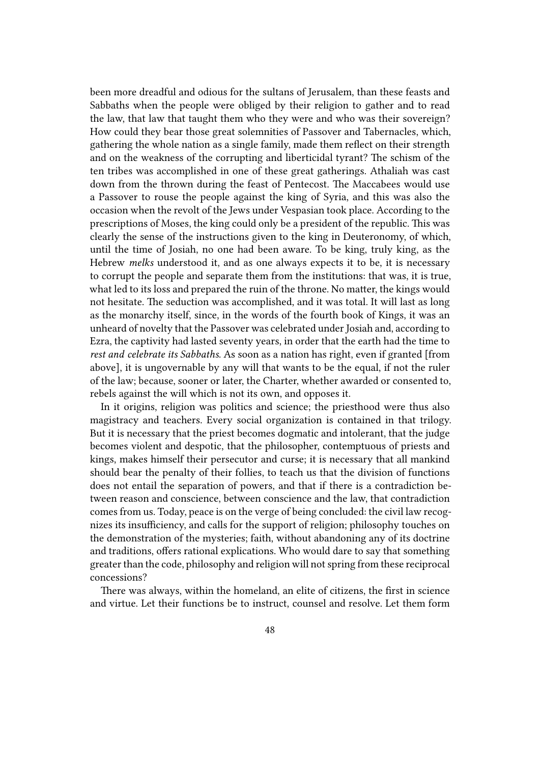been more dreadful and odious for the sultans of Jerusalem, than these feasts and Sabbaths when the people were obliged by their religion to gather and to read the law, that law that taught them who they were and who was their sovereign? How could they bear those great solemnities of Passover and Tabernacles, which, gathering the whole nation as a single family, made them reflect on their strength and on the weakness of the corrupting and liberticidal tyrant? The schism of the ten tribes was accomplished in one of these great gatherings. Athaliah was cast down from the thrown during the feast of Pentecost. The Maccabees would use a Passover to rouse the people against the king of Syria, and this was also the occasion when the revolt of the Jews under Vespasian took place. According to the prescriptions of Moses, the king could only be a president of the republic. This was clearly the sense of the instructions given to the king in Deuteronomy, of which, until the time of Josiah, no one had been aware. To be king, truly king, as the Hebrew *melks* understood it, and as one always expects it to be, it is necessary to corrupt the people and separate them from the institutions: that was, it is true, what led to its loss and prepared the ruin of the throne. No matter, the kings would not hesitate. The seduction was accomplished, and it was total. It will last as long as the monarchy itself, since, in the words of the fourth book of Kings, it was an unheard of novelty that the Passover was celebrated under Josiah and, according to Ezra, the captivity had lasted seventy years, in order that the earth had the time to *rest and celebrate its Sabbaths*. As soon as a nation has right, even if granted [from above], it is ungovernable by any will that wants to be the equal, if not the ruler of the law; because, sooner or later, the Charter, whether awarded or consented to, rebels against the will which is not its own, and opposes it.

In it origins, religion was politics and science; the priesthood were thus also magistracy and teachers. Every social organization is contained in that trilogy. But it is necessary that the priest becomes dogmatic and intolerant, that the judge becomes violent and despotic, that the philosopher, contemptuous of priests and kings, makes himself their persecutor and curse; it is necessary that all mankind should bear the penalty of their follies, to teach us that the division of functions does not entail the separation of powers, and that if there is a contradiction between reason and conscience, between conscience and the law, that contradiction comes from us. Today, peace is on the verge of being concluded: the civil law recognizes its insufficiency, and calls for the support of religion; philosophy touches on the demonstration of the mysteries; faith, without abandoning any of its doctrine and traditions, offers rational explications. Who would dare to say that something greater than the code, philosophy and religion will not spring from these reciprocal concessions?

There was always, within the homeland, an elite of citizens, the first in science and virtue. Let their functions be to instruct, counsel and resolve. Let them form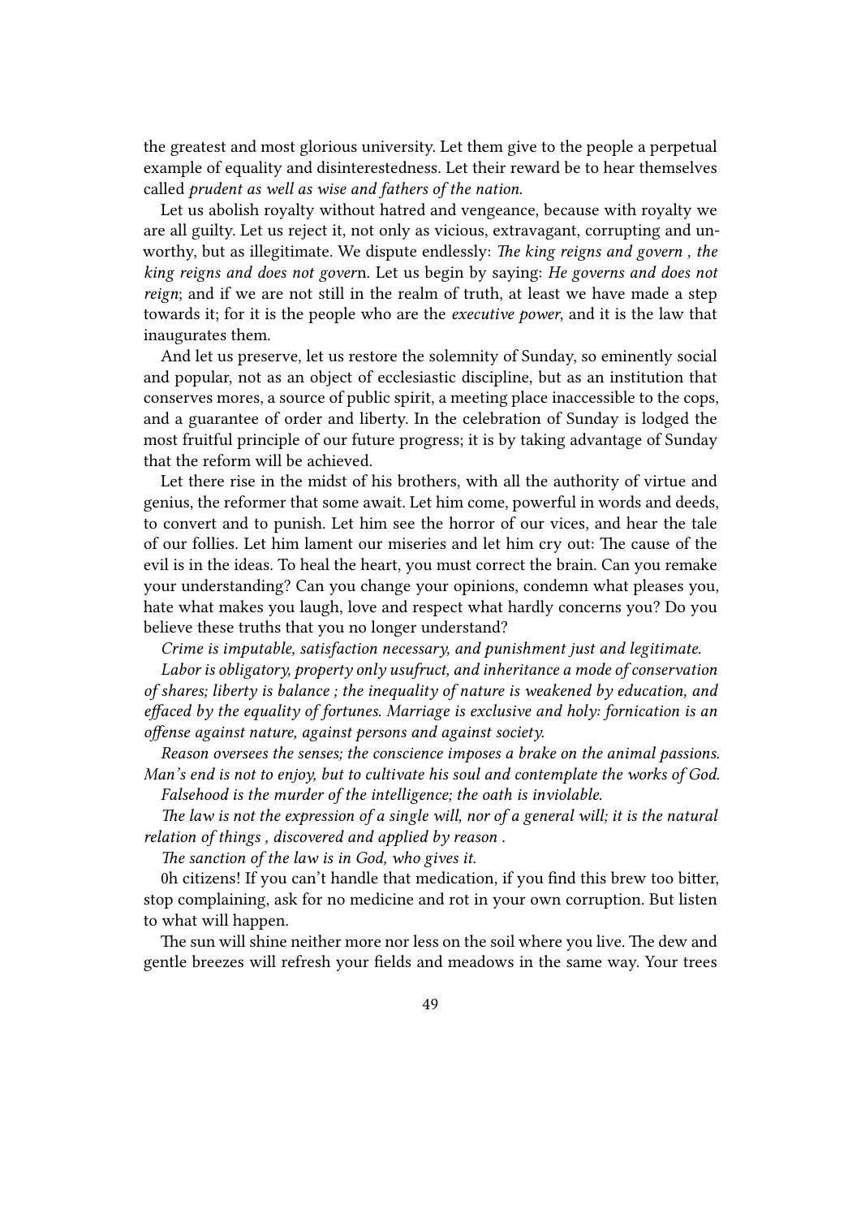the greatest and most glorious university. Let them give to the people a perpetual example of equality and disinterestedness. Let their reward be to hear themselves called *prudent as well as wise and fathers of the nation.*

Let us abolish royalty without hatred and vengeance, because with royalty we are all guilty. Let us reject it, not only as vicious, extravagant, corrupting and unworthy, but as illegitimate. We dispute endlessly: *The king reigns and govern , the king reigns and does not gover*n. Let us begin by saying: *He governs and does not reign*; and if we are not still in the realm of truth, at least we have made a step towards it; for it is the people who are the *executive power*, and it is the law that inaugurates them.

And let us preserve, let us restore the solemnity of Sunday, so eminently social and popular, not as an object of ecclesiastic discipline, but as an institution that conserves mores, a source of public spirit, a meeting place inaccessible to the cops, and a guarantee of order and liberty. In the celebration of Sunday is lodged the most fruitful principle of our future progress; it is by taking advantage of Sunday that the reform will be achieved.

Let there rise in the midst of his brothers, with all the authority of virtue and genius, the reformer that some await. Let him come, powerful in words and deeds, to convert and to punish. Let him see the horror of our vices, and hear the tale of our follies. Let him lament our miseries and let him cry out: The cause of the evil is in the ideas. To heal the heart, you must correct the brain. Can you remake your understanding? Can you change your opinions, condemn what pleases you, hate what makes you laugh, love and respect what hardly concerns you? Do you believe these truths that you no longer understand?

*Crime is imputable, satisfaction necessary, and punishment just and legitimate.*

*Labor is obligatory, property only usufruct, and inheritance a mode of conservation of shares; liberty is balance ; the inequality of nature is weakened by education, and effaced by the equality of fortunes. Marriage is exclusive and holy: fornication is an offense against nature, against persons and against society.*

*Reason oversees the senses; the conscience imposes a brake on the animal passions. Man's end is not to enjoy, but to cultivate his soul and contemplate the works of God.*

*Falsehood is the murder of the intelligence; the oath is inviolable.*

*The law is not the expression of a single will, nor of a general will; it is the natural relation of things , discovered and applied by reason .*

*The sanction of the law is in God, who gives it.*

0h citizens! If you can't handle that medication, if you find this brew too bitter, stop complaining, ask for no medicine and rot in your own corruption. But listen to what will happen.

The sun will shine neither more nor less on the soil where you live. The dew and gentle breezes will refresh your fields and meadows in the same way. Your trees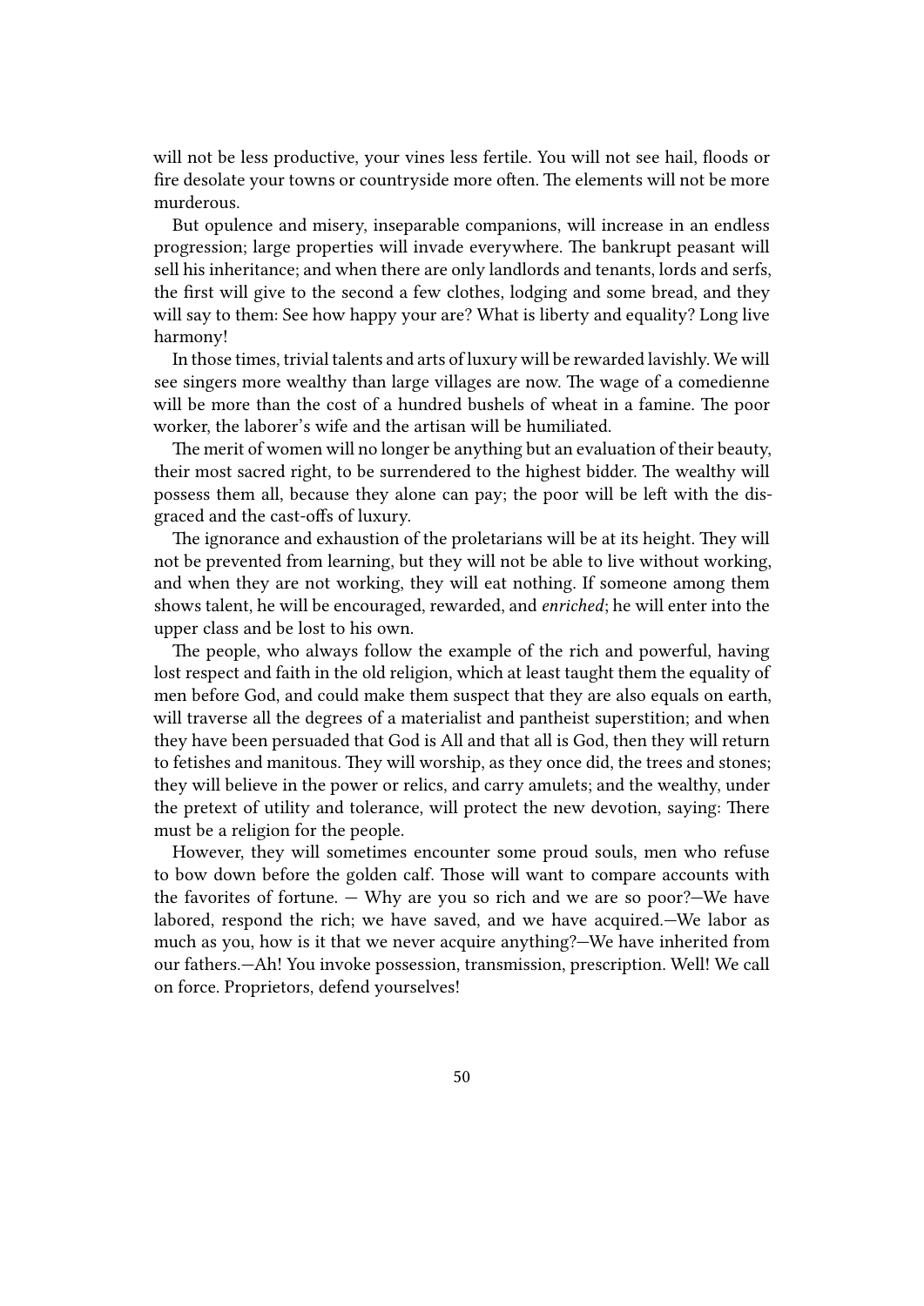will not be less productive, your vines less fertile. You will not see hail, floods or fire desolate your towns or countryside more often. The elements will not be more murderous.

But opulence and misery, inseparable companions, will increase in an endless progression; large properties will invade everywhere. The bankrupt peasant will sell his inheritance; and when there are only landlords and tenants, lords and serfs, the first will give to the second a few clothes, lodging and some bread, and they will say to them: See how happy your are? What is liberty and equality? Long live harmony!

In those times, trivial talents and arts of luxury will be rewarded lavishly. We will see singers more wealthy than large villages are now. The wage of a comedienne will be more than the cost of a hundred bushels of wheat in a famine. The poor worker, the laborer's wife and the artisan will be humiliated.

The merit of women will no longer be anything but an evaluation of their beauty, their most sacred right, to be surrendered to the highest bidder. The wealthy will possess them all, because they alone can pay; the poor will be left with the disgraced and the cast-offs of luxury.

The ignorance and exhaustion of the proletarians will be at its height. They will not be prevented from learning, but they will not be able to live without working, and when they are not working, they will eat nothing. If someone among them shows talent, he will be encouraged, rewarded, and *enriched*; he will enter into the upper class and be lost to his own.

The people, who always follow the example of the rich and powerful, having lost respect and faith in the old religion, which at least taught them the equality of men before God, and could make them suspect that they are also equals on earth, will traverse all the degrees of a materialist and pantheist superstition; and when they have been persuaded that God is All and that all is God, then they will return to fetishes and manitous. They will worship, as they once did, the trees and stones; they will believe in the power or relics, and carry amulets; and the wealthy, under the pretext of utility and tolerance, will protect the new devotion, saying: There must be a religion for the people.

However, they will sometimes encounter some proud souls, men who refuse to bow down before the golden calf. Those will want to compare accounts with the favorites of fortune. — Why are you so rich and we are so poor?—We have labored, respond the rich; we have saved, and we have acquired.—We labor as much as you, how is it that we never acquire anything?—We have inherited from our fathers.—Ah! You invoke possession, transmission, prescription. Well! We call on force. Proprietors, defend yourselves!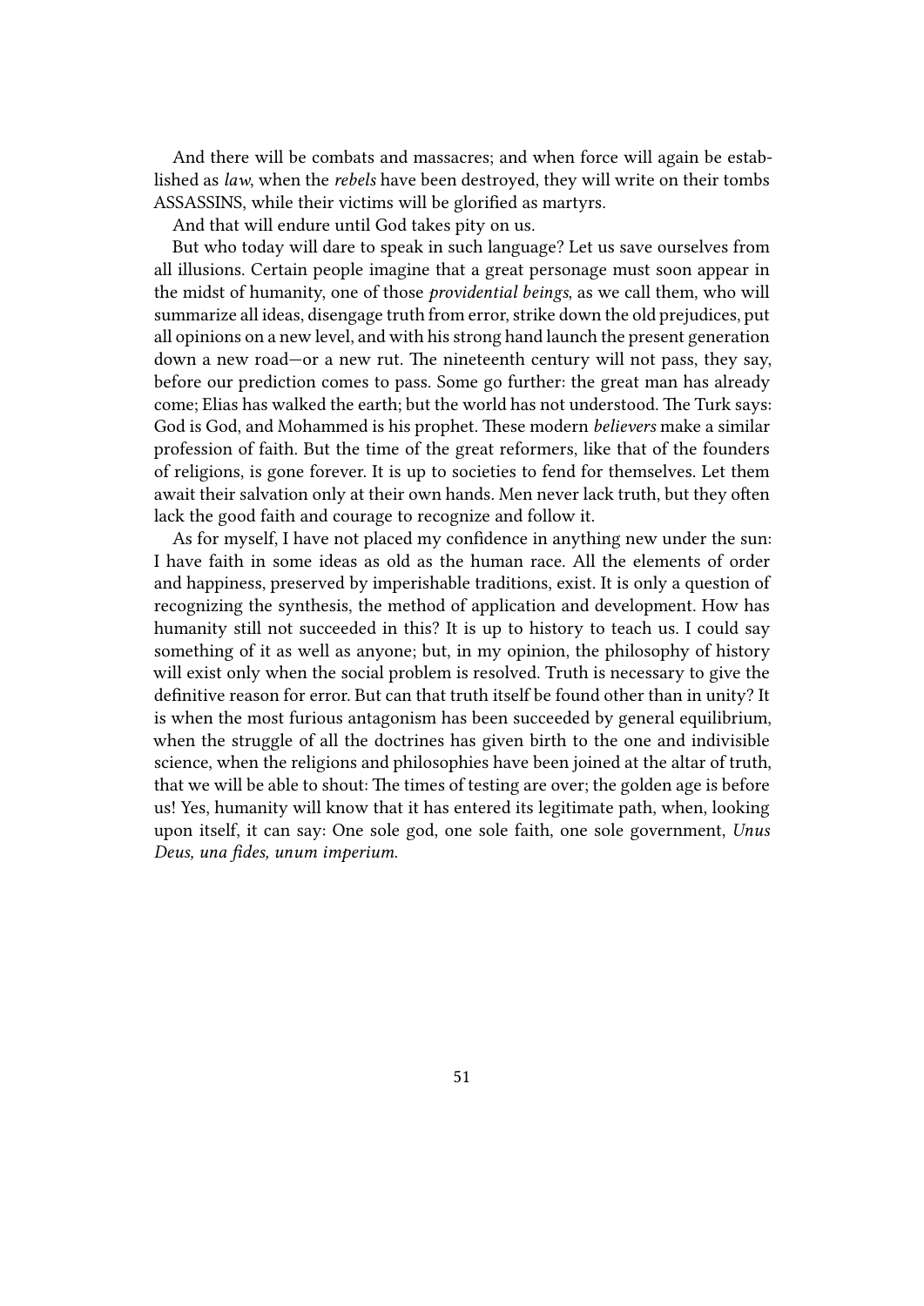And there will be combats and massacres; and when force will again be established as *law*, when the *rebels* have been destroyed, they will write on their tombs ASSASSINS, while their victims will be glorified as martyrs.

And that will endure until God takes pity on us.

But who today will dare to speak in such language? Let us save ourselves from all illusions. Certain people imagine that a great personage must soon appear in the midst of humanity, one of those *providential beings*, as we call them, who will summarize all ideas, disengage truth from error, strike down the old prejudices, put all opinions on a new level, and with his strong hand launch the present generation down a new road—or a new rut. The nineteenth century will not pass, they say, before our prediction comes to pass. Some go further: the great man has already come; Elias has walked the earth; but the world has not understood. The Turk says: God is God, and Mohammed is his prophet. These modern *believers* make a similar profession of faith. But the time of the great reformers, like that of the founders of religions, is gone forever. It is up to societies to fend for themselves. Let them await their salvation only at their own hands. Men never lack truth, but they often lack the good faith and courage to recognize and follow it.

As for myself, I have not placed my confidence in anything new under the sun: I have faith in some ideas as old as the human race. All the elements of order and happiness, preserved by imperishable traditions, exist. It is only a question of recognizing the synthesis, the method of application and development. How has humanity still not succeeded in this? It is up to history to teach us. I could say something of it as well as anyone; but, in my opinion, the philosophy of history will exist only when the social problem is resolved. Truth is necessary to give the definitive reason for error. But can that truth itself be found other than in unity? It is when the most furious antagonism has been succeeded by general equilibrium, when the struggle of all the doctrines has given birth to the one and indivisible science, when the religions and philosophies have been joined at the altar of truth, that we will be able to shout: The times of testing are over; the golden age is before us! Yes, humanity will know that it has entered its legitimate path, when, looking upon itself, it can say: One sole god, one sole faith, one sole government, *Unus Deus, una fides, unum imperium.*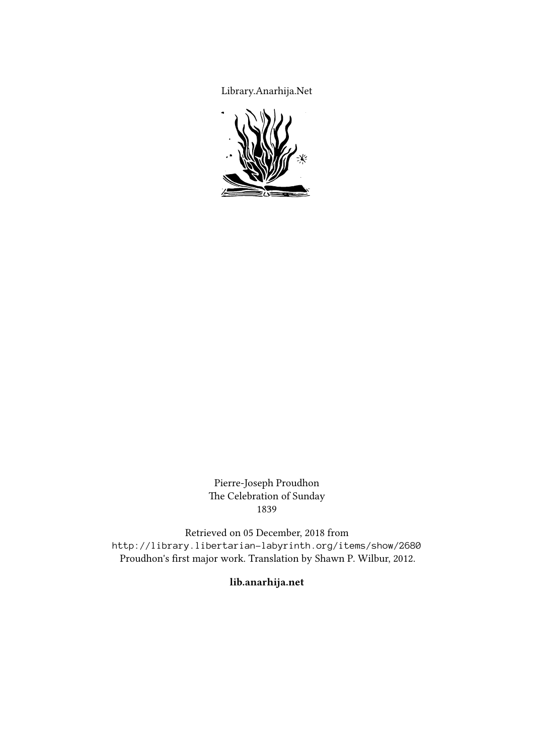Library.Anarhija.Net

Pierre-Joseph Proudhon
The Celebration of Sunday
1839

Retrieved on 05 December, 2018 from
http://library.libertarian-labyrinth.org/items/show/2680
Proudhon's first major work. Translation by Shawn P. Wilbur, 2012.

**lib.anarhija.net**